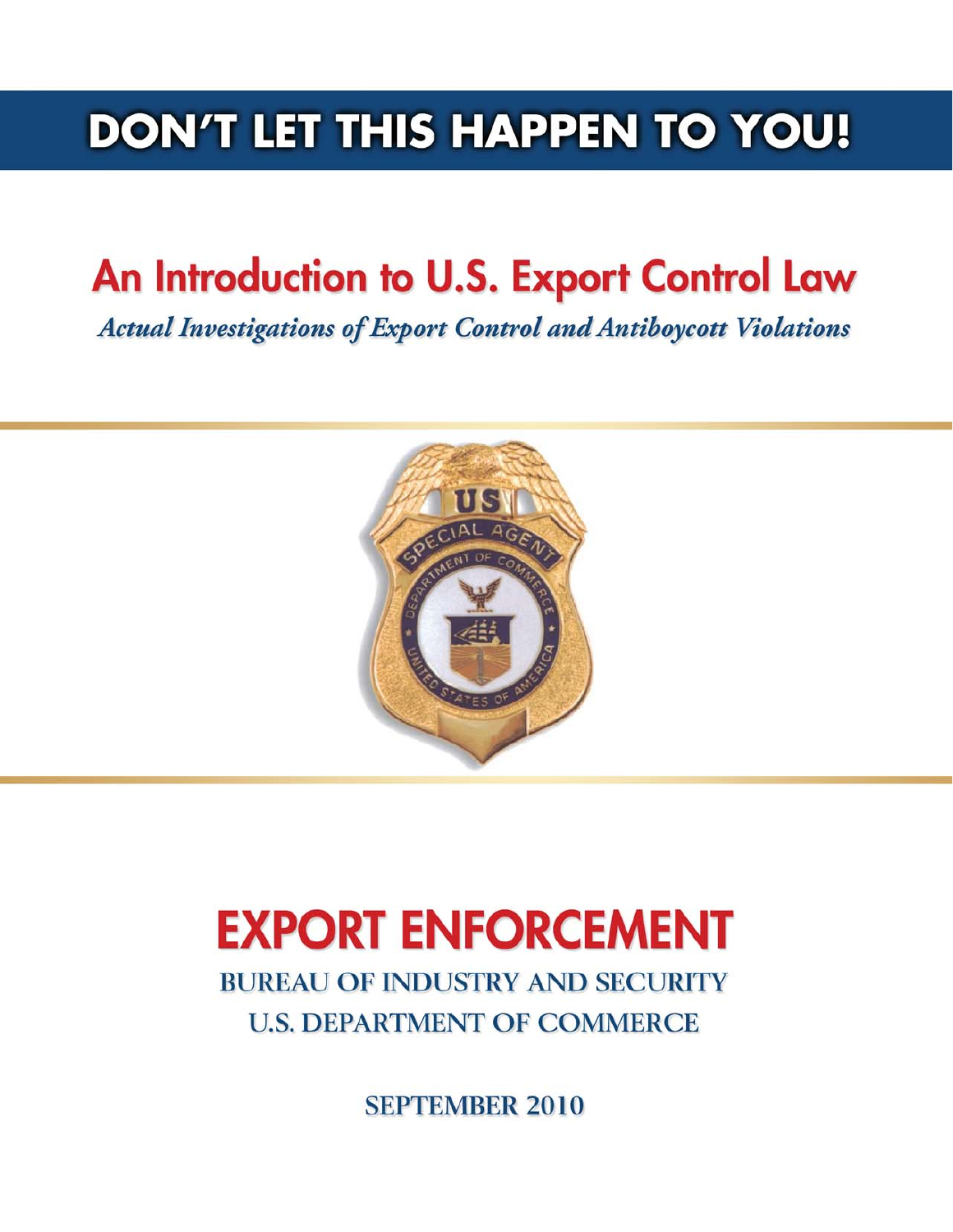# DON'T LET THIS HAPPEN TO YOU!

## An Introduction to U.S. Export Control Law

*Actual Investigations of Export Control and Antiboycott Violations*

# EXPORT ENFORCEMENT

BUREAU OF INDUSTRY AND SECURITY

U.S. DEPARTMENT OF COMMERCE

SEPTEMBER 2010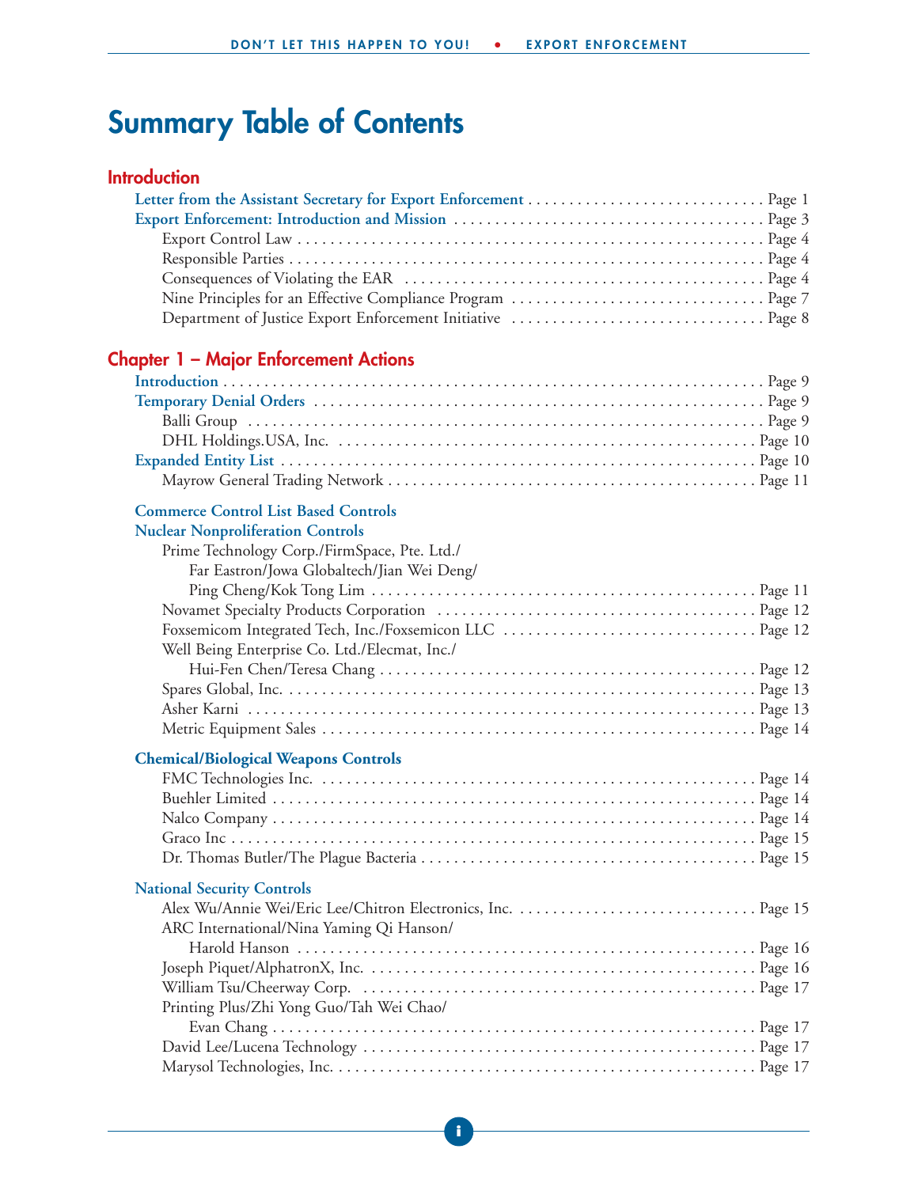# Summary Table of Contents

## Introduction

- **Letter from the Assistant Secretary for Export Enforcement** ........ Page 1
- **Export Enforcement: Introduction and Mission** ........ Page 3
  - Export Control Law ........ Page 4
  - Responsible Parties ........ Page 4
  - Consequences of Violating the EAR ........ Page 4
  - Nine Principles for an Effective Compliance Program ........ Page 7
  - Department of Justice Export Enforcement Initiative ........ Page 8

## Chapter 1 – Major Enforcement Actions

- **Introduction** ........ Page 9
- **Temporary Denial Orders** ........ Page 9
  - Balli Group ........ Page 9
  - DHL Holdings.USA, Inc. ........ Page 10
- **Expanded Entity List** ........ Page 10
  - Mayrow General Trading Network ........ Page 11

**Commerce Control List Based Controls**

**Nuclear Nonproliferation Controls**

- Prime Technology Corp./FirmSpace, Pte. Ltd./ Far Eastron/Jowa Globaltech/Jian Wei Deng/ Ping Cheng/Kok Tong Lim ........ Page 11
- Novamet Specialty Products Corporation ........ Page 12
- Foxsemicom Integrated Tech, Inc./Foxsemicon LLC ........ Page 12
- Well Being Enterprise Co. Ltd./Elecmat, Inc./ Hui-Fen Chen/Teresa Chang ........ Page 12
- Spares Global, Inc. ........ Page 13
- Asher Karni ........ Page 13
- Metric Equipment Sales ........ Page 14

**Chemical/Biological Weapons Controls**

- FMC Technologies Inc. ........ Page 14
- Buehler Limited ........ Page 14
- Nalco Company ........ Page 14
- Graco Inc ........ Page 15
- Dr. Thomas Butler/The Plague Bacteria ........ Page 15

**National Security Controls**

- Alex Wu/Annie Wei/Eric Lee/Chitron Electronics, Inc. ........ Page 15
- ARC International/Nina Yaming Qi Hanson/ Harold Hanson ........ Page 16
- Joseph Piquet/AlphatronX, Inc. ........ Page 16
- William Tsu/Cheerway Corp. ........ Page 17
- Printing Plus/Zhi Yong Guo/Tah Wei Chao/ Evan Chang ........ Page 17
- David Lee/Lucena Technology ........ Page 17
- Marysol Technologies, Inc. ........ Page 17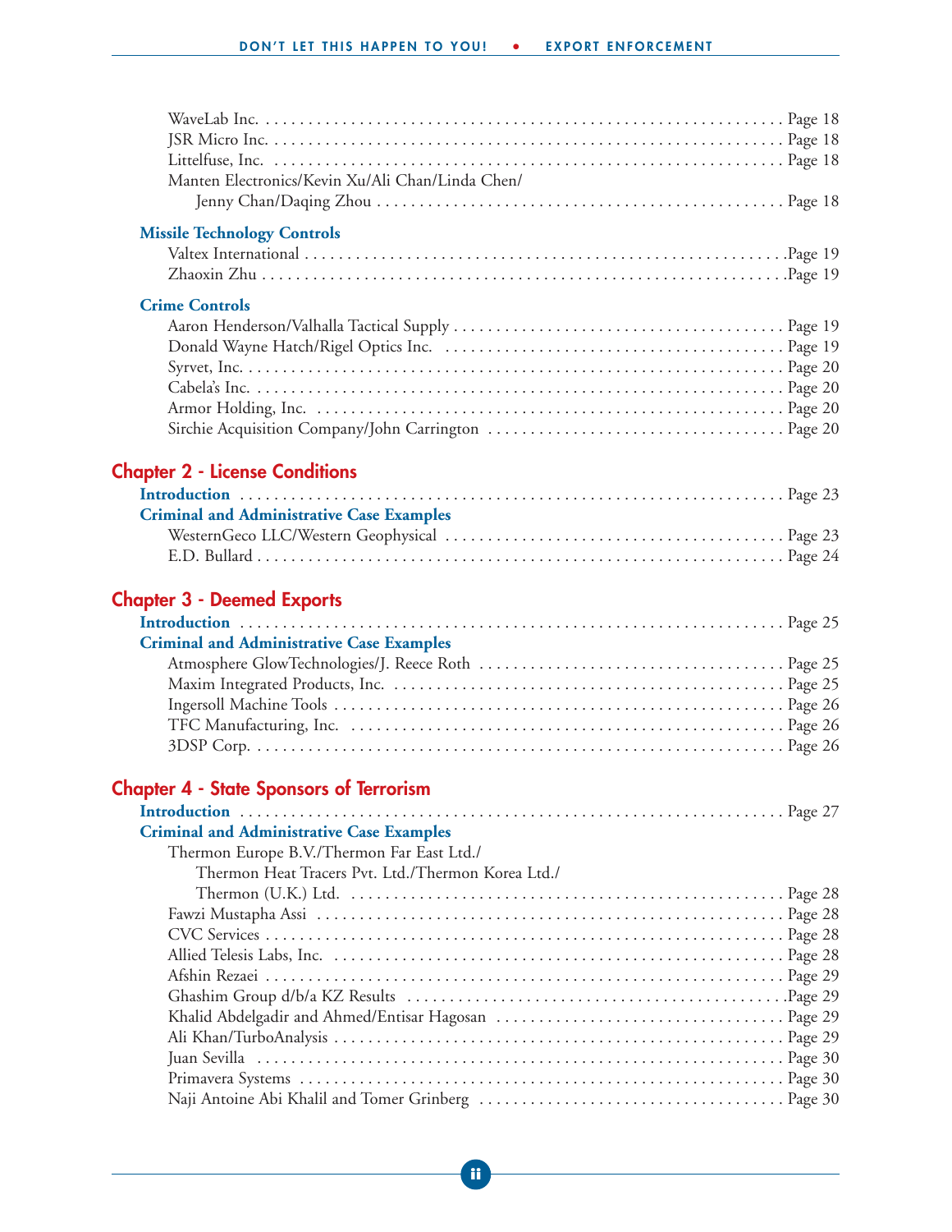WaveLab Inc. .......... Page 18
JSR Micro Inc. .......... Page 18
Littelfuse, Inc. .......... Page 18
Manten Electronics/Kevin Xu/Ali Chan/Linda Chen/
Jenny Chan/Daqing Zhou .......... Page 18

### Missile Technology Controls

Valtex International .......... Page 19
Zhaoxin Zhu .......... Page 19

### Crime Controls

Aaron Henderson/Valhalla Tactical Supply .......... Page 19
Donald Wayne Hatch/Rigel Optics Inc. .......... Page 19
Syrvet, Inc. .......... Page 20
Cabela's Inc. .......... Page 20
Armor Holding, Inc. .......... Page 20
Sirchie Acquisition Company/John Carrington .......... Page 20

## Chapter 2 - License Conditions

**Introduction** .......... Page 23

**Criminal and Administrative Case Examples**

WesternGeco LLC/Western Geophysical .......... Page 23
E.D. Bullard .......... Page 24

## Chapter 3 - Deemed Exports

**Introduction** .......... Page 25

**Criminal and Administrative Case Examples**

Atmosphere GlowTechnologies/J. Reece Roth .......... Page 25
Maxim Integrated Products, Inc. .......... Page 25
Ingersoll Machine Tools .......... Page 26
TFC Manufacturing, Inc. .......... Page 26
3DSP Corp. .......... Page 26

## Chapter 4 - State Sponsors of Terrorism

**Introduction** .......... Page 27

**Criminal and Administrative Case Examples**

Thermon Europe B.V./Thermon Far East Ltd./
Thermon Heat Tracers Pvt. Ltd./Thermon Korea Ltd./
Thermon (U.K.) Ltd. .......... Page 28
Fawzi Mustapha Assi .......... Page 28
CVC Services .......... Page 28
Allied Telesis Labs, Inc. .......... Page 28
Afshin Rezaei .......... Page 29
Ghashim Group d/b/a KZ Results .......... Page 29
Khalid Abdelgadir and Ahmed/Entisar Hagosan .......... Page 29
Ali Khan/TurboAnalysis .......... Page 29
Juan Sevilla .......... Page 30
Primavera Systems .......... Page 30
Naji Antoine Abi Khalil and Tomer Grinberg .......... Page 30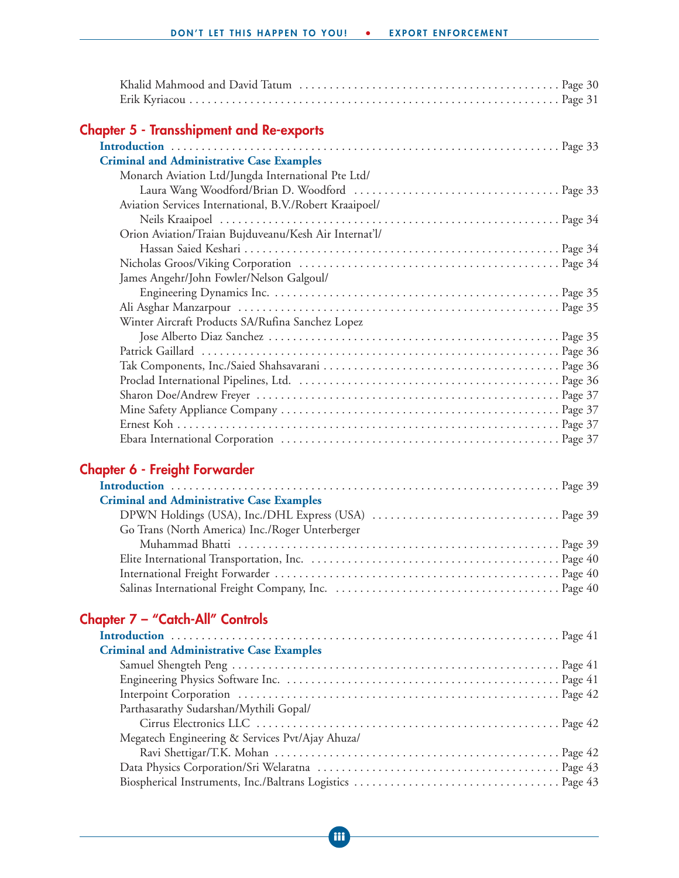Khalid Mahmood and David Tatum . . . . . . . . . . Page 30
Erik Kyriacou . . . . . . . . . . Page 31

## Chapter 5 - Transshipment and Re-exports

**Introduction** . . . . . . . . . . Page 33

**Criminal and Administrative Case Examples**

Monarch Aviation Ltd/Jungda International Pte Ltd/
Laura Wang Woodford/Brian D. Woodford . . . . . . . . . . Page 33
Aviation Services International, B.V./Robert Kraaipoel/
Neils Kraaipoel . . . . . . . . . . Page 34
Orion Aviation/Traian Bujduveanu/Kesh Air Internat'l/
Hassan Saied Keshari . . . . . . . . . . Page 34
Nicholas Groos/Viking Corporation . . . . . . . . . . Page 34
James Angehr/John Fowler/Nelson Galgoul/
Engineering Dynamics Inc. . . . . . . . . . . Page 35
Ali Asghar Manzarpour . . . . . . . . . . Page 35
Winter Aircraft Products SA/Rufina Sanchez Lopez
Jose Alberto Diaz Sanchez . . . . . . . . . . Page 35
Patrick Gaillard . . . . . . . . . . Page 36
Tak Components, Inc./Saied Shahsavarani . . . . . . . . . . Page 36
Proclad International Pipelines, Ltd. . . . . . . . . . . Page 36
Sharon Doe/Andrew Freyer . . . . . . . . . . Page 37
Mine Safety Appliance Company . . . . . . . . . . Page 37
Ernest Koh . . . . . . . . . . Page 37
Ebara International Corporation . . . . . . . . . . Page 37

## Chapter 6 - Freight Forwarder

**Introduction** . . . . . . . . . . Page 39

**Criminal and Administrative Case Examples**

DPWN Holdings (USA), Inc./DHL Express (USA) . . . . . . . . . . Page 39
Go Trans (North America) Inc./Roger Unterberger
Muhammad Bhatti . . . . . . . . . . Page 39
Elite International Transportation, Inc. . . . . . . . . . . Page 40
International Freight Forwarder . . . . . . . . . . Page 40
Salinas International Freight Company, Inc. . . . . . . . . . . Page 40

## Chapter 7 – "Catch-All" Controls

**Introduction** . . . . . . . . . . Page 41

**Criminal and Administrative Case Examples**

Samuel Shengteh Peng . . . . . . . . . . Page 41
Engineering Physics Software Inc. . . . . . . . . . . Page 41
Interpoint Corporation . . . . . . . . . . Page 42
Parthasarathy Sudarshan/Mythili Gopal/
Cirrus Electronics LLC . . . . . . . . . . Page 42
Megatech Engineering & Services Pvt/Ajay Ahuza/
Ravi Shettigar/T.K. Mohan . . . . . . . . . . Page 42
Data Physics Corporation/Sri Welaratna . . . . . . . . . . Page 43
Biospherical Instruments, Inc./Baltrans Logistics . . . . . . . . . . Page 43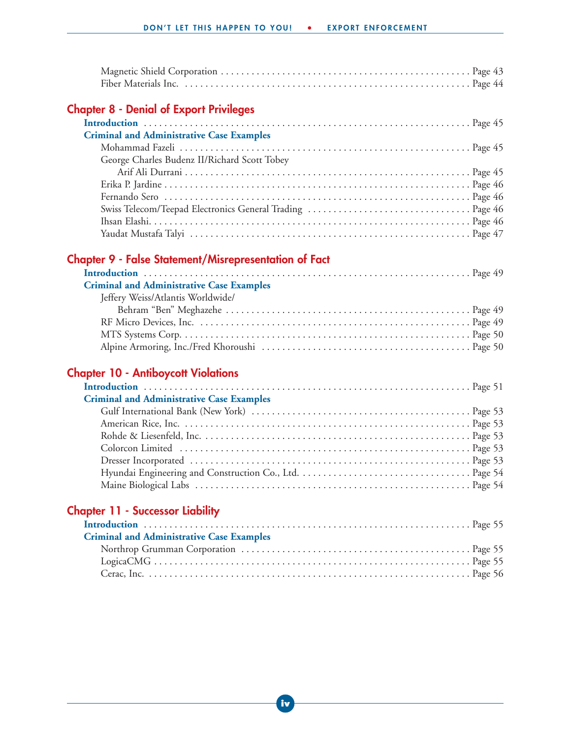Magnetic Shield Corporation . . . . . . . . . . Page 43
Fiber Materials Inc. . . . . . . . . . . Page 44

## Chapter 8 - Denial of Export Privileges

**Introduction** . . . . . . . . . . Page 45

**Criminal and Administrative Case Examples**

Mohammad Fazeli . . . . . . . . . . Page 45
George Charles Budenz II/Richard Scott Tobey
Arif Ali Durrani . . . . . . . . . . Page 45
Erika P. Jardine . . . . . . . . . . Page 46
Fernando Sero . . . . . . . . . . Page 46
Swiss Telecom/Teepad Electronics General Trading . . . . . . . . . . Page 46
Ihsan Elashi. . . . . . . . . . . Page 46
Yaudat Mustafa Talyi . . . . . . . . . . Page 47

## Chapter 9 - False Statement/Misrepresentation of Fact

**Introduction** . . . . . . . . . . Page 49

**Criminal and Administrative Case Examples**

Jeffery Weiss/Atlantis Worldwide/
Behram "Ben" Meghazehe . . . . . . . . . . Page 49
RF Micro Devices, Inc. . . . . . . . . . . Page 49
MTS Systems Corp. . . . . . . . . . . Page 50
Alpine Armoring, Inc./Fred Khoroushi . . . . . . . . . . Page 50

## Chapter 10 - Antiboycott Violations

**Introduction** . . . . . . . . . . Page 51

**Criminal and Administrative Case Examples**

Gulf International Bank (New York) . . . . . . . . . . Page 53
American Rice, Inc. . . . . . . . . . . Page 53
Rohde & Liesenfeld, Inc. . . . . . . . . . . Page 53
Colorcon Limited . . . . . . . . . . Page 53
Dresser Incorporated . . . . . . . . . . Page 53
Hyundai Engineering and Construction Co., Ltd. . . . . . . . . . . Page 54
Maine Biological Labs . . . . . . . . . . Page 54

## Chapter 11 - Successor Liability

**Introduction** . . . . . . . . . . Page 55

**Criminal and Administrative Case Examples**

Northrop Grumman Corporation . . . . . . . . . . Page 55
LogicaCMG . . . . . . . . . . Page 55
Cerac, Inc. . . . . . . . . . . Page 56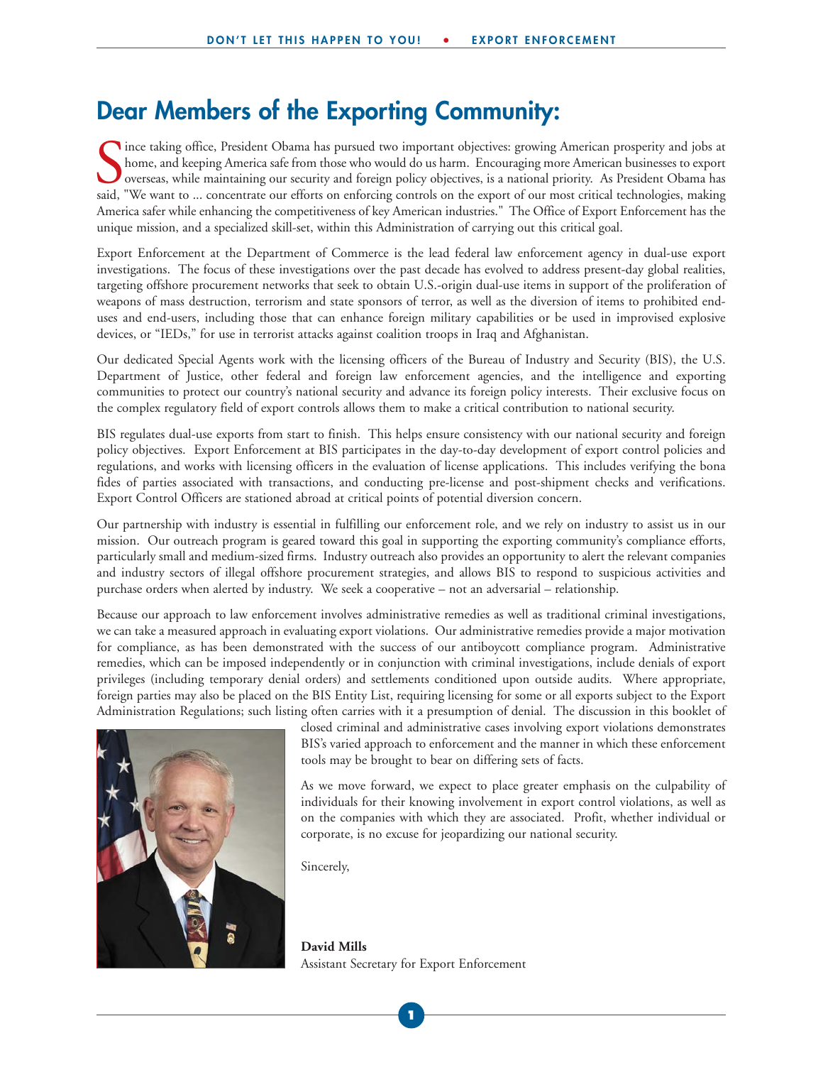# Dear Members of the Exporting Community:

Since taking office, President Obama has pursued two important objectives: growing American prosperity and jobs at home, and keeping America safe from those who would do us harm. Encouraging more American businesses to export overseas, while maintaining our security and foreign policy objectives, is a national priority. As President Obama has said, "We want to ... concentrate our efforts on enforcing controls on the export of our most critical technologies, making America safer while enhancing the competitiveness of key American industries." The Office of Export Enforcement has the unique mission, and a specialized skill-set, within this Administration of carrying out this critical goal.

Export Enforcement at the Department of Commerce is the lead federal law enforcement agency in dual-use export investigations. The focus of these investigations over the past decade has evolved to address present-day global realities, targeting offshore procurement networks that seek to obtain U.S.-origin dual-use items in support of the proliferation of weapons of mass destruction, terrorism and state sponsors of terror, as well as the diversion of items to prohibited end-uses and end-users, including those that can enhance foreign military capabilities or be used in improvised explosive devices, or "IEDs," for use in terrorist attacks against coalition troops in Iraq and Afghanistan.

Our dedicated Special Agents work with the licensing officers of the Bureau of Industry and Security (BIS), the U.S. Department of Justice, other federal and foreign law enforcement agencies, and the intelligence and exporting communities to protect our country's national security and advance its foreign policy interests. Their exclusive focus on the complex regulatory field of export controls allows them to make a critical contribution to national security.

BIS regulates dual-use exports from start to finish. This helps ensure consistency with our national security and foreign policy objectives. Export Enforcement at BIS participates in the day-to-day development of export control policies and regulations, and works with licensing officers in the evaluation of license applications. This includes verifying the bona fides of parties associated with transactions, and conducting pre-license and post-shipment checks and verifications. Export Control Officers are stationed abroad at critical points of potential diversion concern.

Our partnership with industry is essential in fulfilling our enforcement role, and we rely on industry to assist us in our mission. Our outreach program is geared toward this goal in supporting the exporting community's compliance efforts, particularly small and medium-sized firms. Industry outreach also provides an opportunity to alert the relevant companies and industry sectors of illegal offshore procurement strategies, and allows BIS to respond to suspicious activities and purchase orders when alerted by industry. We seek a cooperative – not an adversarial – relationship.

Because our approach to law enforcement involves administrative remedies as well as traditional criminal investigations, we can take a measured approach in evaluating export violations. Our administrative remedies provide a major motivation for compliance, as has been demonstrated with the success of our antiboycott compliance program. Administrative remedies, which can be imposed independently or in conjunction with criminal investigations, include denials of export privileges (including temporary denial orders) and settlements conditioned upon outside audits. Where appropriate, foreign parties may also be placed on the BIS Entity List, requiring licensing for some or all exports subject to the Export Administration Regulations; such listing often carries with it a presumption of denial. The discussion in this booklet of closed criminal and administrative cases involving export violations demonstrates BIS's varied approach to enforcement and the manner in which these enforcement tools may be brought to bear on differing sets of facts.

As we move forward, we expect to place greater emphasis on the culpability of individuals for their knowing involvement in export control violations, as well as on the companies with which they are associated. Profit, whether individual or corporate, is no excuse for jeopardizing our national security.

Sincerely,

**David Mills**
Assistant Secretary for Export Enforcement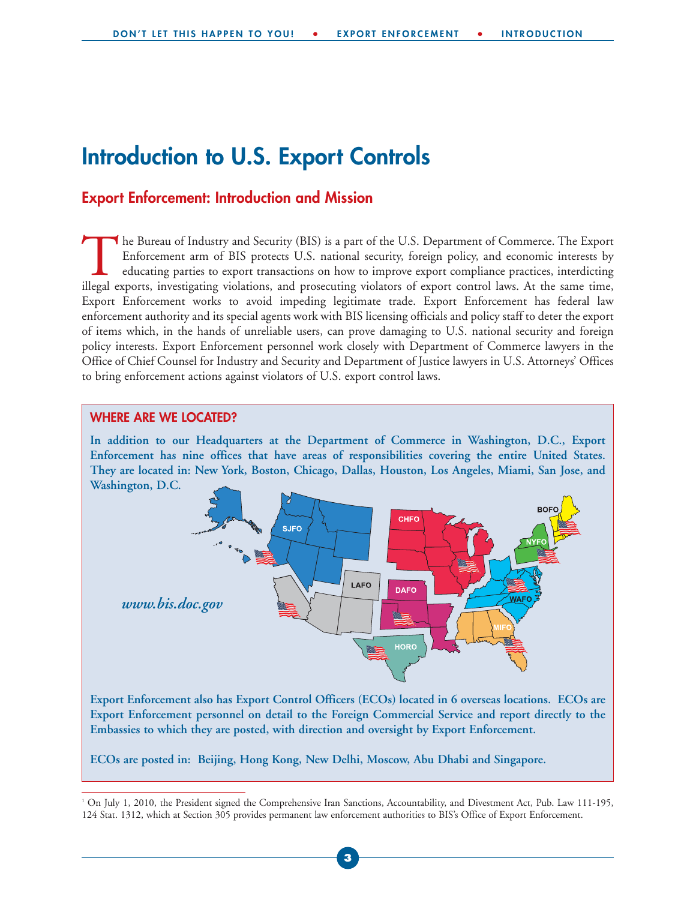# Introduction to U.S. Export Controls

## Export Enforcement: Introduction and Mission

The Bureau of Industry and Security (BIS) is a part of the U.S. Department of Commerce. The Export Enforcement arm of BIS protects U.S. national security, foreign policy, and economic interests by educating parties to export transactions on how to improve export compliance practices, interdicting illegal exports, investigating violations, and prosecuting violators of export control laws. At the same time, Export Enforcement works to avoid impeding legitimate trade. Export Enforcement has federal law enforcement authority and its special agents work with BIS licensing officials and policy staff to deter the export of items which, in the hands of unreliable users, can prove damaging to U.S. national security and foreign policy interests. Export Enforcement personnel work closely with Department of Commerce lawyers in the Office of Chief Counsel for Industry and Security and Department of Justice lawyers in U.S. Attorneys' Offices to bring enforcement actions against violators of U.S. export control laws.

### WHERE ARE WE LOCATED?

**In addition to our Headquarters at the Department of Commerce in Washington, D.C., Export Enforcement has nine offices that have areas of responsibilities covering the entire United States. They are located in: New York, Boston, Chicago, Dallas, Houston, Los Angeles, Miami, San Jose, and Washington, D.C.**

SJFO, CHFO, BOFO, NYFO, LAFO, DAFO, WAFO, MIFO, HORO

*www.bis.doc.gov*

**Export Enforcement also has Export Control Officers (ECOs) located in 6 overseas locations. ECOs are Export Enforcement personnel on detail to the Foreign Commercial Service and report directly to the Embassies to which they are posted, with direction and oversight by Export Enforcement.**

**ECOs are posted in: Beijing, Hong Kong, New Delhi, Moscow, Abu Dhabi and Singapore.**

---

[1] On July 1, 2010, the President signed the Comprehensive Iran Sanctions, Accountability, and Divestment Act, Pub. Law 111-195, 124 Stat. 1312, which at Section 305 provides permanent law enforcement authorities to BIS's Office of Export Enforcement.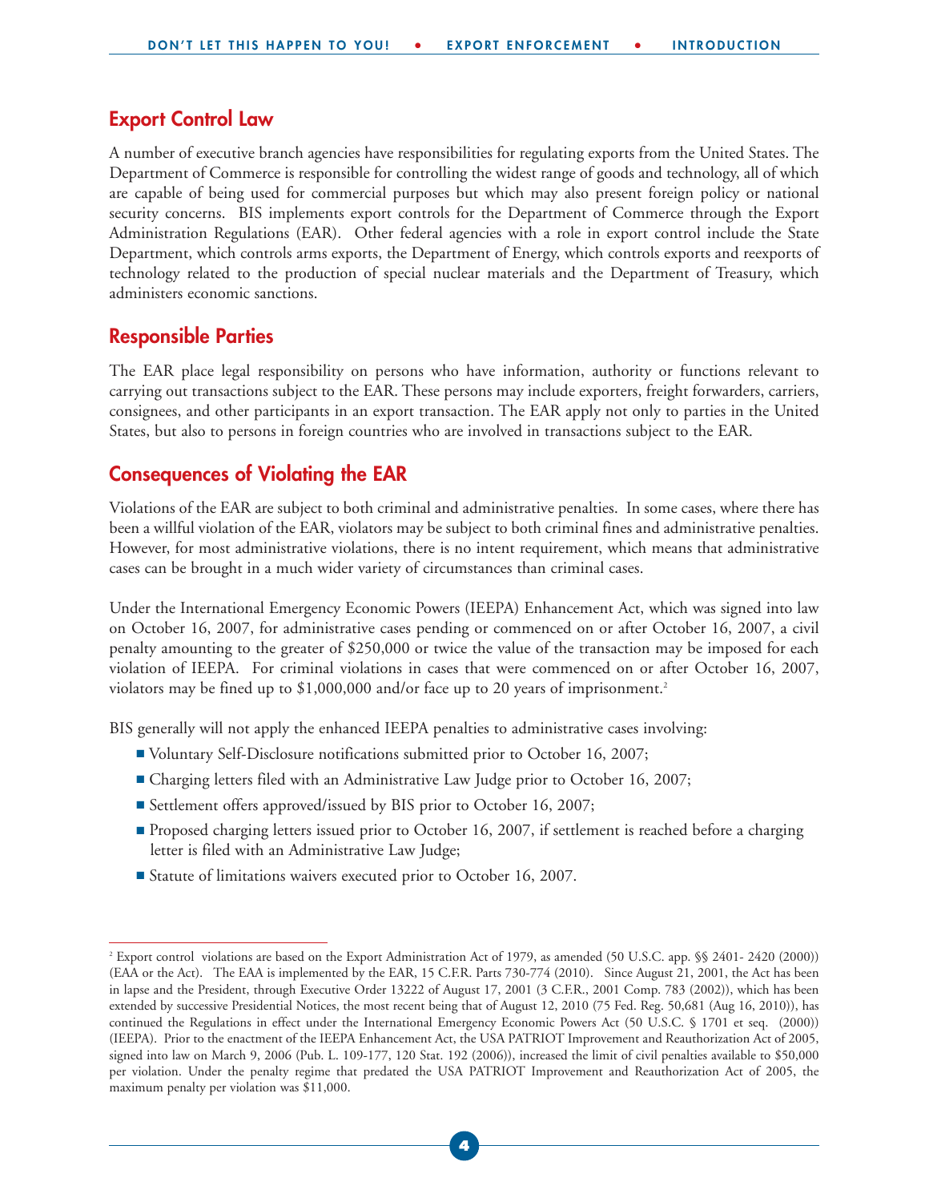## Export Control Law

A number of executive branch agencies have responsibilities for regulating exports from the United States. The Department of Commerce is responsible for controlling the widest range of goods and technology, all of which are capable of being used for commercial purposes but which may also present foreign policy or national security concerns. BIS implements export controls for the Department of Commerce through the Export Administration Regulations (EAR). Other federal agencies with a role in export control include the State Department, which controls arms exports, the Department of Energy, which controls exports and reexports of technology related to the production of special nuclear materials and the Department of Treasury, which administers economic sanctions.

## Responsible Parties

The EAR place legal responsibility on persons who have information, authority or functions relevant to carrying out transactions subject to the EAR. These persons may include exporters, freight forwarders, carriers, consignees, and other participants in an export transaction. The EAR apply not only to parties in the United States, but also to persons in foreign countries who are involved in transactions subject to the EAR.

## Consequences of Violating the EAR

Violations of the EAR are subject to both criminal and administrative penalties. In some cases, where there has been a willful violation of the EAR, violators may be subject to both criminal fines and administrative penalties. However, for most administrative violations, there is no intent requirement, which means that administrative cases can be brought in a much wider variety of circumstances than criminal cases.

Under the International Emergency Economic Powers (IEEPA) Enhancement Act, which was signed into law on October 16, 2007, for administrative cases pending or commenced on or after October 16, 2007, a civil penalty amounting to the greater of $250,000 or twice the value of the transaction may be imposed for each violation of IEEPA. For criminal violations in cases that were commenced on or after October 16, 2007, violators may be fined up to $1,000,000 and/or face up to 20 years of imprisonment.[2]

BIS generally will not apply the enhanced IEEPA penalties to administrative cases involving:

- Voluntary Self-Disclosure notifications submitted prior to October 16, 2007;
- Charging letters filed with an Administrative Law Judge prior to October 16, 2007;
- Settlement offers approved/issued by BIS prior to October 16, 2007;
- Proposed charging letters issued prior to October 16, 2007, if settlement is reached before a charging letter is filed with an Administrative Law Judge;
- Statute of limitations waivers executed prior to October 16, 2007.

---

[2] Export control violations are based on the Export Administration Act of 1979, as amended (50 U.S.C. app. §§ 2401- 2420 (2000)) (EAA or the Act). The EAA is implemented by the EAR, 15 C.F.R. Parts 730-774 (2010). Since August 21, 2001, the Act has been in lapse and the President, through Executive Order 13222 of August 17, 2001 (3 C.F.R., 2001 Comp. 783 (2002)), which has been extended by successive Presidential Notices, the most recent being that of August 12, 2010 (75 Fed. Reg. 50,681 (Aug 16, 2010)), has continued the Regulations in effect under the International Emergency Economic Powers Act (50 U.S.C. § 1701 et seq. (2000)) (IEEPA). Prior to the enactment of the IEEPA Enhancement Act, the USA PATRIOT Improvement and Reauthorization Act of 2005, signed into law on March 9, 2006 (Pub. L. 109-177, 120 Stat. 192 (2006)), increased the limit of civil penalties available to $50,000 per violation. Under the penalty regime that predated the USA PATRIOT Improvement and Reauthorization Act of 2005, the maximum penalty per violation was $11,000.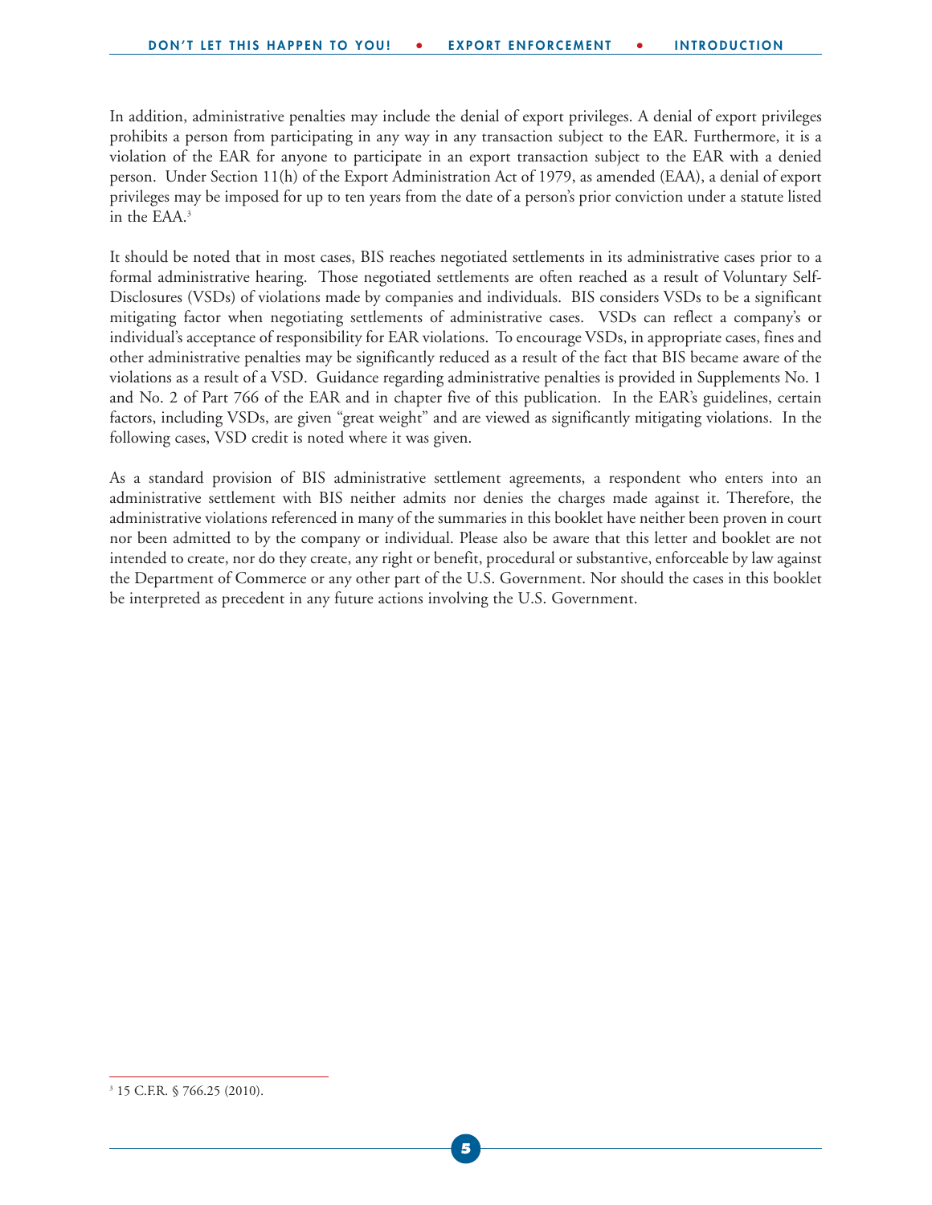In addition, administrative penalties may include the denial of export privileges. A denial of export privileges prohibits a person from participating in any way in any transaction subject to the EAR. Furthermore, it is a violation of the EAR for anyone to participate in an export transaction subject to the EAR with a denied person. Under Section 11(h) of the Export Administration Act of 1979, as amended (EAA), a denial of export privileges may be imposed for up to ten years from the date of a person's prior conviction under a statute listed in the EAA.[3]

It should be noted that in most cases, BIS reaches negotiated settlements in its administrative cases prior to a formal administrative hearing. Those negotiated settlements are often reached as a result of Voluntary Self-Disclosures (VSDs) of violations made by companies and individuals. BIS considers VSDs to be a significant mitigating factor when negotiating settlements of administrative cases. VSDs can reflect a company's or individual's acceptance of responsibility for EAR violations. To encourage VSDs, in appropriate cases, fines and other administrative penalties may be significantly reduced as a result of the fact that BIS became aware of the violations as a result of a VSD. Guidance regarding administrative penalties is provided in Supplements No. 1 and No. 2 of Part 766 of the EAR and in chapter five of this publication. In the EAR's guidelines, certain factors, including VSDs, are given "great weight" and are viewed as significantly mitigating violations. In the following cases, VSD credit is noted where it was given.

As a standard provision of BIS administrative settlement agreements, a respondent who enters into an administrative settlement with BIS neither admits nor denies the charges made against it. Therefore, the administrative violations referenced in many of the summaries in this booklet have neither been proven in court nor been admitted to by the company or individual. Please also be aware that this letter and booklet are not intended to create, nor do they create, any right or benefit, procedural or substantive, enforceable by law against the Department of Commerce or any other part of the U.S. Government. Nor should the cases in this booklet be interpreted as precedent in any future actions involving the U.S. Government.

---

[3] 15 C.F.R. § 766.25 (2010).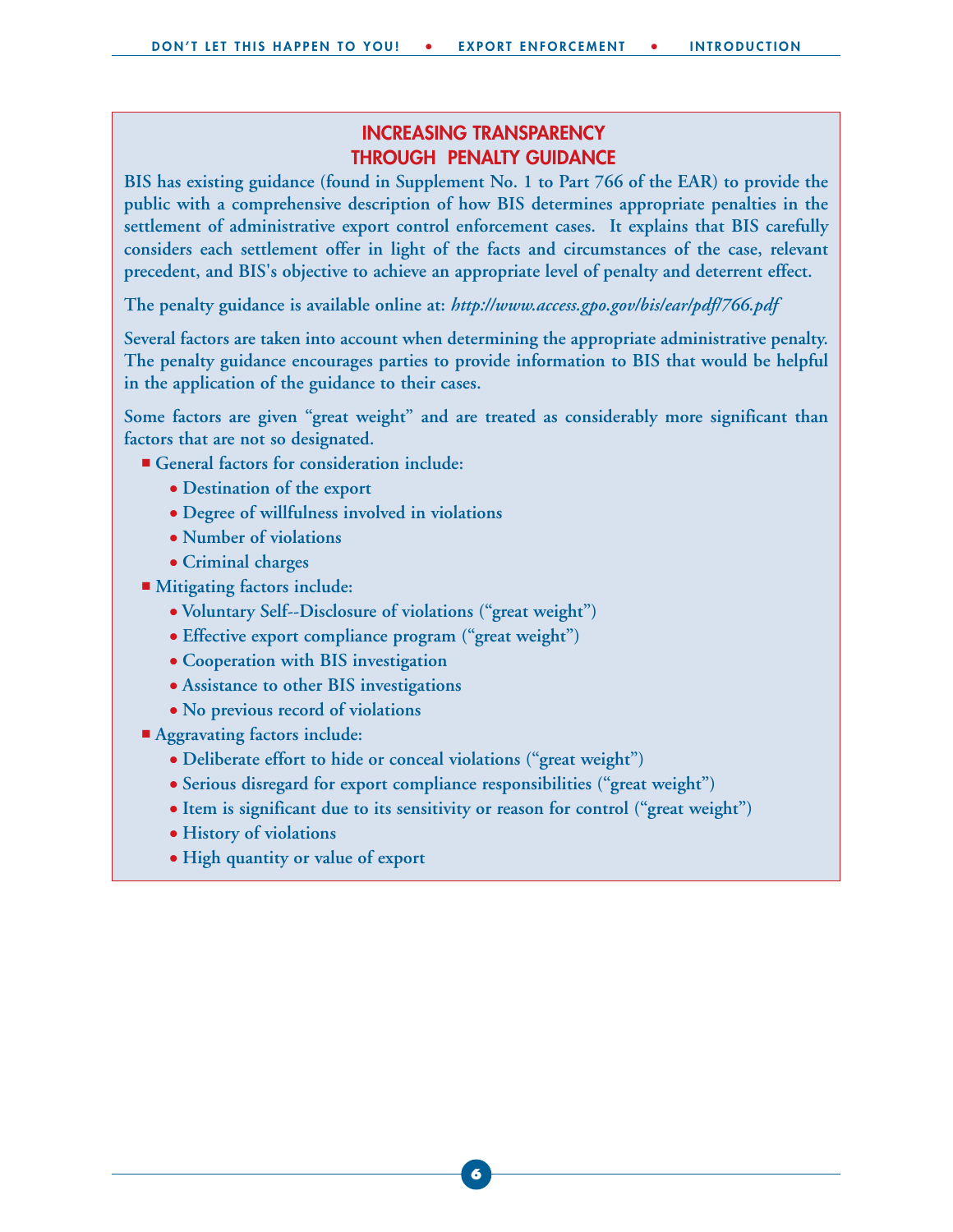## INCREASING TRANSPARENCY THROUGH PENALTY GUIDANCE

**BIS has existing guidance (found in Supplement No. 1 to Part 766 of the EAR) to provide the public with a comprehensive description of how BIS determines appropriate penalties in the settlement of administrative export control enforcement cases. It explains that BIS carefully considers each settlement offer in light of the facts and circumstances of the case, relevant precedent, and BIS's objective to achieve an appropriate level of penalty and deterrent effect.**

**The penalty guidance is available online at:** ***http://www.access.gpo.gov/bis/ear/pdf/766.pdf***

**Several factors are taken into account when determining the appropriate administrative penalty. The penalty guidance encourages parties to provide information to BIS that would be helpful in the application of the guidance to their cases.**

**Some factors are given "great weight" and are treated as considerably more significant than factors that are not so designated.**

- **General factors for consideration include:**
  - **Destination of the export**
  - **Degree of willfulness involved in violations**
  - **Number of violations**
  - **Criminal charges**
- **Mitigating factors include:**
  - **Voluntary Self--Disclosure of violations ("great weight")**
  - **Effective export compliance program ("great weight")**
  - **Cooperation with BIS investigation**
  - **Assistance to other BIS investigations**
  - **No previous record of violations**
- **Aggravating factors include:**
  - **Deliberate effort to hide or conceal violations ("great weight")**
  - **Serious disregard for export compliance responsibilities ("great weight")**
  - **Item is significant due to its sensitivity or reason for control ("great weight")**
  - **History of violations**
  - **High quantity or value of export**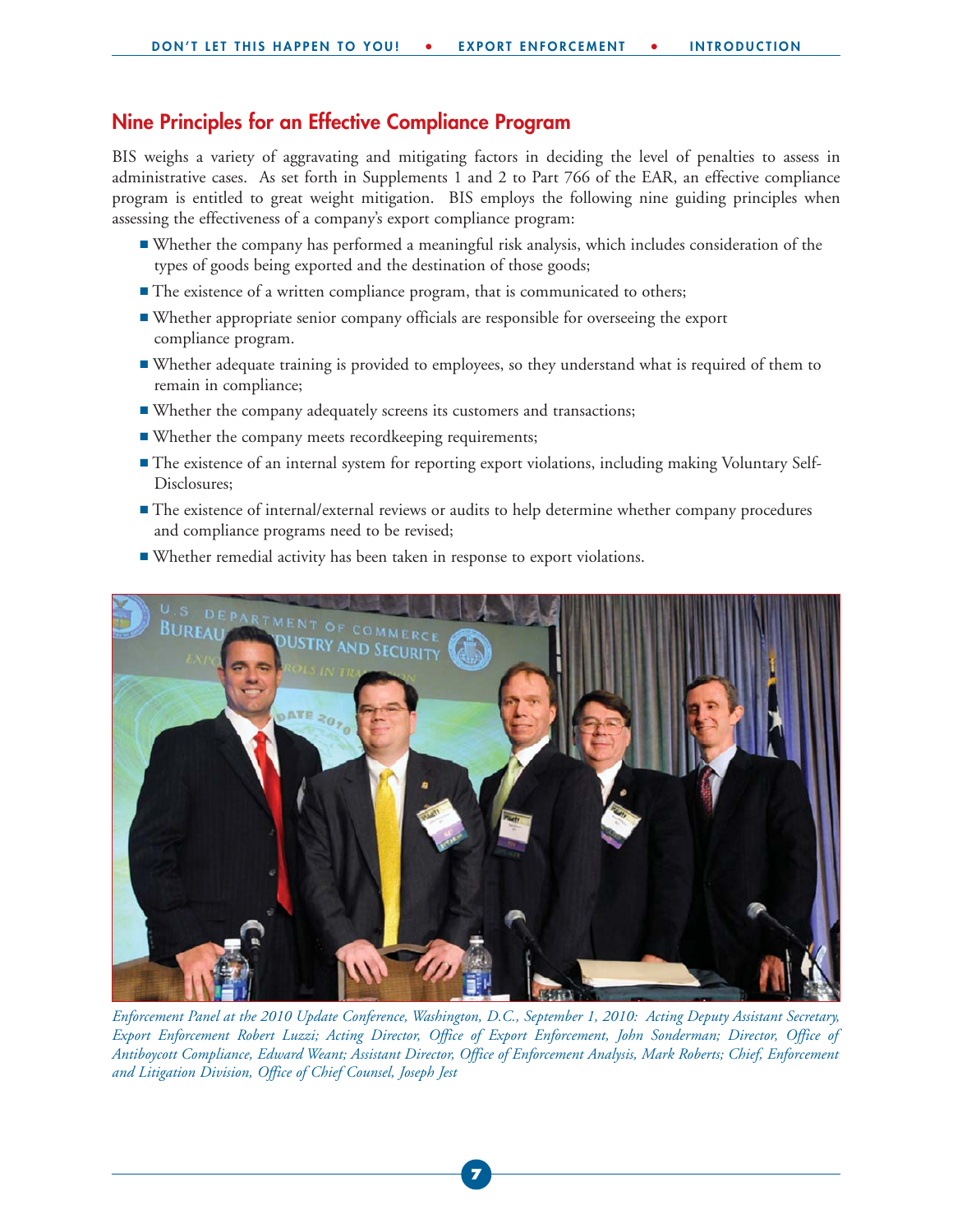## Nine Principles for an Effective Compliance Program

BIS weighs a variety of aggravating and mitigating factors in deciding the level of penalties to assess in administrative cases. As set forth in Supplements 1 and 2 to Part 766 of the EAR, an effective compliance program is entitled to great weight mitigation. BIS employs the following nine guiding principles when assessing the effectiveness of a company's export compliance program:

- Whether the company has performed a meaningful risk analysis, which includes consideration of the types of goods being exported and the destination of those goods;
- The existence of a written compliance program, that is communicated to others;
- Whether appropriate senior company officials are responsible for overseeing the export compliance program.
- Whether adequate training is provided to employees, so they understand what is required of them to remain in compliance;
- Whether the company adequately screens its customers and transactions;
- Whether the company meets recordkeeping requirements;
- The existence of an internal system for reporting export violations, including making Voluntary Self-Disclosures;
- The existence of internal/external reviews or audits to help determine whether company procedures and compliance programs need to be revised;
- Whether remedial activity has been taken in response to export violations.

*Enforcement Panel at the 2010 Update Conference, Washington, D.C., September 1, 2010: Acting Deputy Assistant Secretary, Export Enforcement Robert Luzzi; Acting Director, Office of Export Enforcement, John Sonderman; Director, Office of Antiboycott Compliance, Edward Weant; Assistant Director, Office of Enforcement Analysis, Mark Roberts; Chief, Enforcement and Litigation Division, Office of Chief Counsel, Joseph Jest*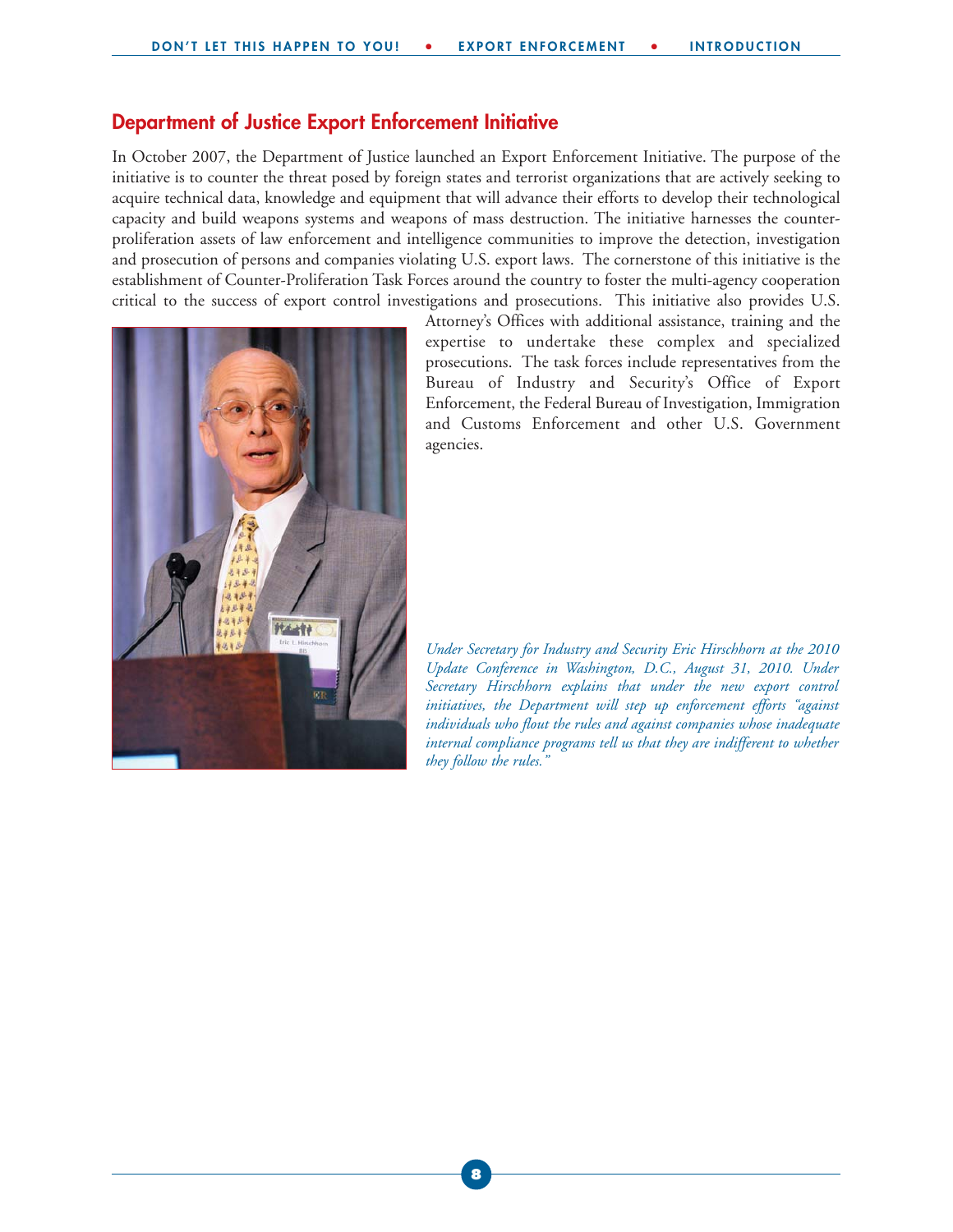## Department of Justice Export Enforcement Initiative

In October 2007, the Department of Justice launched an Export Enforcement Initiative. The purpose of the initiative is to counter the threat posed by foreign states and terrorist organizations that are actively seeking to acquire technical data, knowledge and equipment that will advance their efforts to develop their technological capacity and build weapons systems and weapons of mass destruction. The initiative harnesses the counter-proliferation assets of law enforcement and intelligence communities to improve the detection, investigation and prosecution of persons and companies violating U.S. export laws. The cornerstone of this initiative is the establishment of Counter-Proliferation Task Forces around the country to foster the multi-agency cooperation critical to the success of export control investigations and prosecutions. This initiative also provides U.S. Attorney's Offices with additional assistance, training and the expertise to undertake these complex and specialized prosecutions. The task forces include representatives from the Bureau of Industry and Security's Office of Export Enforcement, the Federal Bureau of Investigation, Immigration and Customs Enforcement and other U.S. Government agencies.

*Under Secretary for Industry and Security Eric Hirschhorn at the 2010 Update Conference in Washington, D.C., August 31, 2010. Under Secretary Hirschhorn explains that under the new export control initiatives, the Department will step up enforcement efforts "against individuals who flout the rules and against companies whose inadequate internal compliance programs tell us that they are indifferent to whether they follow the rules."*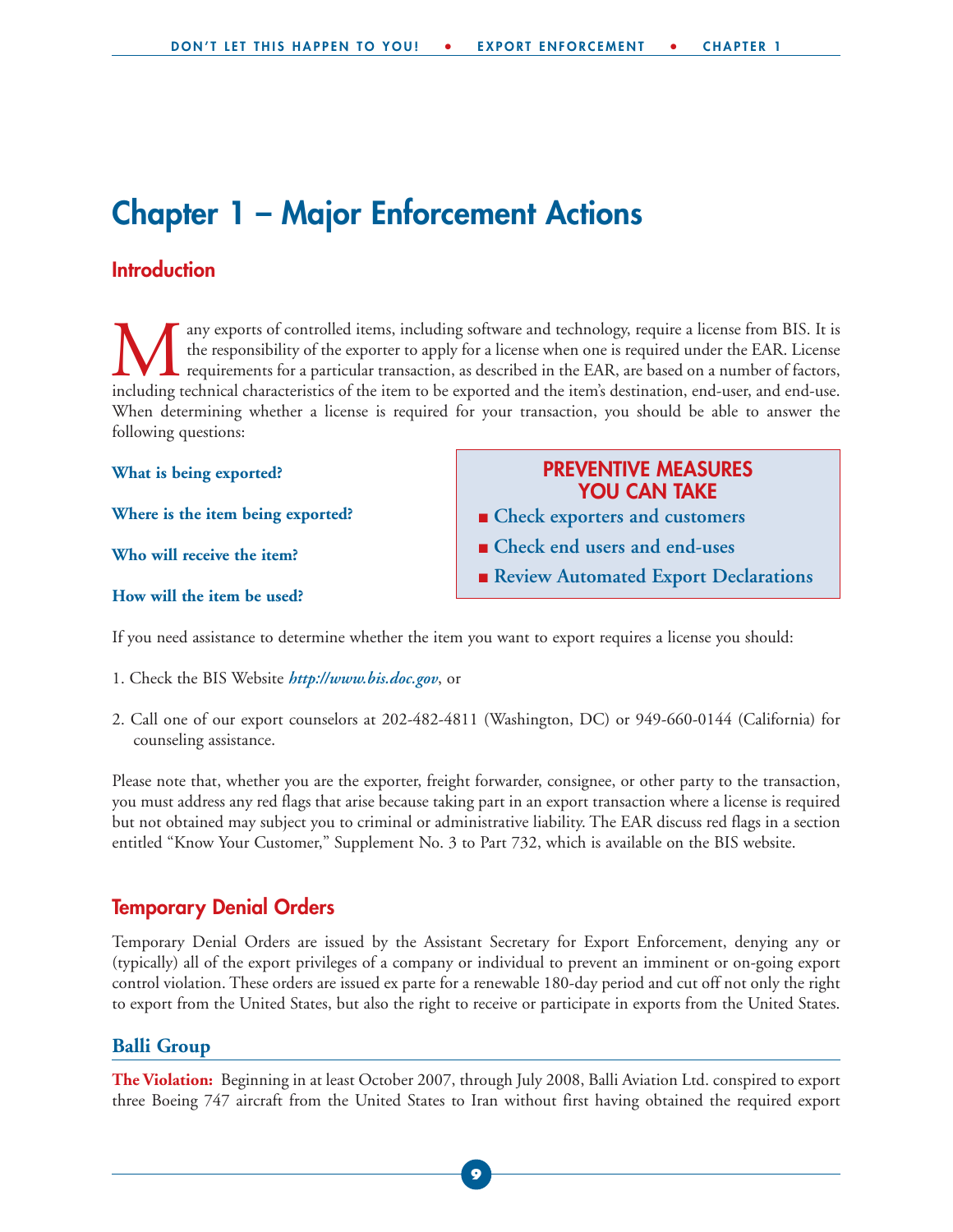# Chapter 1 – Major Enforcement Actions

## Introduction

Many exports of controlled items, including software and technology, require a license from BIS. It is the responsibility of the exporter to apply for a license when one is required under the EAR. License requirements for a particular transaction, as described in the EAR, are based on a number of factors, including technical characteristics of the item to be exported and the item's destination, end-user, and end-use. When determining whether a license is required for your transaction, you should be able to answer the following questions:

**What is being exported?**

**Where is the item being exported?**

**Who will receive the item?**

**How will the item be used?**

> **PREVENTIVE MEASURES YOU CAN TAKE**
>
> - **Check exporters and customers**
> - **Check end users and end-uses**
> - **Review Automated Export Declarations**

If you need assistance to determine whether the item you want to export requires a license you should:

1. Check the BIS Website ***http://www.bis.doc.gov***, or

2. Call one of our export counselors at 202-482-4811 (Washington, DC) or 949-660-0144 (California) for counseling assistance.

Please note that, whether you are the exporter, freight forwarder, consignee, or other party to the transaction, you must address any red flags that arise because taking part in an export transaction where a license is required but not obtained may subject you to criminal or administrative liability. The EAR discuss red flags in a section entitled "Know Your Customer," Supplement No. 3 to Part 732, which is available on the BIS website.

## Temporary Denial Orders

Temporary Denial Orders are issued by the Assistant Secretary for Export Enforcement, denying any or (typically) all of the export privileges of a company or individual to prevent an imminent or on-going export control violation. These orders are issued ex parte for a renewable 180-day period and cut off not only the right to export from the United States, but also the right to receive or participate in exports from the United States.

### Balli Group

**The Violation:** Beginning in at least October 2007, through July 2008, Balli Aviation Ltd. conspired to export three Boeing 747 aircraft from the United States to Iran without first having obtained the required export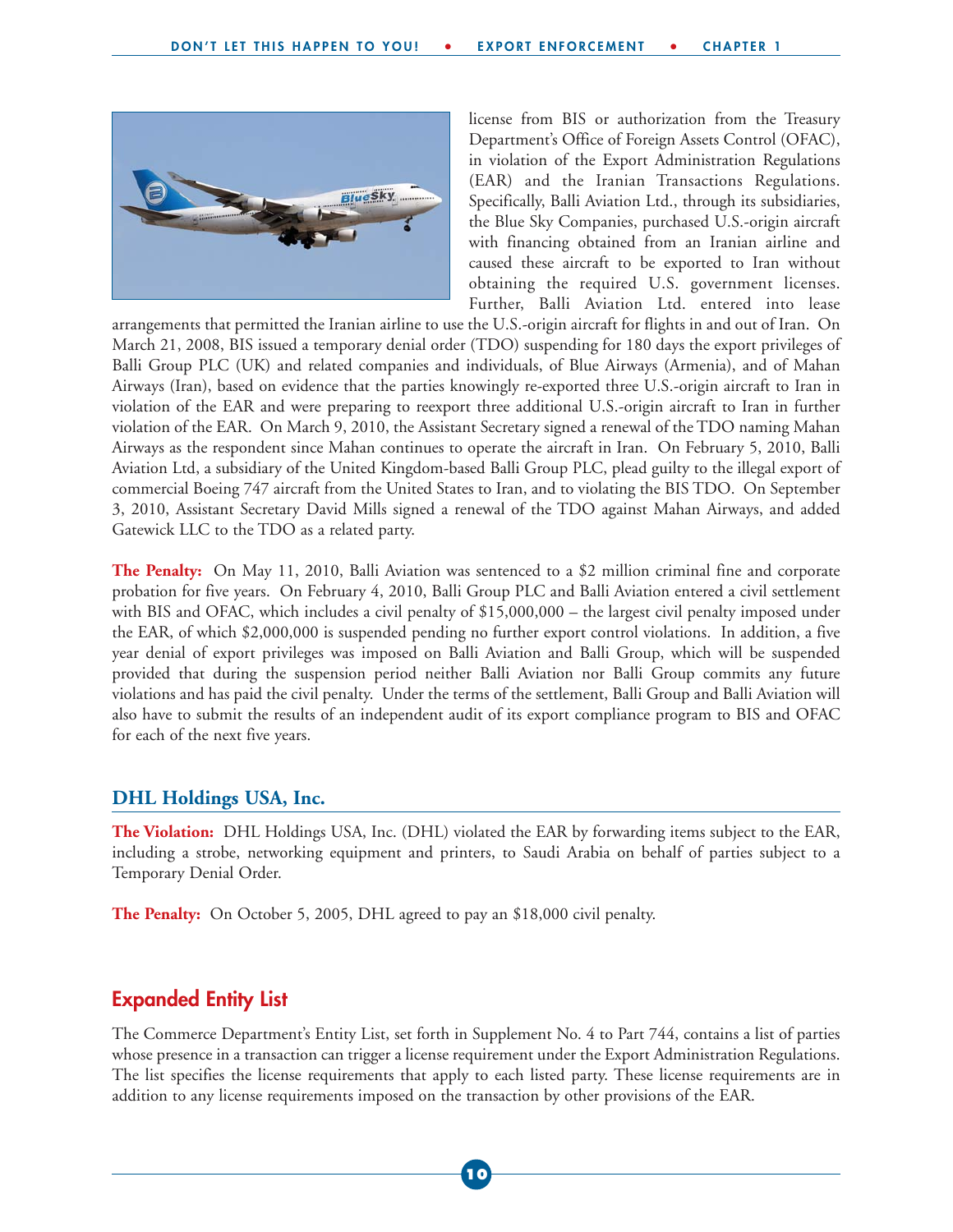license from BIS or authorization from the Treasury Department's Office of Foreign Assets Control (OFAC), in violation of the Export Administration Regulations (EAR) and the Iranian Transactions Regulations. Specifically, Balli Aviation Ltd., through its subsidiaries, the Blue Sky Companies, purchased U.S.-origin aircraft with financing obtained from an Iranian airline and caused these aircraft to be exported to Iran without obtaining the required U.S. government licenses. Further, Balli Aviation Ltd. entered into lease arrangements that permitted the Iranian airline to use the U.S.-origin aircraft for flights in and out of Iran. On March 21, 2008, BIS issued a temporary denial order (TDO) suspending for 180 days the export privileges of Balli Group PLC (UK) and related companies and individuals, of Blue Airways (Armenia), and of Mahan Airways (Iran), based on evidence that the parties knowingly re-exported three U.S.-origin aircraft to Iran in violation of the EAR and were preparing to reexport three additional U.S.-origin aircraft to Iran in further violation of the EAR. On March 9, 2010, the Assistant Secretary signed a renewal of the TDO naming Mahan Airways as the respondent since Mahan continues to operate the aircraft in Iran. On February 5, 2010, Balli Aviation Ltd, a subsidiary of the United Kingdom-based Balli Group PLC, plead guilty to the illegal export of commercial Boeing 747 aircraft from the United States to Iran, and to violating the BIS TDO. On September 3, 2010, Assistant Secretary David Mills signed a renewal of the TDO against Mahan Airways, and added Gatewick LLC to the TDO as a related party.

**The Penalty:** On May 11, 2010, Balli Aviation was sentenced to a $2 million criminal fine and corporate probation for five years. On February 4, 2010, Balli Group PLC and Balli Aviation entered a civil settlement with BIS and OFAC, which includes a civil penalty of $15,000,000 – the largest civil penalty imposed under the EAR, of which $2,000,000 is suspended pending no further export control violations. In addition, a five year denial of export privileges was imposed on Balli Aviation and Balli Group, which will be suspended provided that during the suspension period neither Balli Aviation nor Balli Group commits any future violations and has paid the civil penalty. Under the terms of the settlement, Balli Group and Balli Aviation will also have to submit the results of an independent audit of its export compliance program to BIS and OFAC for each of the next five years.

### DHL Holdings USA, Inc.

**The Violation:** DHL Holdings USA, Inc. (DHL) violated the EAR by forwarding items subject to the EAR, including a strobe, networking equipment and printers, to Saudi Arabia on behalf of parties subject to a Temporary Denial Order.

**The Penalty:** On October 5, 2005, DHL agreed to pay an $18,000 civil penalty.

## Expanded Entity List

The Commerce Department's Entity List, set forth in Supplement No. 4 to Part 744, contains a list of parties whose presence in a transaction can trigger a license requirement under the Export Administration Regulations. The list specifies the license requirements that apply to each listed party. These license requirements are in addition to any license requirements imposed on the transaction by other provisions of the EAR.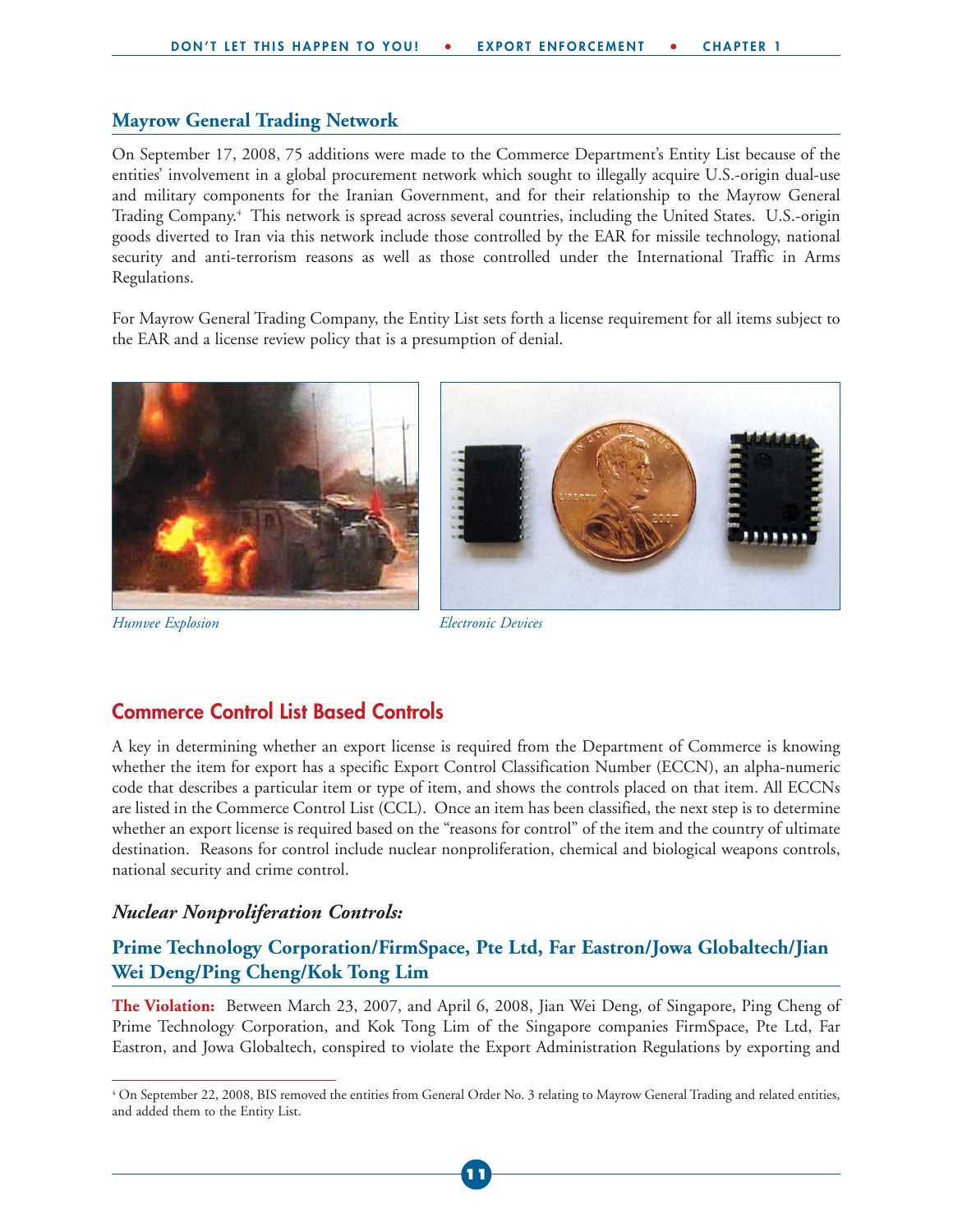## Mayrow General Trading Network

On September 17, 2008, 75 additions were made to the Commerce Department's Entity List because of the entities' involvement in a global procurement network which sought to illegally acquire U.S.-origin dual-use and military components for the Iranian Government, and for their relationship to the Mayrow General Trading Company.[4] This network is spread across several countries, including the United States. U.S.-origin goods diverted to Iran via this network include those controlled by the EAR for missile technology, national security and anti-terrorism reasons as well as those controlled under the International Traffic in Arms Regulations.

For Mayrow General Trading Company, the Entity List sets forth a license requirement for all items subject to the EAR and a license review policy that is a presumption of denial.

*Humvee Explosion*

*Electronic Devices*

## Commerce Control List Based Controls

A key in determining whether an export license is required from the Department of Commerce is knowing whether the item for export has a specific Export Control Classification Number (ECCN), an alpha-numeric code that describes a particular item or type of item, and shows the controls placed on that item. All ECCNs are listed in the Commerce Control List (CCL). Once an item has been classified, the next step is to determine whether an export license is required based on the "reasons for control" of the item and the country of ultimate destination. Reasons for control include nuclear nonproliferation, chemical and biological weapons controls, national security and crime control.

### *Nuclear Nonproliferation Controls:*

### Prime Technology Corporation/FirmSpace, Pte Ltd, Far Eastron/Jowa Globaltech/Jian Wei Deng/Ping Cheng/Kok Tong Lim

**The Violation:** Between March 23, 2007, and April 6, 2008, Jian Wei Deng, of Singapore, Ping Cheng of Prime Technology Corporation, and Kok Tong Lim of the Singapore companies FirmSpace, Pte Ltd, Far Eastron, and Jowa Globaltech, conspired to violate the Export Administration Regulations by exporting and

[4] On September 22, 2008, BIS removed the entities from General Order No. 3 relating to Mayrow General Trading and related entities, and added them to the Entity List.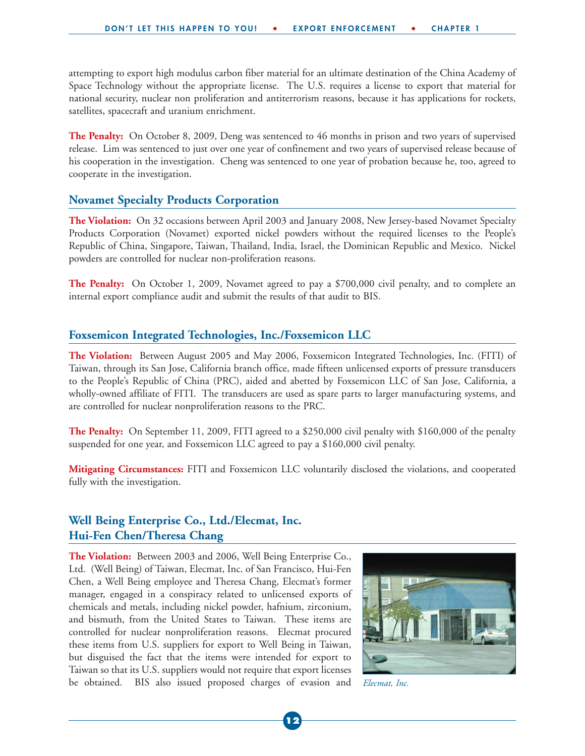attempting to export high modulus carbon fiber material for an ultimate destination of the China Academy of Space Technology without the appropriate license. The U.S. requires a license to export that material for national security, nuclear non proliferation and antiterrorism reasons, because it has applications for rockets, satellites, spacecraft and uranium enrichment.

**The Penalty:** On October 8, 2009, Deng was sentenced to 46 months in prison and two years of supervised release. Lim was sentenced to just over one year of confinement and two years of supervised release because of his cooperation in the investigation. Cheng was sentenced to one year of probation because he, too, agreed to cooperate in the investigation.

## Novamet Specialty Products Corporation

**The Violation:** On 32 occasions between April 2003 and January 2008, New Jersey-based Novamet Specialty Products Corporation (Novamet) exported nickel powders without the required licenses to the People's Republic of China, Singapore, Taiwan, Thailand, India, Israel, the Dominican Republic and Mexico. Nickel powders are controlled for nuclear non-proliferation reasons.

**The Penalty:** On October 1, 2009, Novamet agreed to pay a $700,000 civil penalty, and to complete an internal export compliance audit and submit the results of that audit to BIS.

## Foxsemicon Integrated Technologies, Inc./Foxsemicon LLC

**The Violation:** Between August 2005 and May 2006, Foxsemicon Integrated Technologies, Inc. (FITI) of Taiwan, through its San Jose, California branch office, made fifteen unlicensed exports of pressure transducers to the People's Republic of China (PRC), aided and abetted by Foxsemicon LLC of San Jose, California, a wholly-owned affiliate of FITI. The transducers are used as spare parts to larger manufacturing systems, and are controlled for nuclear nonproliferation reasons to the PRC.

**The Penalty:** On September 11, 2009, FITI agreed to a $250,000 civil penalty with $160,000 of the penalty suspended for one year, and Foxsemicon LLC agreed to pay a $160,000 civil penalty.

**Mitigating Circumstances:** FITI and Foxsemicon LLC voluntarily disclosed the violations, and cooperated fully with the investigation.

## Well Being Enterprise Co., Ltd./Elecmat, Inc. Hui-Fen Chen/Theresa Chang

**The Violation:** Between 2003 and 2006, Well Being Enterprise Co., Ltd. (Well Being) of Taiwan, Elecmat, Inc. of San Francisco, Hui-Fen Chen, a Well Being employee and Theresa Chang, Elecmat's former manager, engaged in a conspiracy related to unlicensed exports of chemicals and metals, including nickel powder, hafnium, zirconium, and bismuth, from the United States to Taiwan. These items are controlled for nuclear nonproliferation reasons. Elecmat procured these items from U.S. suppliers for export to Well Being in Taiwan, but disguised the fact that the items were intended for export to Taiwan so that its U.S. suppliers would not require that export licenses be obtained. BIS also issued proposed charges of evasion and

*Elecmat, Inc.*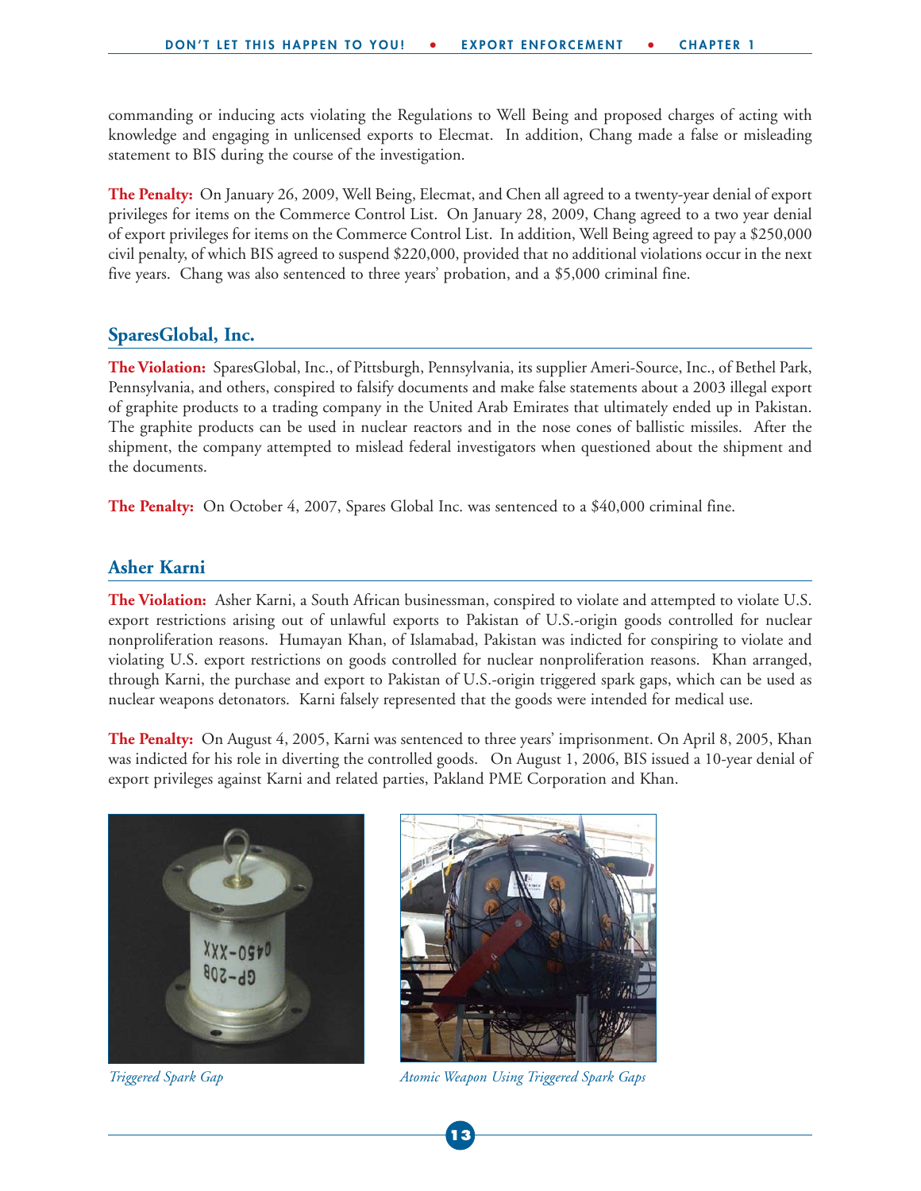commanding or inducing acts violating the Regulations to Well Being and proposed charges of acting with knowledge and engaging in unlicensed exports to Elecmat. In addition, Chang made a false or misleading statement to BIS during the course of the investigation.

**The Penalty:** On January 26, 2009, Well Being, Elecmat, and Chen all agreed to a twenty-year denial of export privileges for items on the Commerce Control List. On January 28, 2009, Chang agreed to a two year denial of export privileges for items on the Commerce Control List. In addition, Well Being agreed to pay a $250,000 civil penalty, of which BIS agreed to suspend $220,000, provided that no additional violations occur in the next five years. Chang was also sentenced to three years' probation, and a $5,000 criminal fine.

## SparesGlobal, Inc.

**The Violation:** SparesGlobal, Inc., of Pittsburgh, Pennsylvania, its supplier Ameri-Source, Inc., of Bethel Park, Pennsylvania, and others, conspired to falsify documents and make false statements about a 2003 illegal export of graphite products to a trading company in the United Arab Emirates that ultimately ended up in Pakistan. The graphite products can be used in nuclear reactors and in the nose cones of ballistic missiles. After the shipment, the company attempted to mislead federal investigators when questioned about the shipment and the documents.

**The Penalty:** On October 4, 2007, Spares Global Inc. was sentenced to a $40,000 criminal fine.

## Asher Karni

**The Violation:** Asher Karni, a South African businessman, conspired to violate and attempted to violate U.S. export restrictions arising out of unlawful exports to Pakistan of U.S.-origin goods controlled for nuclear nonproliferation reasons. Humayan Khan, of Islamabad, Pakistan was indicted for conspiring to violate and violating U.S. export restrictions on goods controlled for nuclear nonproliferation reasons. Khan arranged, through Karni, the purchase and export to Pakistan of U.S.-origin triggered spark gaps, which can be used as nuclear weapons detonators. Karni falsely represented that the goods were intended for medical use.

**The Penalty:** On August 4, 2005, Karni was sentenced to three years' imprisonment. On April 8, 2005, Khan was indicted for his role in diverting the controlled goods. On August 1, 2006, BIS issued a 10-year denial of export privileges against Karni and related parties, Pakland PME Corporation and Khan.

*Triggered Spark Gap*

*Atomic Weapon Using Triggered Spark Gaps*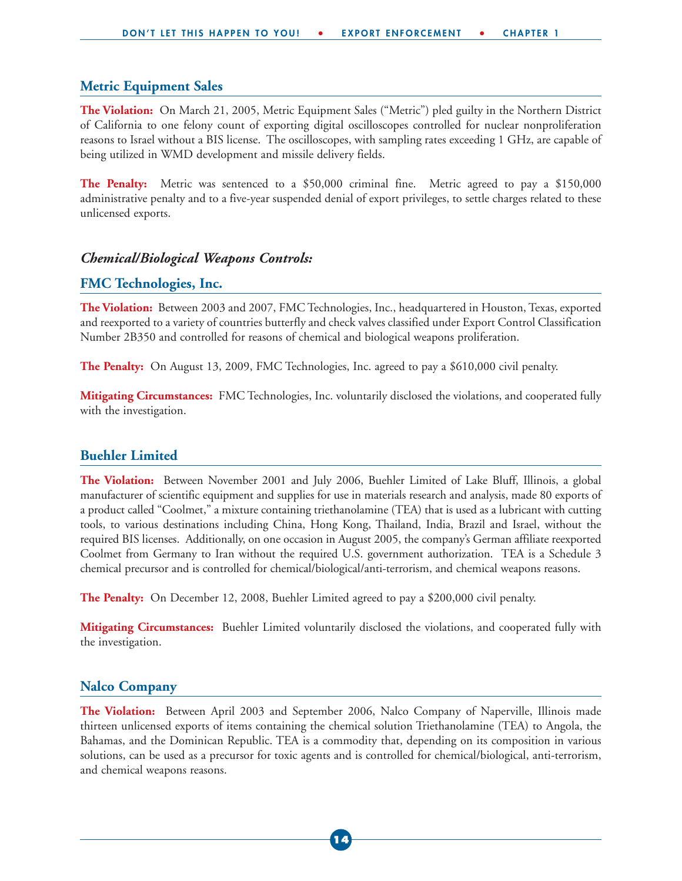## Metric Equipment Sales

**The Violation:** On March 21, 2005, Metric Equipment Sales ("Metric") pled guilty in the Northern District of California to one felony count of exporting digital oscilloscopes controlled for nuclear nonproliferation reasons to Israel without a BIS license. The oscilloscopes, with sampling rates exceeding 1 GHz, are capable of being utilized in WMD development and missile delivery fields.

**The Penalty:** Metric was sentenced to a $50,000 criminal fine. Metric agreed to pay a $150,000 administrative penalty and to a five-year suspended denial of export privileges, to settle charges related to these unlicensed exports.

### *Chemical/Biological Weapons Controls:*

## FMC Technologies, Inc.

**The Violation:** Between 2003 and 2007, FMC Technologies, Inc., headquartered in Houston, Texas, exported and reexported to a variety of countries butterfly and check valves classified under Export Control Classification Number 2B350 and controlled for reasons of chemical and biological weapons proliferation.

**The Penalty:** On August 13, 2009, FMC Technologies, Inc. agreed to pay a $610,000 civil penalty.

**Mitigating Circumstances:** FMC Technologies, Inc. voluntarily disclosed the violations, and cooperated fully with the investigation.

## Buehler Limited

**The Violation:** Between November 2001 and July 2006, Buehler Limited of Lake Bluff, Illinois, a global manufacturer of scientific equipment and supplies for use in materials research and analysis, made 80 exports of a product called "Coolmet," a mixture containing triethanolamine (TEA) that is used as a lubricant with cutting tools, to various destinations including China, Hong Kong, Thailand, India, Brazil and Israel, without the required BIS licenses. Additionally, on one occasion in August 2005, the company's German affiliate reexported Coolmet from Germany to Iran without the required U.S. government authorization. TEA is a Schedule 3 chemical precursor and is controlled for chemical/biological/anti-terrorism, and chemical weapons reasons.

**The Penalty:** On December 12, 2008, Buehler Limited agreed to pay a $200,000 civil penalty.

**Mitigating Circumstances:** Buehler Limited voluntarily disclosed the violations, and cooperated fully with the investigation.

## Nalco Company

**The Violation:** Between April 2003 and September 2006, Nalco Company of Naperville, Illinois made thirteen unlicensed exports of items containing the chemical solution Triethanolamine (TEA) to Angola, the Bahamas, and the Dominican Republic. TEA is a commodity that, depending on its composition in various solutions, can be used as a precursor for toxic agents and is controlled for chemical/biological, anti-terrorism, and chemical weapons reasons.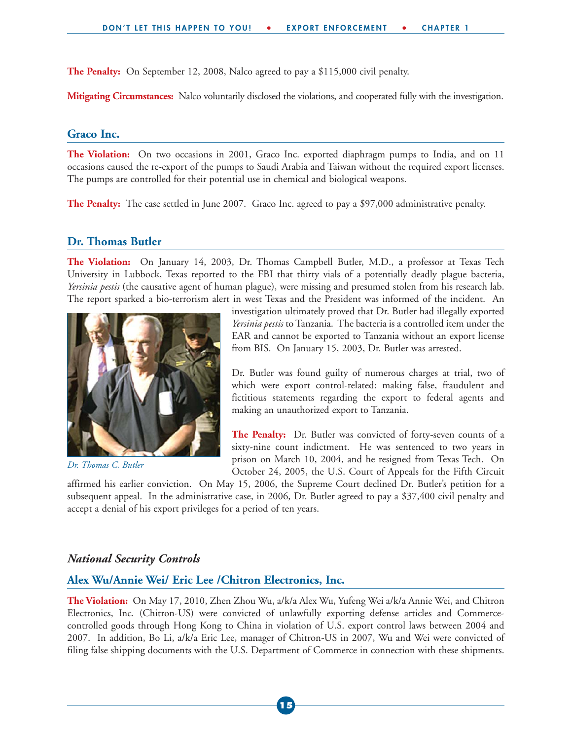**The Penalty:** On September 12, 2008, Nalco agreed to pay a $115,000 civil penalty.

**Mitigating Circumstances:** Nalco voluntarily disclosed the violations, and cooperated fully with the investigation.

### Graco Inc.

**The Violation:** On two occasions in 2001, Graco Inc. exported diaphragm pumps to India, and on 11 occasions caused the re-export of the pumps to Saudi Arabia and Taiwan without the required export licenses. The pumps are controlled for their potential use in chemical and biological weapons.

**The Penalty:** The case settled in June 2007. Graco Inc. agreed to pay a $97,000 administrative penalty.

### Dr. Thomas Butler

**The Violation:** On January 14, 2003, Dr. Thomas Campbell Butler, M.D., a professor at Texas Tech University in Lubbock, Texas reported to the FBI that thirty vials of a potentially deadly plague bacteria, *Yersinia pestis* (the causative agent of human plague), were missing and presumed stolen from his research lab. The report sparked a bio-terrorism alert in west Texas and the President was informed of the incident. An investigation ultimately proved that Dr. Butler had illegally exported *Yersinia pestis* to Tanzania. The bacteria is a controlled item under the EAR and cannot be exported to Tanzania without an export license from BIS. On January 15, 2003, Dr. Butler was arrested.

*Dr. Thomas C. Butler*

Dr. Butler was found guilty of numerous charges at trial, two of which were export control-related: making false, fraudulent and fictitious statements regarding the export to federal agents and making an unauthorized export to Tanzania.

**The Penalty:** Dr. Butler was convicted of forty-seven counts of a sixty-nine count indictment. He was sentenced to two years in prison on March 10, 2004, and he resigned from Texas Tech. On October 24, 2005, the U.S. Court of Appeals for the Fifth Circuit affirmed his earlier conviction. On May 15, 2006, the Supreme Court declined Dr. Butler's petition for a subsequent appeal. In the administrative case, in 2006, Dr. Butler agreed to pay a $37,400 civil penalty and accept a denial of his export privileges for a period of ten years.

## *National Security Controls*

### Alex Wu/Annie Wei/ Eric Lee /Chitron Electronics, Inc.

**The Violation:** On May 17, 2010, Zhen Zhou Wu, a/k/a Alex Wu, Yufeng Wei a/k/a Annie Wei, and Chitron Electronics, Inc. (Chitron-US) were convicted of unlawfully exporting defense articles and Commerce-controlled goods through Hong Kong to China in violation of U.S. export control laws between 2004 and 2007. In addition, Bo Li, a/k/a Eric Lee, manager of Chitron-US in 2007, Wu and Wei were convicted of filing false shipping documents with the U.S. Department of Commerce in connection with these shipments.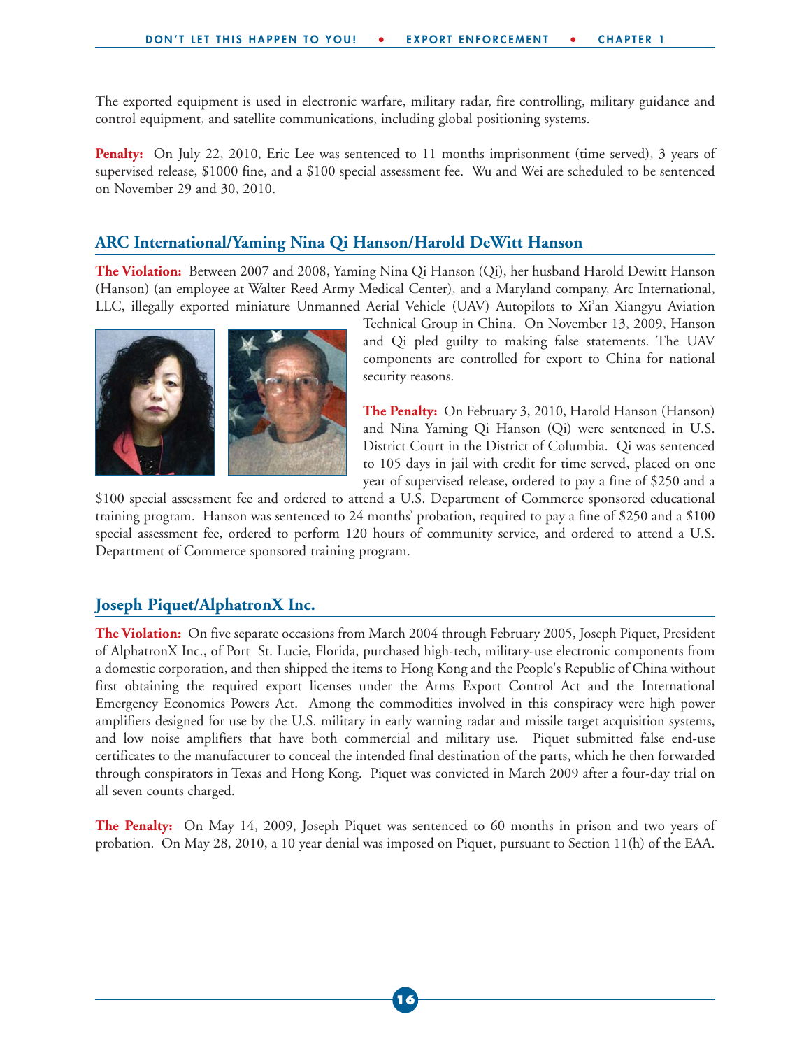The exported equipment is used in electronic warfare, military radar, fire controlling, military guidance and control equipment, and satellite communications, including global positioning systems.

**Penalty:** On July 22, 2010, Eric Lee was sentenced to 11 months imprisonment (time served), 3 years of supervised release, $1000 fine, and a $100 special assessment fee. Wu and Wei are scheduled to be sentenced on November 29 and 30, 2010.

## ARC International/Yaming Nina Qi Hanson/Harold DeWitt Hanson

**The Violation:** Between 2007 and 2008, Yaming Nina Qi Hanson (Qi), her husband Harold Dewitt Hanson (Hanson) (an employee at Walter Reed Army Medical Center), and a Maryland company, Arc International, LLC, illegally exported miniature Unmanned Aerial Vehicle (UAV) Autopilots to Xi'an Xiangyu Aviation Technical Group in China. On November 13, 2009, Hanson and Qi pled guilty to making false statements. The UAV components are controlled for export to China for national security reasons.

**The Penalty:** On February 3, 2010, Harold Hanson (Hanson) and Nina Yaming Qi Hanson (Qi) were sentenced in U.S. District Court in the District of Columbia. Qi was sentenced to 105 days in jail with credit for time served, placed on one year of supervised release, ordered to pay a fine of $250 and a $100 special assessment fee and ordered to attend a U.S. Department of Commerce sponsored educational training program. Hanson was sentenced to 24 months' probation, required to pay a fine of $250 and a $100 special assessment fee, ordered to perform 120 hours of community service, and ordered to attend a U.S. Department of Commerce sponsored training program.

## Joseph Piquet/AlphatronX Inc.

**The Violation:** On five separate occasions from March 2004 through February 2005, Joseph Piquet, President of AlphatronX Inc., of Port St. Lucie, Florida, purchased high-tech, military-use electronic components from a domestic corporation, and then shipped the items to Hong Kong and the People's Republic of China without first obtaining the required export licenses under the Arms Export Control Act and the International Emergency Economics Powers Act. Among the commodities involved in this conspiracy were high power amplifiers designed for use by the U.S. military in early warning radar and missile target acquisition systems, and low noise amplifiers that have both commercial and military use. Piquet submitted false end-use certificates to the manufacturer to conceal the intended final destination of the parts, which he then forwarded through conspirators in Texas and Hong Kong. Piquet was convicted in March 2009 after a four-day trial on all seven counts charged.

**The Penalty:** On May 14, 2009, Joseph Piquet was sentenced to 60 months in prison and two years of probation. On May 28, 2010, a 10 year denial was imposed on Piquet, pursuant to Section 11(h) of the EAA.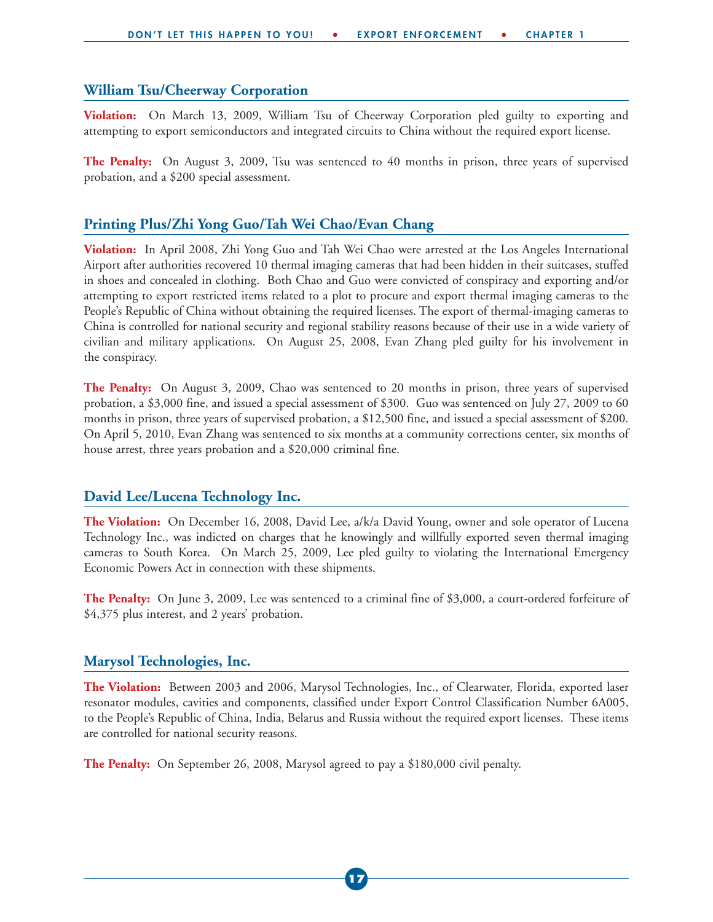## William Tsu/Cheerway Corporation

**Violation:** On March 13, 2009, William Tsu of Cheerway Corporation pled guilty to exporting and attempting to export semiconductors and integrated circuits to China without the required export license.

**The Penalty:** On August 3, 2009, Tsu was sentenced to 40 months in prison, three years of supervised probation, and a $200 special assessment.

## Printing Plus/Zhi Yong Guo/Tah Wei Chao/Evan Chang

**Violation:** In April 2008, Zhi Yong Guo and Tah Wei Chao were arrested at the Los Angeles International Airport after authorities recovered 10 thermal imaging cameras that had been hidden in their suitcases, stuffed in shoes and concealed in clothing. Both Chao and Guo were convicted of conspiracy and exporting and/or attempting to export restricted items related to a plot to procure and export thermal imaging cameras to the People's Republic of China without obtaining the required licenses. The export of thermal-imaging cameras to China is controlled for national security and regional stability reasons because of their use in a wide variety of civilian and military applications. On August 25, 2008, Evan Zhang pled guilty for his involvement in the conspiracy.

**The Penalty:** On August 3, 2009, Chao was sentenced to 20 months in prison, three years of supervised probation, a $3,000 fine, and issued a special assessment of $300. Guo was sentenced on July 27, 2009 to 60 months in prison, three years of supervised probation, a $12,500 fine, and issued a special assessment of $200. On April 5, 2010, Evan Zhang was sentenced to six months at a community corrections center, six months of house arrest, three years probation and a $20,000 criminal fine.

## David Lee/Lucena Technology Inc.

**The Violation:** On December 16, 2008, David Lee, a/k/a David Young, owner and sole operator of Lucena Technology Inc., was indicted on charges that he knowingly and willfully exported seven thermal imaging cameras to South Korea. On March 25, 2009, Lee pled guilty to violating the International Emergency Economic Powers Act in connection with these shipments.

**The Penalty:** On June 3, 2009, Lee was sentenced to a criminal fine of $3,000, a court-ordered forfeiture of $4,375 plus interest, and 2 years' probation.

## Marysol Technologies, Inc.

**The Violation:** Between 2003 and 2006, Marysol Technologies, Inc., of Clearwater, Florida, exported laser resonator modules, cavities and components, classified under Export Control Classification Number 6A005, to the People's Republic of China, India, Belarus and Russia without the required export licenses. These items are controlled for national security reasons.

**The Penalty:** On September 26, 2008, Marysol agreed to pay a $180,000 civil penalty.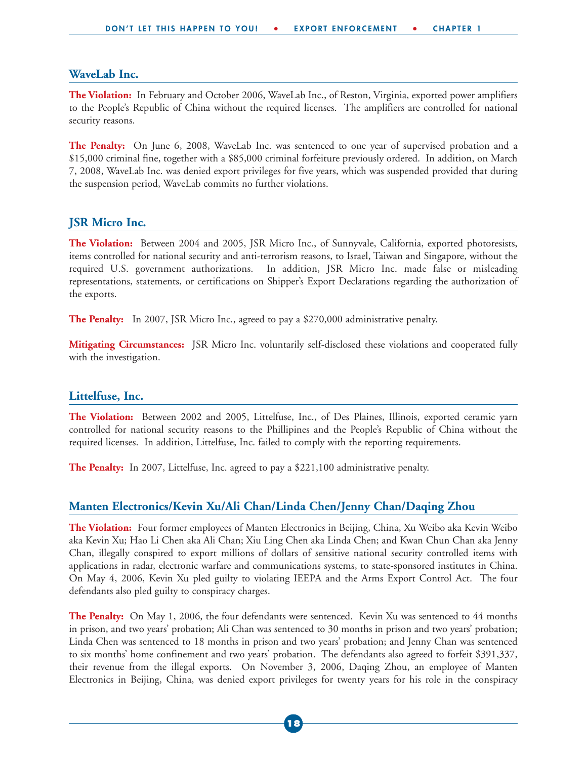## WaveLab Inc.

**The Violation:** In February and October 2006, WaveLab Inc., of Reston, Virginia, exported power amplifiers to the People's Republic of China without the required licenses. The amplifiers are controlled for national security reasons.

**The Penalty:** On June 6, 2008, WaveLab Inc. was sentenced to one year of supervised probation and a $15,000 criminal fine, together with a $85,000 criminal forfeiture previously ordered. In addition, on March 7, 2008, WaveLab Inc. was denied export privileges for five years, which was suspended provided that during the suspension period, WaveLab commits no further violations.

## JSR Micro Inc.

**The Violation:** Between 2004 and 2005, JSR Micro Inc., of Sunnyvale, California, exported photoresists, items controlled for national security and anti-terrorism reasons, to Israel, Taiwan and Singapore, without the required U.S. government authorizations. In addition, JSR Micro Inc. made false or misleading representations, statements, or certifications on Shipper's Export Declarations regarding the authorization of the exports.

**The Penalty:** In 2007, JSR Micro Inc., agreed to pay a $270,000 administrative penalty.

**Mitigating Circumstances:** JSR Micro Inc. voluntarily self-disclosed these violations and cooperated fully with the investigation.

## Littelfuse, Inc.

**The Violation:** Between 2002 and 2005, Littelfuse, Inc., of Des Plaines, Illinois, exported ceramic yarn controlled for national security reasons to the Phillipines and the People's Republic of China without the required licenses. In addition, Littelfuse, Inc. failed to comply with the reporting requirements.

**The Penalty:** In 2007, Littelfuse, Inc. agreed to pay a $221,100 administrative penalty.

## Manten Electronics/Kevin Xu/Ali Chan/Linda Chen/Jenny Chan/Daqing Zhou

**The Violation:** Four former employees of Manten Electronics in Beijing, China, Xu Weibo aka Kevin Weibo aka Kevin Xu; Hao Li Chen aka Ali Chan; Xiu Ling Chen aka Linda Chen; and Kwan Chun Chan aka Jenny Chan, illegally conspired to export millions of dollars of sensitive national security controlled items with applications in radar, electronic warfare and communications systems, to state-sponsored institutes in China. On May 4, 2006, Kevin Xu pled guilty to violating IEEPA and the Arms Export Control Act. The four defendants also pled guilty to conspiracy charges.

**The Penalty:** On May 1, 2006, the four defendants were sentenced. Kevin Xu was sentenced to 44 months in prison, and two years' probation; Ali Chan was sentenced to 30 months in prison and two years' probation; Linda Chen was sentenced to 18 months in prison and two years' probation; and Jenny Chan was sentenced to six months' home confinement and two years' probation. The defendants also agreed to forfeit $391,337, their revenue from the illegal exports. On November 3, 2006, Daqing Zhou, an employee of Manten Electronics in Beijing, China, was denied export privileges for twenty years for his role in the conspiracy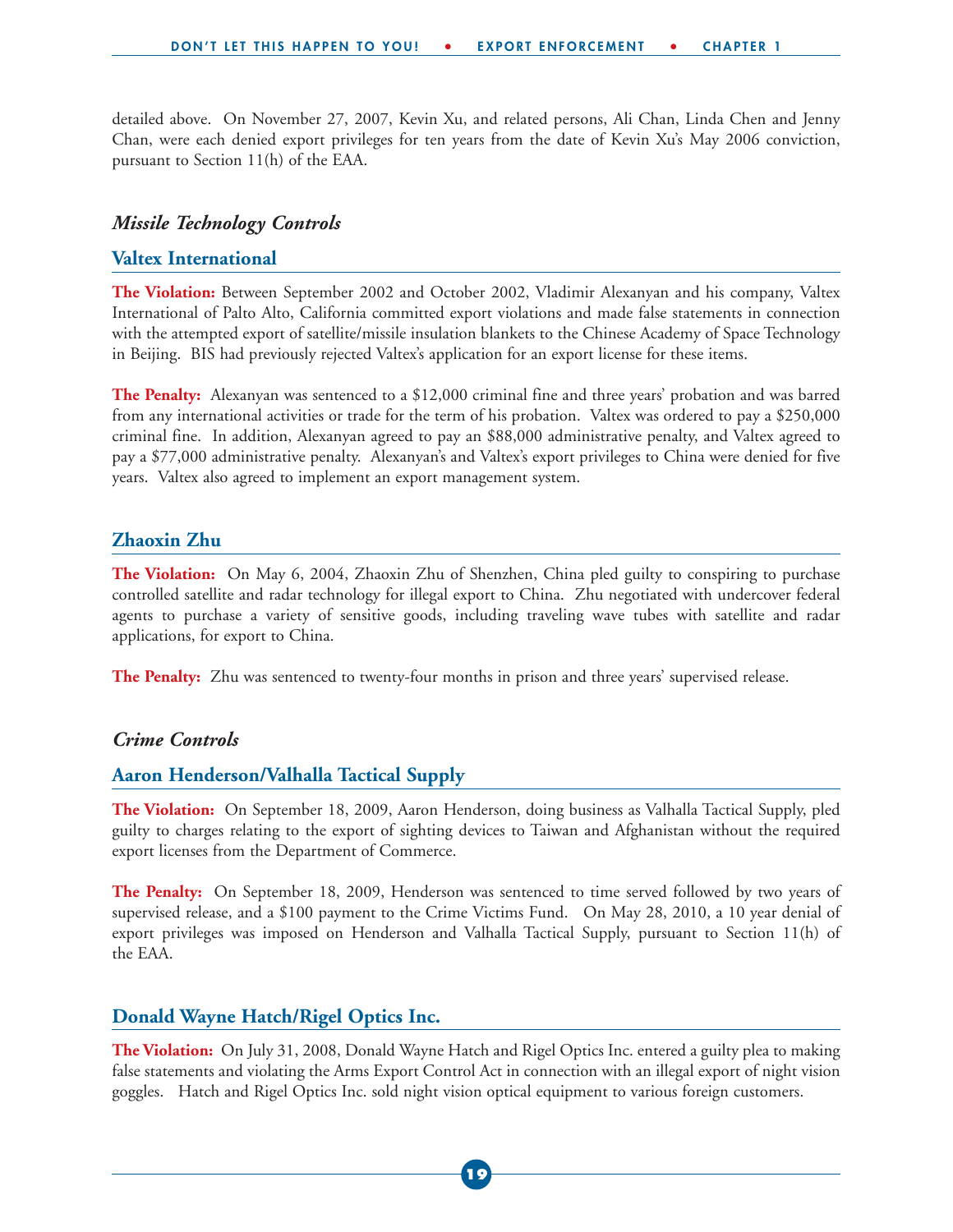detailed above. On November 27, 2007, Kevin Xu, and related persons, Ali Chan, Linda Chen and Jenny Chan, were each denied export privileges for ten years from the date of Kevin Xu's May 2006 conviction, pursuant to Section 11(h) of the EAA.

### *Missile Technology Controls*

## Valtex International

**The Violation:** Between September 2002 and October 2002, Vladimir Alexanyan and his company, Valtex International of Palto Alto, California committed export violations and made false statements in connection with the attempted export of satellite/missile insulation blankets to the Chinese Academy of Space Technology in Beijing. BIS had previously rejected Valtex's application for an export license for these items.

**The Penalty:** Alexanyan was sentenced to a $12,000 criminal fine and three years' probation and was barred from any international activities or trade for the term of his probation. Valtex was ordered to pay a $250,000 criminal fine. In addition, Alexanyan agreed to pay an $88,000 administrative penalty, and Valtex agreed to pay a $77,000 administrative penalty. Alexanyan's and Valtex's export privileges to China were denied for five years. Valtex also agreed to implement an export management system.

## Zhaoxin Zhu

**The Violation:** On May 6, 2004, Zhaoxin Zhu of Shenzhen, China pled guilty to conspiring to purchase controlled satellite and radar technology for illegal export to China. Zhu negotiated with undercover federal agents to purchase a variety of sensitive goods, including traveling wave tubes with satellite and radar applications, for export to China.

**The Penalty:** Zhu was sentenced to twenty-four months in prison and three years' supervised release.

### *Crime Controls*

## Aaron Henderson/Valhalla Tactical Supply

**The Violation:** On September 18, 2009, Aaron Henderson, doing business as Valhalla Tactical Supply, pled guilty to charges relating to the export of sighting devices to Taiwan and Afghanistan without the required export licenses from the Department of Commerce.

**The Penalty:** On September 18, 2009, Henderson was sentenced to time served followed by two years of supervised release, and a $100 payment to the Crime Victims Fund. On May 28, 2010, a 10 year denial of export privileges was imposed on Henderson and Valhalla Tactical Supply, pursuant to Section 11(h) of the EAA.

## Donald Wayne Hatch/Rigel Optics Inc.

**The Violation:** On July 31, 2008, Donald Wayne Hatch and Rigel Optics Inc. entered a guilty plea to making false statements and violating the Arms Export Control Act in connection with an illegal export of night vision goggles. Hatch and Rigel Optics Inc. sold night vision optical equipment to various foreign customers.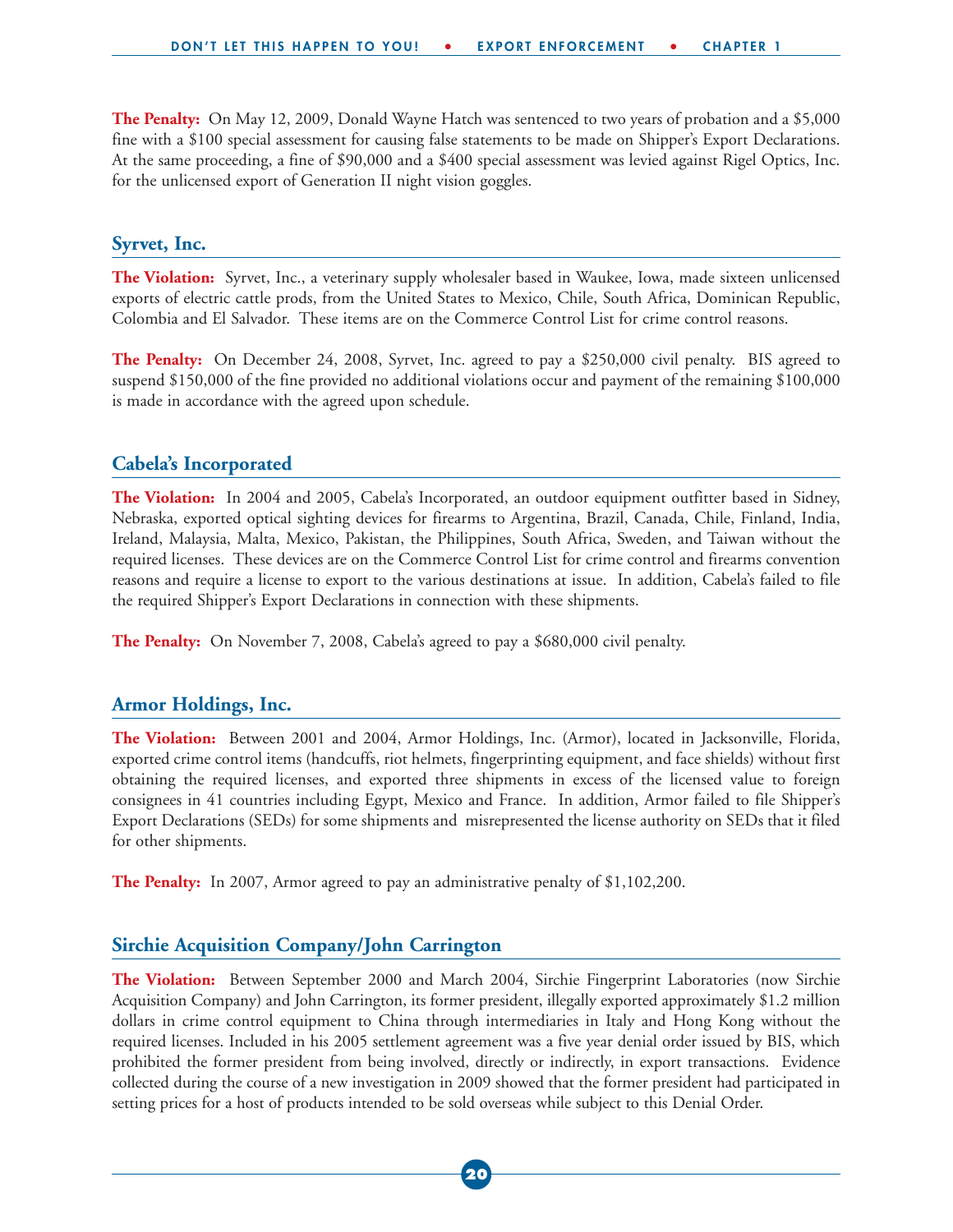**The Penalty:** On May 12, 2009, Donald Wayne Hatch was sentenced to two years of probation and a $5,000 fine with a $100 special assessment for causing false statements to be made on Shipper's Export Declarations. At the same proceeding, a fine of $90,000 and a $400 special assessment was levied against Rigel Optics, Inc. for the unlicensed export of Generation II night vision goggles.

## Syrvet, Inc.

**The Violation:** Syrvet, Inc., a veterinary supply wholesaler based in Waukee, Iowa, made sixteen unlicensed exports of electric cattle prods, from the United States to Mexico, Chile, South Africa, Dominican Republic, Colombia and El Salvador. These items are on the Commerce Control List for crime control reasons.

**The Penalty:** On December 24, 2008, Syrvet, Inc. agreed to pay a $250,000 civil penalty. BIS agreed to suspend $150,000 of the fine provided no additional violations occur and payment of the remaining $100,000 is made in accordance with the agreed upon schedule.

## Cabela's Incorporated

**The Violation:** In 2004 and 2005, Cabela's Incorporated, an outdoor equipment outfitter based in Sidney, Nebraska, exported optical sighting devices for firearms to Argentina, Brazil, Canada, Chile, Finland, India, Ireland, Malaysia, Malta, Mexico, Pakistan, the Philippines, South Africa, Sweden, and Taiwan without the required licenses. These devices are on the Commerce Control List for crime control and firearms convention reasons and require a license to export to the various destinations at issue. In addition, Cabela's failed to file the required Shipper's Export Declarations in connection with these shipments.

**The Penalty:** On November 7, 2008, Cabela's agreed to pay a $680,000 civil penalty.

## Armor Holdings, Inc.

**The Violation:** Between 2001 and 2004, Armor Holdings, Inc. (Armor), located in Jacksonville, Florida, exported crime control items (handcuffs, riot helmets, fingerprinting equipment, and face shields) without first obtaining the required licenses, and exported three shipments in excess of the licensed value to foreign consignees in 41 countries including Egypt, Mexico and France. In addition, Armor failed to file Shipper's Export Declarations (SEDs) for some shipments and misrepresented the license authority on SEDs that it filed for other shipments.

**The Penalty:** In 2007, Armor agreed to pay an administrative penalty of $1,102,200.

## Sirchie Acquisition Company/John Carrington

**The Violation:** Between September 2000 and March 2004, Sirchie Fingerprint Laboratories (now Sirchie Acquisition Company) and John Carrington, its former president, illegally exported approximately $1.2 million dollars in crime control equipment to China through intermediaries in Italy and Hong Kong without the required licenses. Included in his 2005 settlement agreement was a five year denial order issued by BIS, which prohibited the former president from being involved, directly or indirectly, in export transactions. Evidence collected during the course of a new investigation in 2009 showed that the former president had participated in setting prices for a host of products intended to be sold overseas while subject to this Denial Order.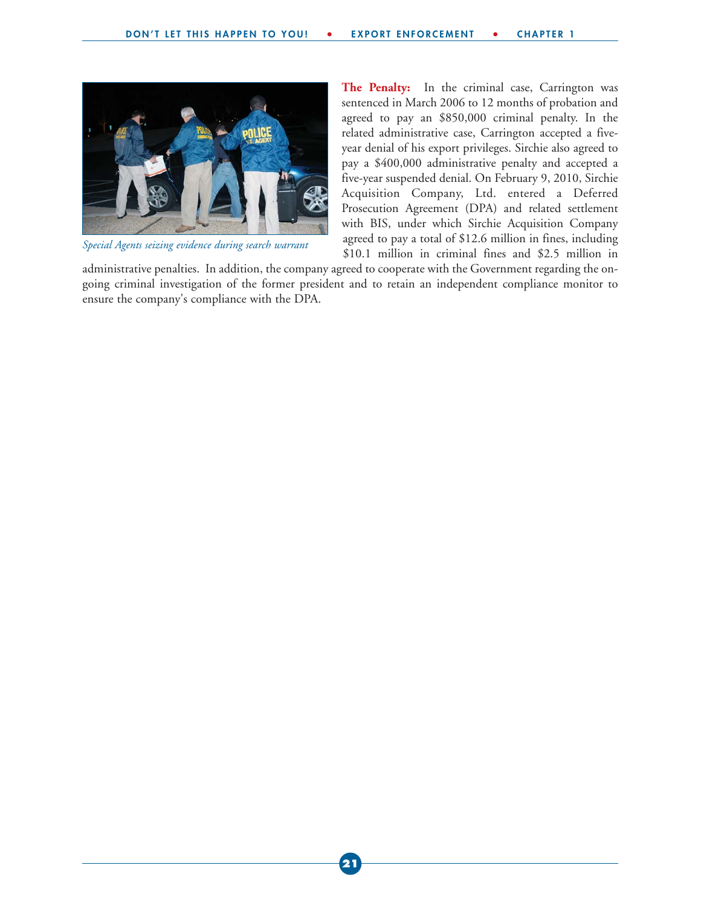*Special Agents seizing evidence during search warrant*

**The Penalty:** In the criminal case, Carrington was sentenced in March 2006 to 12 months of probation and agreed to pay an $850,000 criminal penalty. In the related administrative case, Carrington accepted a five-year denial of his export privileges. Sirchie also agreed to pay a $400,000 administrative penalty and accepted a five-year suspended denial. On February 9, 2010, Sirchie Acquisition Company, Ltd. entered a Deferred Prosecution Agreement (DPA) and related settlement with BIS, under which Sirchie Acquisition Company agreed to pay a total of $12.6 million in fines, including $10.1 million in criminal fines and $2.5 million in administrative penalties. In addition, the company agreed to cooperate with the Government regarding the on-going criminal investigation of the former president and to retain an independent compliance monitor to ensure the company's compliance with the DPA.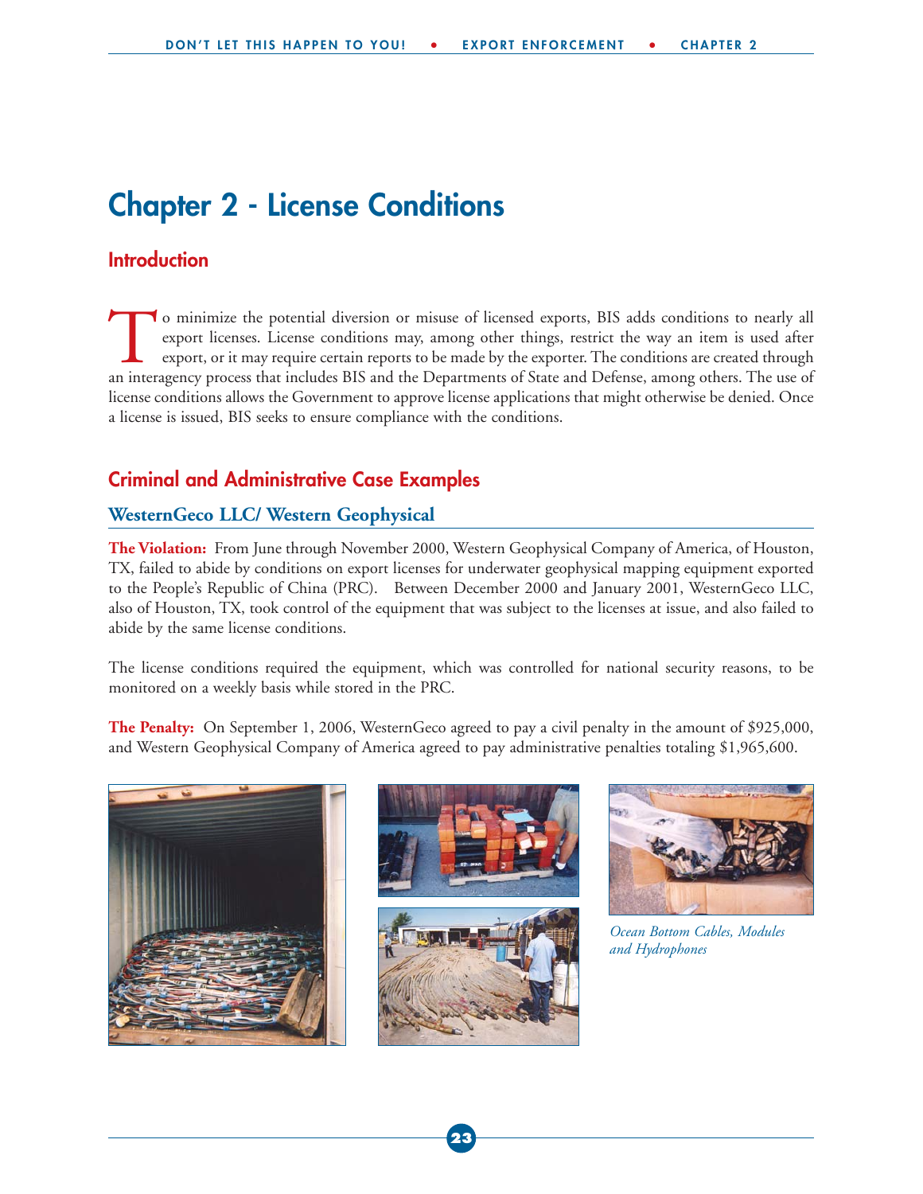# Chapter 2 - License Conditions

## Introduction

To minimize the potential diversion or misuse of licensed exports, BIS adds conditions to nearly all export licenses. License conditions may, among other things, restrict the way an item is used after export, or it may require certain reports to be made by the exporter. The conditions are created through an interagency process that includes BIS and the Departments of State and Defense, among others. The use of license conditions allows the Government to approve license applications that might otherwise be denied. Once a license is issued, BIS seeks to ensure compliance with the conditions.

## Criminal and Administrative Case Examples

### WesternGeco LLC/ Western Geophysical

**The Violation:** From June through November 2000, Western Geophysical Company of America, of Houston, TX, failed to abide by conditions on export licenses for underwater geophysical mapping equipment exported to the People's Republic of China (PRC). Between December 2000 and January 2001, WesternGeco LLC, also of Houston, TX, took control of the equipment that was subject to the licenses at issue, and also failed to abide by the same license conditions.

The license conditions required the equipment, which was controlled for national security reasons, to be monitored on a weekly basis while stored in the PRC.

**The Penalty:** On September 1, 2006, WesternGeco agreed to pay a civil penalty in the amount of $925,000, and Western Geophysical Company of America agreed to pay administrative penalties totaling $1,965,600.

*Ocean Bottom Cables, Modules and Hydrophones*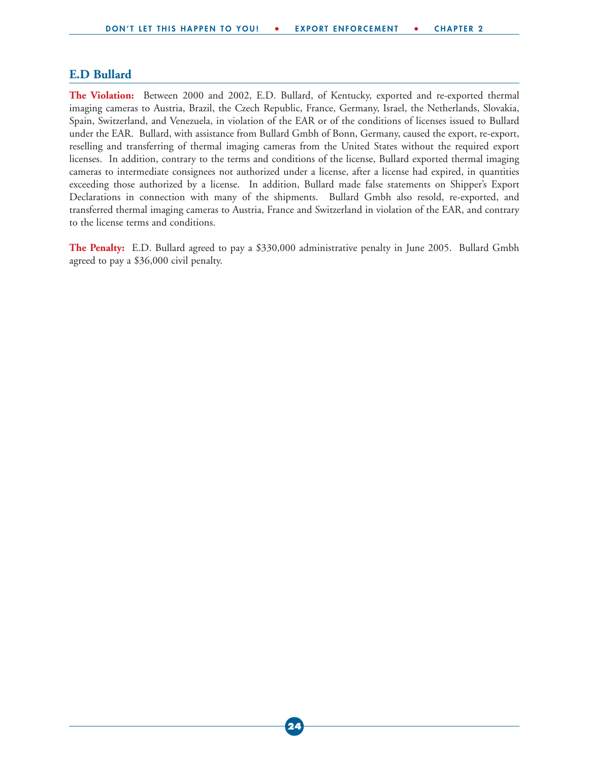## E.D Bullard

**The Violation:** Between 2000 and 2002, E.D. Bullard, of Kentucky, exported and re-exported thermal imaging cameras to Austria, Brazil, the Czech Republic, France, Germany, Israel, the Netherlands, Slovakia, Spain, Switzerland, and Venezuela, in violation of the EAR or of the conditions of licenses issued to Bullard under the EAR. Bullard, with assistance from Bullard Gmbh of Bonn, Germany, caused the export, re-export, reselling and transferring of thermal imaging cameras from the United States without the required export licenses. In addition, contrary to the terms and conditions of the license, Bullard exported thermal imaging cameras to intermediate consignees not authorized under a license, after a license had expired, in quantities exceeding those authorized by a license. In addition, Bullard made false statements on Shipper's Export Declarations in connection with many of the shipments. Bullard Gmbh also resold, re-exported, and transferred thermal imaging cameras to Austria, France and Switzerland in violation of the EAR, and contrary to the license terms and conditions.

**The Penalty:** E.D. Bullard agreed to pay a $330,000 administrative penalty in June 2005. Bullard Gmbh agreed to pay a $36,000 civil penalty.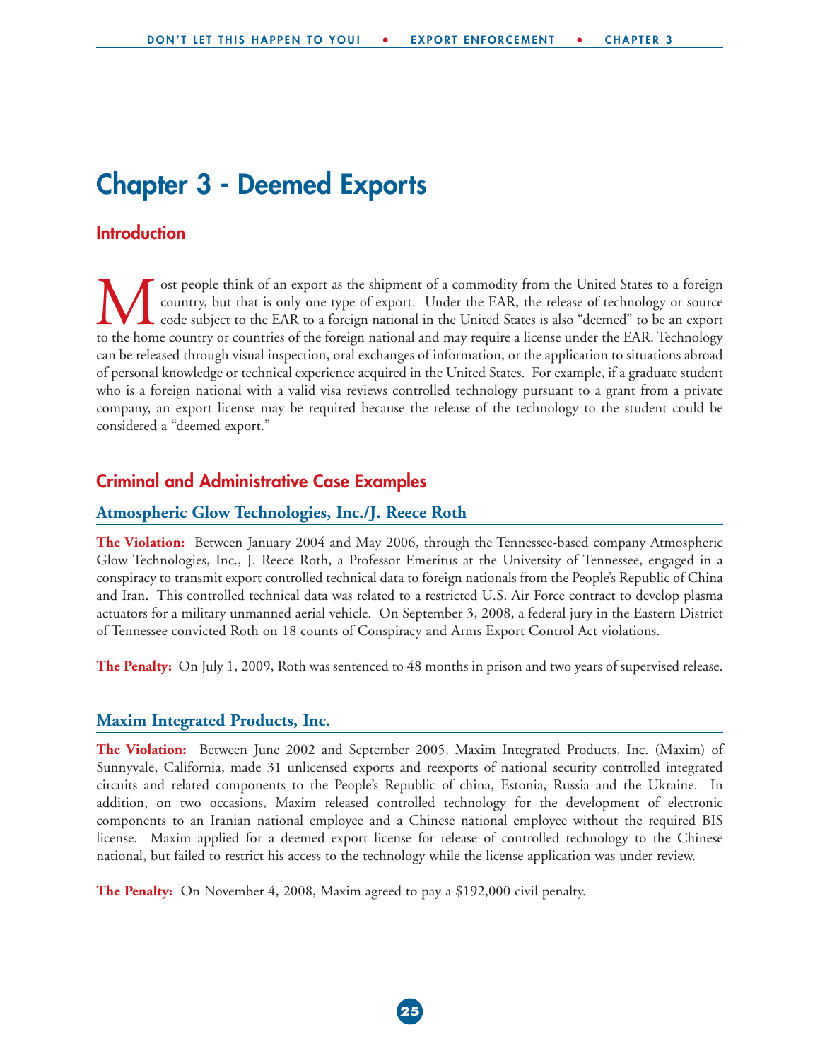# Chapter 3 - Deemed Exports

## Introduction

Most people think of an export as the shipment of a commodity from the United States to a foreign country, but that is only one type of export. Under the EAR, the release of technology or source code subject to the EAR to a foreign national in the United States is also "deemed" to be an export to the home country or countries of the foreign national and may require a license under the EAR. Technology can be released through visual inspection, oral exchanges of information, or the application to situations abroad of personal knowledge or technical experience acquired in the United States. For example, if a graduate student who is a foreign national with a valid visa reviews controlled technology pursuant to a grant from a private company, an export license may be required because the release of the technology to the student could be considered a "deemed export."

## Criminal and Administrative Case Examples

### Atmospheric Glow Technologies, Inc./J. Reece Roth

**The Violation:** Between January 2004 and May 2006, through the Tennessee-based company Atmospheric Glow Technologies, Inc., J. Reece Roth, a Professor Emeritus at the University of Tennessee, engaged in a conspiracy to transmit export controlled technical data to foreign nationals from the People's Republic of China and Iran. This controlled technical data was related to a restricted U.S. Air Force contract to develop plasma actuators for a military unmanned aerial vehicle. On September 3, 2008, a federal jury in the Eastern District of Tennessee convicted Roth on 18 counts of Conspiracy and Arms Export Control Act violations.

**The Penalty:** On July 1, 2009, Roth was sentenced to 48 months in prison and two years of supervised release.

### Maxim Integrated Products, Inc.

**The Violation:** Between June 2002 and September 2005, Maxim Integrated Products, Inc. (Maxim) of Sunnyvale, California, made 31 unlicensed exports and reexports of national security controlled integrated circuits and related components to the People's Republic of china, Estonia, Russia and the Ukraine. In addition, on two occasions, Maxim released controlled technology for the development of electronic components to an Iranian national employee and a Chinese national employee without the required BIS license. Maxim applied for a deemed export license for release of controlled technology to the Chinese national, but failed to restrict his access to the technology while the license application was under review.

**The Penalty:** On November 4, 2008, Maxim agreed to pay a $192,000 civil penalty.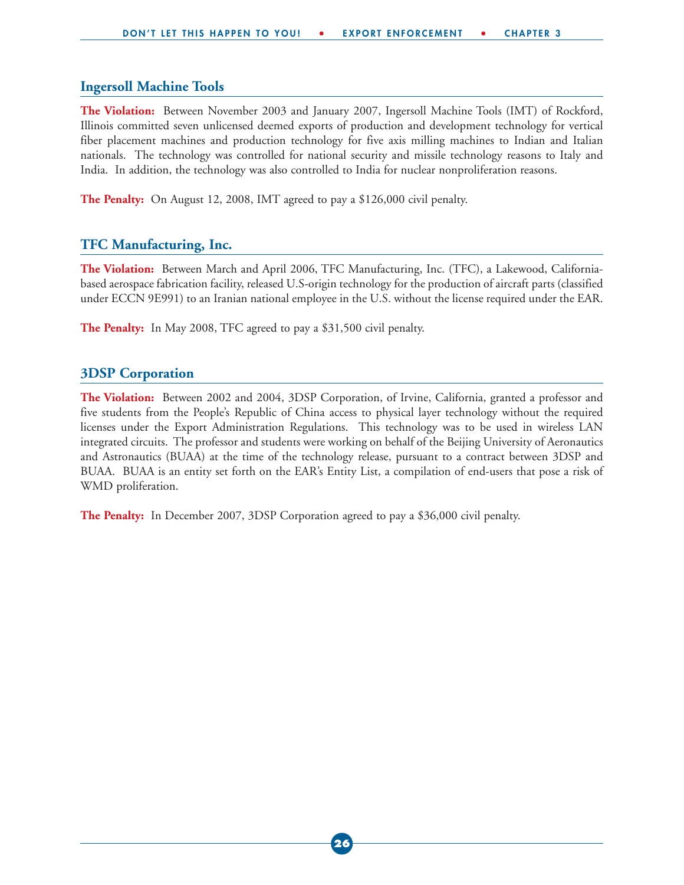## Ingersoll Machine Tools

**The Violation:** Between November 2003 and January 2007, Ingersoll Machine Tools (IMT) of Rockford, Illinois committed seven unlicensed deemed exports of production and development technology for vertical fiber placement machines and production technology for five axis milling machines to Indian and Italian nationals. The technology was controlled for national security and missile technology reasons to Italy and India. In addition, the technology was also controlled to India for nuclear nonproliferation reasons.

**The Penalty:** On August 12, 2008, IMT agreed to pay a $126,000 civil penalty.

## TFC Manufacturing, Inc.

**The Violation:** Between March and April 2006, TFC Manufacturing, Inc. (TFC), a Lakewood, California-based aerospace fabrication facility, released U.S-origin technology for the production of aircraft parts (classified under ECCN 9E991) to an Iranian national employee in the U.S. without the license required under the EAR.

**The Penalty:** In May 2008, TFC agreed to pay a $31,500 civil penalty.

## 3DSP Corporation

**The Violation:** Between 2002 and 2004, 3DSP Corporation, of Irvine, California, granted a professor and five students from the People's Republic of China access to physical layer technology without the required licenses under the Export Administration Regulations. This technology was to be used in wireless LAN integrated circuits. The professor and students were working on behalf of the Beijing University of Aeronautics and Astronautics (BUAA) at the time of the technology release, pursuant to a contract between 3DSP and BUAA. BUAA is an entity set forth on the EAR's Entity List, a compilation of end-users that pose a risk of WMD proliferation.

**The Penalty:** In December 2007, 3DSP Corporation agreed to pay a $36,000 civil penalty.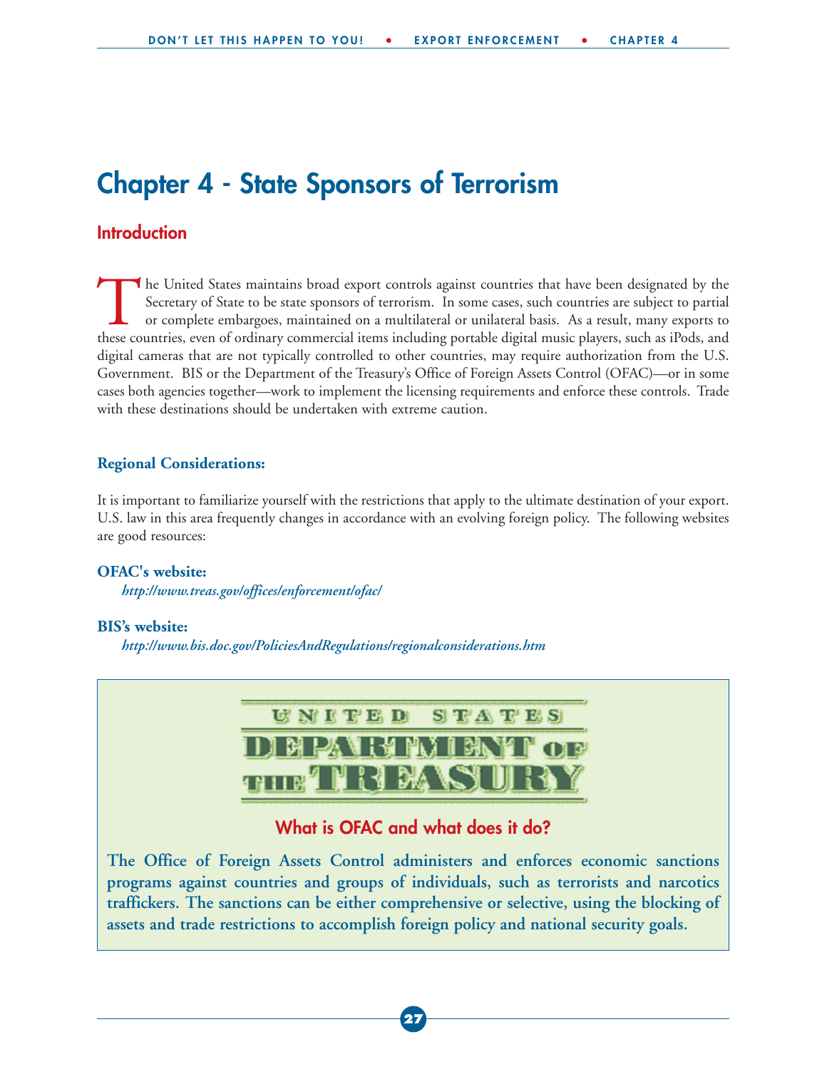# Chapter 4 - State Sponsors of Terrorism

## Introduction

The United States maintains broad export controls against countries that have been designated by the Secretary of State to be state sponsors of terrorism. In some cases, such countries are subject to partial or complete embargoes, maintained on a multilateral or unilateral basis. As a result, many exports to these countries, even of ordinary commercial items including portable digital music players, such as iPods, and digital cameras that are not typically controlled to other countries, may require authorization from the U.S. Government. BIS or the Department of the Treasury's Office of Foreign Assets Control (OFAC)—or in some cases both agencies together—work to implement the licensing requirements and enforce these controls. Trade with these destinations should be undertaken with extreme caution.

### Regional Considerations:

It is important to familiarize yourself with the restrictions that apply to the ultimate destination of your export. U.S. law in this area frequently changes in accordance with an evolving foreign policy. The following websites are good resources:

**OFAC's website:**
***http://www.treas.gov/offices/enforcement/ofac/***

**BIS's website:**
***http://www.bis.doc.gov/PoliciesAndRegulations/regionalconsiderations.htm***

UNITED STATES DEPARTMENT OF THE TREASURY

### What is OFAC and what does it do?

**The Office of Foreign Assets Control administers and enforces economic sanctions programs against countries and groups of individuals, such as terrorists and narcotics traffickers. The sanctions can be either comprehensive or selective, using the blocking of assets and trade restrictions to accomplish foreign policy and national security goals.**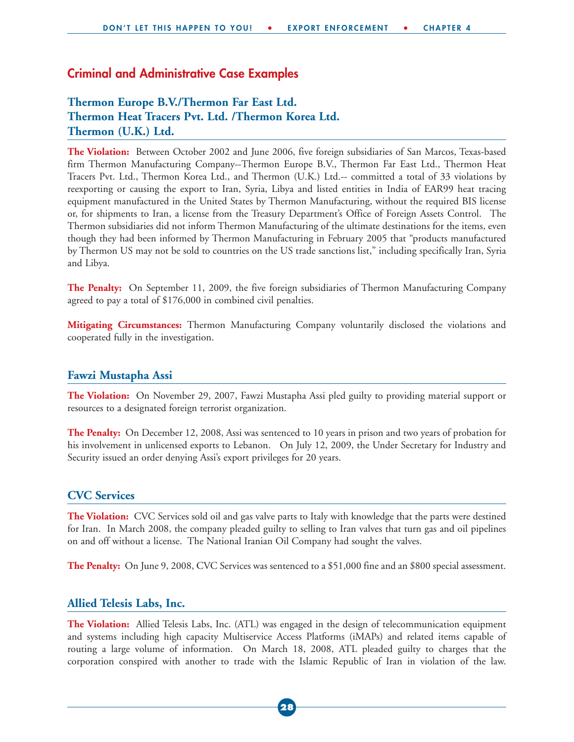## Criminal and Administrative Case Examples

### Thermon Europe B.V./Thermon Far East Ltd.
### Thermon Heat Tracers Pvt. Ltd. /Thermon Korea Ltd.
### Thermon (U.K.) Ltd.

**The Violation:** Between October 2002 and June 2006, five foreign subsidiaries of San Marcos, Texas-based firm Thermon Manufacturing Company--Thermon Europe B.V., Thermon Far East Ltd., Thermon Heat Tracers Pvt. Ltd., Thermon Korea Ltd., and Thermon (U.K.) Ltd.-- committed a total of 33 violations by reexporting or causing the export to Iran, Syria, Libya and listed entities in India of EAR99 heat tracing equipment manufactured in the United States by Thermon Manufacturing, without the required BIS license or, for shipments to Iran, a license from the Treasury Department's Office of Foreign Assets Control. The Thermon subsidiaries did not inform Thermon Manufacturing of the ultimate destinations for the items, even though they had been informed by Thermon Manufacturing in February 2005 that "products manufactured by Thermon US may not be sold to countries on the US trade sanctions list," including specifically Iran, Syria and Libya.

**The Penalty:** On September 11, 2009, the five foreign subsidiaries of Thermon Manufacturing Company agreed to pay a total of $176,000 in combined civil penalties.

**Mitigating Circumstances:** Thermon Manufacturing Company voluntarily disclosed the violations and cooperated fully in the investigation.

### Fawzi Mustapha Assi

**The Violation:** On November 29, 2007, Fawzi Mustapha Assi pled guilty to providing material support or resources to a designated foreign terrorist organization.

**The Penalty:** On December 12, 2008, Assi was sentenced to 10 years in prison and two years of probation for his involvement in unlicensed exports to Lebanon. On July 12, 2009, the Under Secretary for Industry and Security issued an order denying Assi's export privileges for 20 years.

### CVC Services

**The Violation:** CVC Services sold oil and gas valve parts to Italy with knowledge that the parts were destined for Iran. In March 2008, the company pleaded guilty to selling to Iran valves that turn gas and oil pipelines on and off without a license. The National Iranian Oil Company had sought the valves.

**The Penalty:** On June 9, 2008, CVC Services was sentenced to a $51,000 fine and an $800 special assessment.

### Allied Telesis Labs, Inc.

**The Violation:** Allied Telesis Labs, Inc. (ATL) was engaged in the design of telecommunication equipment and systems including high capacity Multiservice Access Platforms (iMAPs) and related items capable of routing a large volume of information. On March 18, 2008, ATL pleaded guilty to charges that the corporation conspired with another to trade with the Islamic Republic of Iran in violation of the law.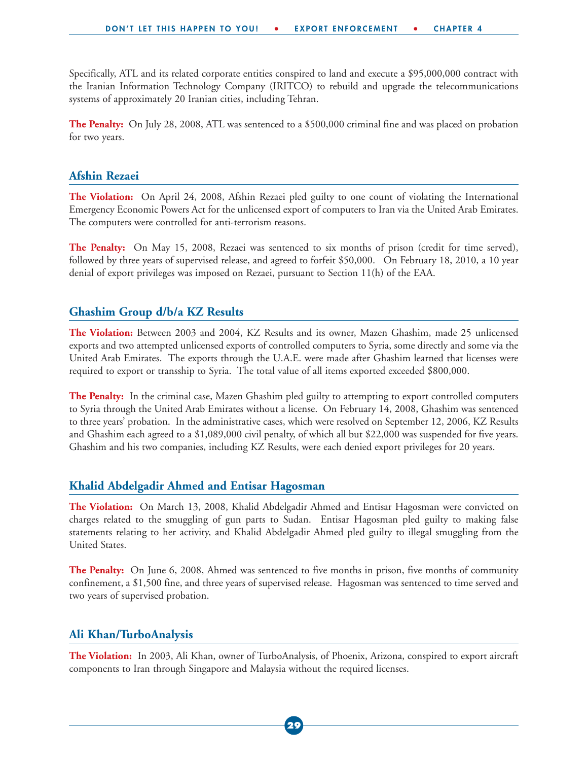Specifically, ATL and its related corporate entities conspired to land and execute a $95,000,000 contract with the Iranian Information Technology Company (IRITCO) to rebuild and upgrade the telecommunications systems of approximately 20 Iranian cities, including Tehran.

**The Penalty:** On July 28, 2008, ATL was sentenced to a $500,000 criminal fine and was placed on probation for two years.

## Afshin Rezaei

**The Violation:** On April 24, 2008, Afshin Rezaei pled guilty to one count of violating the International Emergency Economic Powers Act for the unlicensed export of computers to Iran via the United Arab Emirates. The computers were controlled for anti-terrorism reasons.

**The Penalty:** On May 15, 2008, Rezaei was sentenced to six months of prison (credit for time served), followed by three years of supervised release, and agreed to forfeit $50,000. On February 18, 2010, a 10 year denial of export privileges was imposed on Rezaei, pursuant to Section 11(h) of the EAA.

## Ghashim Group d/b/a KZ Results

**The Violation:** Between 2003 and 2004, KZ Results and its owner, Mazen Ghashim, made 25 unlicensed exports and two attempted unlicensed exports of controlled computers to Syria, some directly and some via the United Arab Emirates. The exports through the U.A.E. were made after Ghashim learned that licenses were required to export or transship to Syria. The total value of all items exported exceeded $800,000.

**The Penalty:** In the criminal case, Mazen Ghashim pled guilty to attempting to export controlled computers to Syria through the United Arab Emirates without a license. On February 14, 2008, Ghashim was sentenced to three years' probation. In the administrative cases, which were resolved on September 12, 2006, KZ Results and Ghashim each agreed to a $1,089,000 civil penalty, of which all but $22,000 was suspended for five years. Ghashim and his two companies, including KZ Results, were each denied export privileges for 20 years.

## Khalid Abdelgadir Ahmed and Entisar Hagosman

**The Violation:** On March 13, 2008, Khalid Abdelgadir Ahmed and Entisar Hagosman were convicted on charges related to the smuggling of gun parts to Sudan. Entisar Hagosman pled guilty to making false statements relating to her activity, and Khalid Abdelgadir Ahmed pled guilty to illegal smuggling from the United States.

**The Penalty:** On June 6, 2008, Ahmed was sentenced to five months in prison, five months of community confinement, a $1,500 fine, and three years of supervised release. Hagosman was sentenced to time served and two years of supervised probation.

## Ali Khan/TurboAnalysis

**The Violation:** In 2003, Ali Khan, owner of TurboAnalysis, of Phoenix, Arizona, conspired to export aircraft components to Iran through Singapore and Malaysia without the required licenses.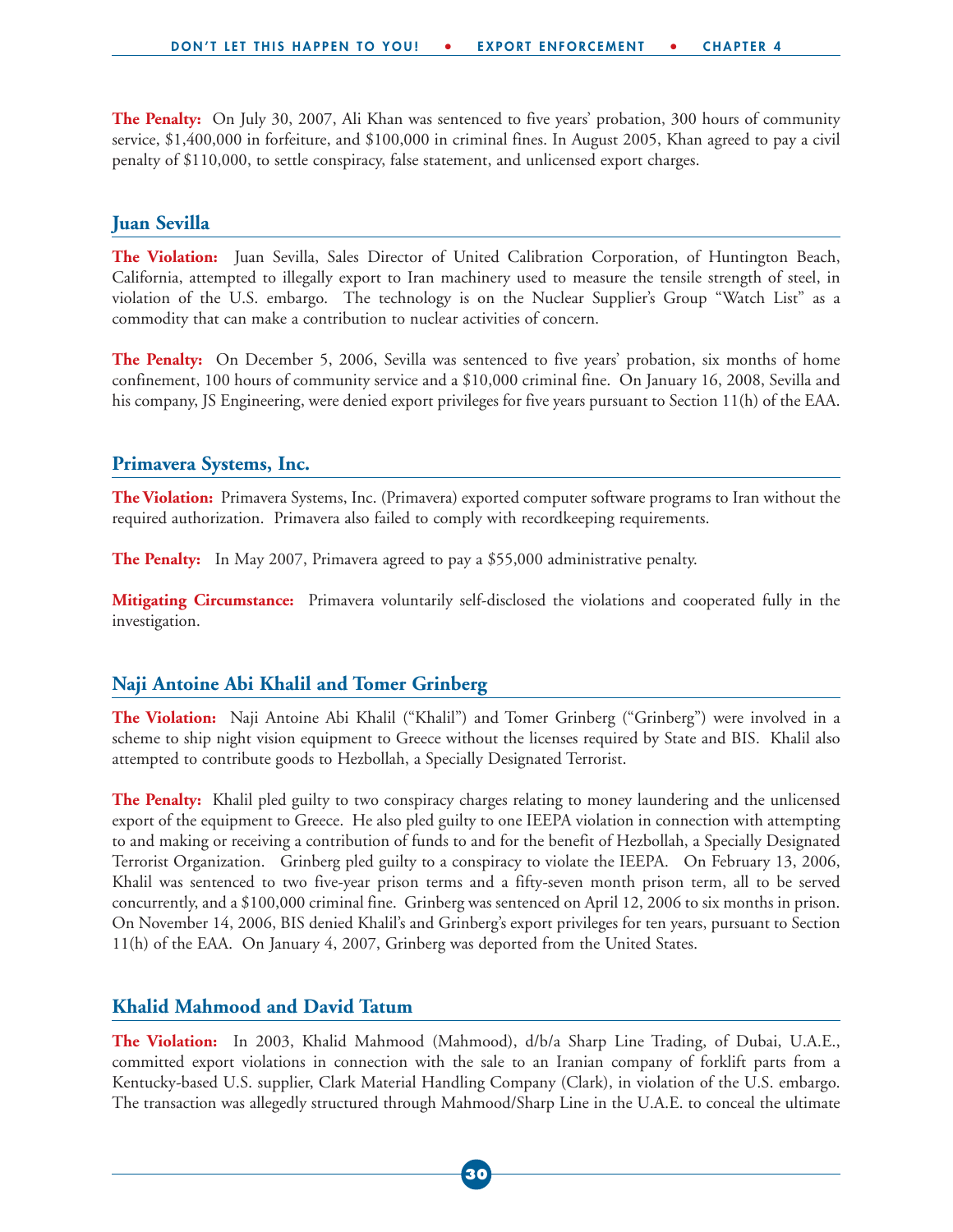**The Penalty:** On July 30, 2007, Ali Khan was sentenced to five years' probation, 300 hours of community service, $1,400,000 in forfeiture, and $100,000 in criminal fines. In August 2005, Khan agreed to pay a civil penalty of $110,000, to settle conspiracy, false statement, and unlicensed export charges.

## Juan Sevilla

**The Violation:** Juan Sevilla, Sales Director of United Calibration Corporation, of Huntington Beach, California, attempted to illegally export to Iran machinery used to measure the tensile strength of steel, in violation of the U.S. embargo. The technology is on the Nuclear Supplier's Group "Watch List" as a commodity that can make a contribution to nuclear activities of concern.

**The Penalty:** On December 5, 2006, Sevilla was sentenced to five years' probation, six months of home confinement, 100 hours of community service and a $10,000 criminal fine. On January 16, 2008, Sevilla and his company, JS Engineering, were denied export privileges for five years pursuant to Section 11(h) of the EAA.

## Primavera Systems, Inc.

**The Violation:** Primavera Systems, Inc. (Primavera) exported computer software programs to Iran without the required authorization. Primavera also failed to comply with recordkeeping requirements.

**The Penalty:** In May 2007, Primavera agreed to pay a $55,000 administrative penalty.

**Mitigating Circumstance:** Primavera voluntarily self-disclosed the violations and cooperated fully in the investigation.

## Naji Antoine Abi Khalil and Tomer Grinberg

**The Violation:** Naji Antoine Abi Khalil ("Khalil") and Tomer Grinberg ("Grinberg") were involved in a scheme to ship night vision equipment to Greece without the licenses required by State and BIS. Khalil also attempted to contribute goods to Hezbollah, a Specially Designated Terrorist.

**The Penalty:** Khalil pled guilty to two conspiracy charges relating to money laundering and the unlicensed export of the equipment to Greece. He also pled guilty to one IEEPA violation in connection with attempting to and making or receiving a contribution of funds to and for the benefit of Hezbollah, a Specially Designated Terrorist Organization. Grinberg pled guilty to a conspiracy to violate the IEEPA. On February 13, 2006, Khalil was sentenced to two five-year prison terms and a fifty-seven month prison term, all to be served concurrently, and a $100,000 criminal fine. Grinberg was sentenced on April 12, 2006 to six months in prison. On November 14, 2006, BIS denied Khalil's and Grinberg's export privileges for ten years, pursuant to Section 11(h) of the EAA. On January 4, 2007, Grinberg was deported from the United States.

## Khalid Mahmood and David Tatum

**The Violation:** In 2003, Khalid Mahmood (Mahmood), d/b/a Sharp Line Trading, of Dubai, U.A.E., committed export violations in connection with the sale to an Iranian company of forklift parts from a Kentucky-based U.S. supplier, Clark Material Handling Company (Clark), in violation of the U.S. embargo. The transaction was allegedly structured through Mahmood/Sharp Line in the U.A.E. to conceal the ultimate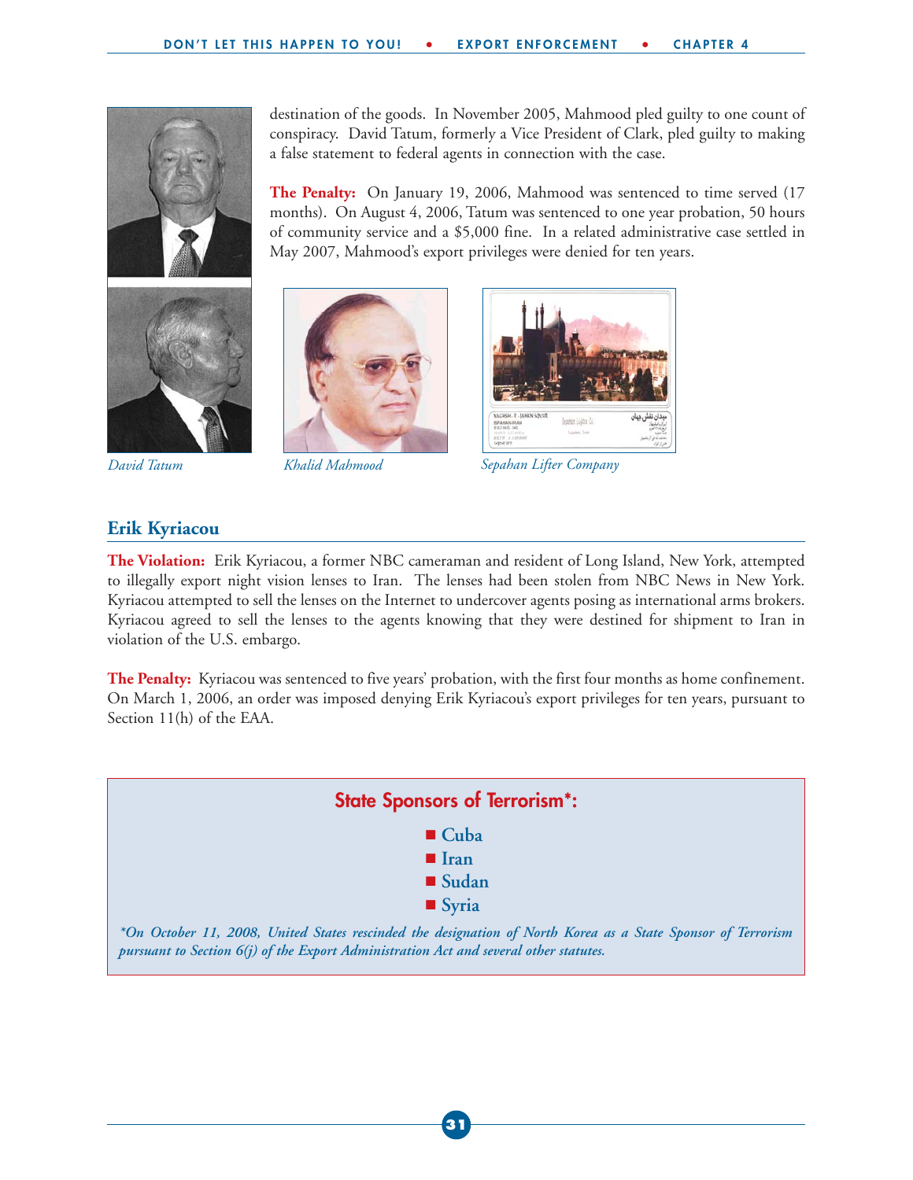destination of the goods. In November 2005, Mahmood pled guilty to one count of conspiracy. David Tatum, formerly a Vice President of Clark, pled guilty to making a false statement to federal agents in connection with the case.

**The Penalty:** On January 19, 2006, Mahmood was sentenced to time served (17 months). On August 4, 2006, Tatum was sentenced to one year probation, 50 hours of community service and a $5,000 fine. In a related administrative case settled in May 2007, Mahmood's export privileges were denied for ten years.

*David Tatum*

*Khalid Mahmood*

*Sepahan Lifter Company*

## Erik Kyriacou

**The Violation:** Erik Kyriacou, a former NBC cameraman and resident of Long Island, New York, attempted to illegally export night vision lenses to Iran. The lenses had been stolen from NBC News in New York. Kyriacou attempted to sell the lenses on the Internet to undercover agents posing as international arms brokers. Kyriacou agreed to sell the lenses to the agents knowing that they were destined for shipment to Iran in violation of the U.S. embargo.

**The Penalty:** Kyriacou was sentenced to five years' probation, with the first four months as home confinement. On March 1, 2006, an order was imposed denying Erik Kyriacou's export privileges for ten years, pursuant to Section 11(h) of the EAA.

### State Sponsors of Terrorism*:

- Cuba
- Iran
- Sudan
- Syria

*\*On October 11, 2008, United States rescinded the designation of North Korea as a State Sponsor of Terrorism pursuant to Section 6(j) of the Export Administration Act and several other statutes.*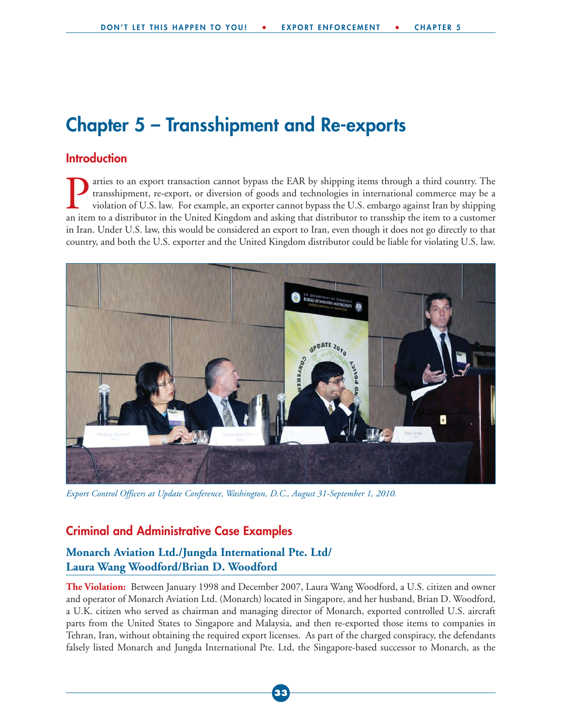# Chapter 5 – Transshipment and Re-exports

## Introduction

Parties to an export transaction cannot bypass the EAR by shipping items through a third country. The transshipment, re-export, or diversion of goods and technologies in international commerce may be a violation of U.S. law. For example, an exporter cannot bypass the U.S. embargo against Iran by shipping an item to a distributor in the United Kingdom and asking that distributor to transship the item to a customer in Iran. Under U.S. law, this would be considered an export to Iran, even though it does not go directly to that country, and both the U.S. exporter and the United Kingdom distributor could be liable for violating U.S. law.

*Export Control Officers at Update Conference, Washington, D.C., August 31-September 1, 2010.*

## Criminal and Administrative Case Examples

### Monarch Aviation Ltd./Jungda International Pte. Ltd/ Laura Wang Woodford/Brian D. Woodford

**The Violation:** Between January 1998 and December 2007, Laura Wang Woodford, a U.S. citizen and owner and operator of Monarch Aviation Ltd. (Monarch) located in Singapore, and her husband, Brian D. Woodford, a U.K. citizen who served as chairman and managing director of Monarch, exported controlled U.S. aircraft parts from the United States to Singapore and Malaysia, and then re-exported those items to companies in Tehran, Iran, without obtaining the required export licenses. As part of the charged conspiracy, the defendants falsely listed Monarch and Jungda International Pte. Ltd, the Singapore-based successor to Monarch, as the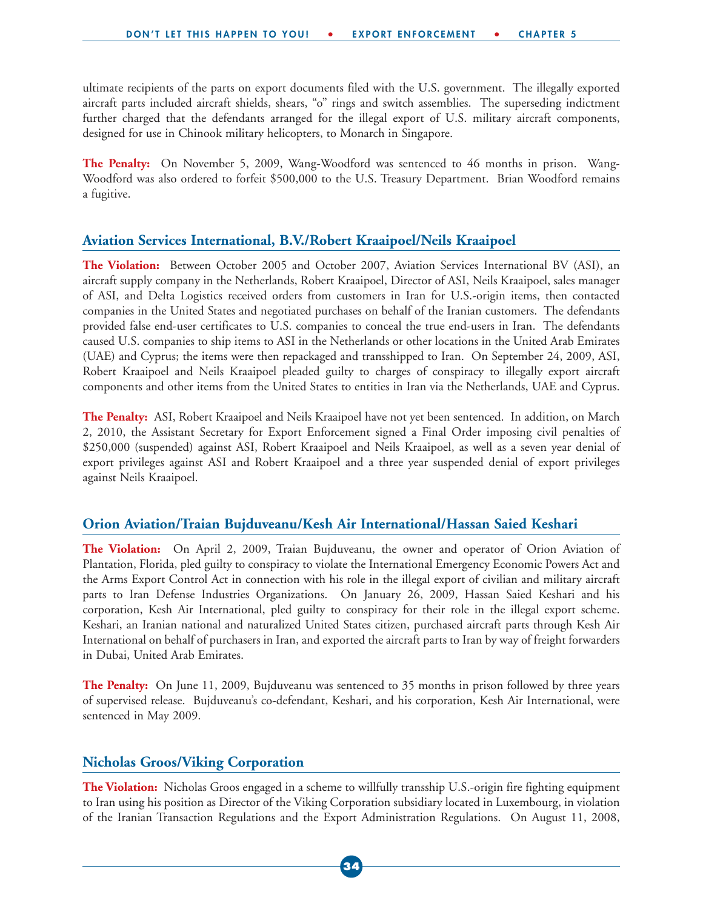ultimate recipients of the parts on export documents filed with the U.S. government. The illegally exported aircraft parts included aircraft shields, shears, "o" rings and switch assemblies. The superseding indictment further charged that the defendants arranged for the illegal export of U.S. military aircraft components, designed for use in Chinook military helicopters, to Monarch in Singapore.

**The Penalty:** On November 5, 2009, Wang-Woodford was sentenced to 46 months in prison. Wang-Woodford was also ordered to forfeit $500,000 to the U.S. Treasury Department. Brian Woodford remains a fugitive.

## Aviation Services International, B.V./Robert Kraaipoel/Neils Kraaipoel

**The Violation:** Between October 2005 and October 2007, Aviation Services International BV (ASI), an aircraft supply company in the Netherlands, Robert Kraaipoel, Director of ASI, Neils Kraaipoel, sales manager of ASI, and Delta Logistics received orders from customers in Iran for U.S.-origin items, then contacted companies in the United States and negotiated purchases on behalf of the Iranian customers. The defendants provided false end-user certificates to U.S. companies to conceal the true end-users in Iran. The defendants caused U.S. companies to ship items to ASI in the Netherlands or other locations in the United Arab Emirates (UAE) and Cyprus; the items were then repackaged and transshipped to Iran. On September 24, 2009, ASI, Robert Kraaipoel and Neils Kraaipoel pleaded guilty to charges of conspiracy to illegally export aircraft components and other items from the United States to entities in Iran via the Netherlands, UAE and Cyprus.

**The Penalty:** ASI, Robert Kraaipoel and Neils Kraaipoel have not yet been sentenced. In addition, on March 2, 2010, the Assistant Secretary for Export Enforcement signed a Final Order imposing civil penalties of $250,000 (suspended) against ASI, Robert Kraaipoel and Neils Kraaipoel, as well as a seven year denial of export privileges against ASI and Robert Kraaipoel and a three year suspended denial of export privileges against Neils Kraaipoel.

## Orion Aviation/Traian Bujduveanu/Kesh Air International/Hassan Saied Keshari

**The Violation:** On April 2, 2009, Traian Bujduveanu, the owner and operator of Orion Aviation of Plantation, Florida, pled guilty to conspiracy to violate the International Emergency Economic Powers Act and the Arms Export Control Act in connection with his role in the illegal export of civilian and military aircraft parts to Iran Defense Industries Organizations. On January 26, 2009, Hassan Saied Keshari and his corporation, Kesh Air International, pled guilty to conspiracy for their role in the illegal export scheme. Keshari, an Iranian national and naturalized United States citizen, purchased aircraft parts through Kesh Air International on behalf of purchasers in Iran, and exported the aircraft parts to Iran by way of freight forwarders in Dubai, United Arab Emirates.

**The Penalty:** On June 11, 2009, Bujduveanu was sentenced to 35 months in prison followed by three years of supervised release. Bujduveanu's co-defendant, Keshari, and his corporation, Kesh Air International, were sentenced in May 2009.

## Nicholas Groos/Viking Corporation

**The Violation:** Nicholas Groos engaged in a scheme to willfully transship U.S.-origin fire fighting equipment to Iran using his position as Director of the Viking Corporation subsidiary located in Luxembourg, in violation of the Iranian Transaction Regulations and the Export Administration Regulations. On August 11, 2008,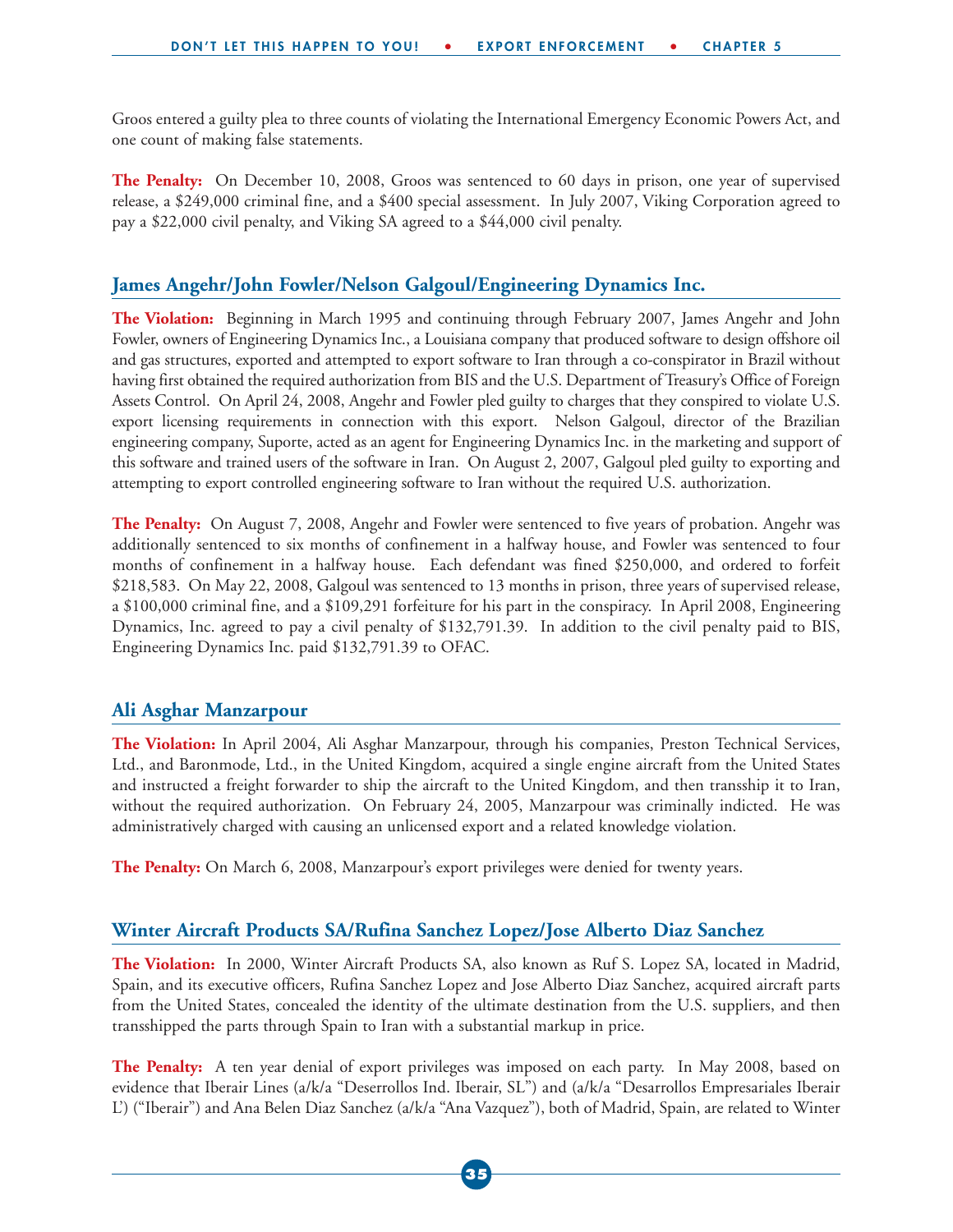Groos entered a guilty plea to three counts of violating the International Emergency Economic Powers Act, and one count of making false statements.

**The Penalty:** On December 10, 2008, Groos was sentenced to 60 days in prison, one year of supervised release, a $249,000 criminal fine, and a $400 special assessment. In July 2007, Viking Corporation agreed to pay a $22,000 civil penalty, and Viking SA agreed to a $44,000 civil penalty.

## James Angehr/John Fowler/Nelson Galgoul/Engineering Dynamics Inc.

**The Violation:** Beginning in March 1995 and continuing through February 2007, James Angehr and John Fowler, owners of Engineering Dynamics Inc., a Louisiana company that produced software to design offshore oil and gas structures, exported and attempted to export software to Iran through a co-conspirator in Brazil without having first obtained the required authorization from BIS and the U.S. Department of Treasury's Office of Foreign Assets Control. On April 24, 2008, Angehr and Fowler pled guilty to charges that they conspired to violate U.S. export licensing requirements in connection with this export. Nelson Galgoul, director of the Brazilian engineering company, Suporte, acted as an agent for Engineering Dynamics Inc. in the marketing and support of this software and trained users of the software in Iran. On August 2, 2007, Galgoul pled guilty to exporting and attempting to export controlled engineering software to Iran without the required U.S. authorization.

**The Penalty:** On August 7, 2008, Angehr and Fowler were sentenced to five years of probation. Angehr was additionally sentenced to six months of confinement in a halfway house, and Fowler was sentenced to four months of confinement in a halfway house. Each defendant was fined $250,000, and ordered to forfeit $218,583. On May 22, 2008, Galgoul was sentenced to 13 months in prison, three years of supervised release, a $100,000 criminal fine, and a $109,291 forfeiture for his part in the conspiracy. In April 2008, Engineering Dynamics, Inc. agreed to pay a civil penalty of $132,791.39. In addition to the civil penalty paid to BIS, Engineering Dynamics Inc. paid $132,791.39 to OFAC.

## Ali Asghar Manzarpour

**The Violation:** In April 2004, Ali Asghar Manzarpour, through his companies, Preston Technical Services, Ltd., and Baronmode, Ltd., in the United Kingdom, acquired a single engine aircraft from the United States and instructed a freight forwarder to ship the aircraft to the United Kingdom, and then transship it to Iran, without the required authorization. On February 24, 2005, Manzarpour was criminally indicted. He was administratively charged with causing an unlicensed export and a related knowledge violation.

**The Penalty:** On March 6, 2008, Manzarpour's export privileges were denied for twenty years.

## Winter Aircraft Products SA/Rufina Sanchez Lopez/Jose Alberto Diaz Sanchez

**The Violation:** In 2000, Winter Aircraft Products SA, also known as Ruf S. Lopez SA, located in Madrid, Spain, and its executive officers, Rufina Sanchez Lopez and Jose Alberto Diaz Sanchez, acquired aircraft parts from the United States, concealed the identity of the ultimate destination from the U.S. suppliers, and then transshipped the parts through Spain to Iran with a substantial markup in price.

**The Penalty:** A ten year denial of export privileges was imposed on each party. In May 2008, based on evidence that Iberair Lines (a/k/a "Deserrollos Ind. Iberair, SL") and (a/k/a "Desarrollos Empresariales Iberair L') ("Iberair") and Ana Belen Diaz Sanchez (a/k/a "Ana Vazquez"), both of Madrid, Spain, are related to Winter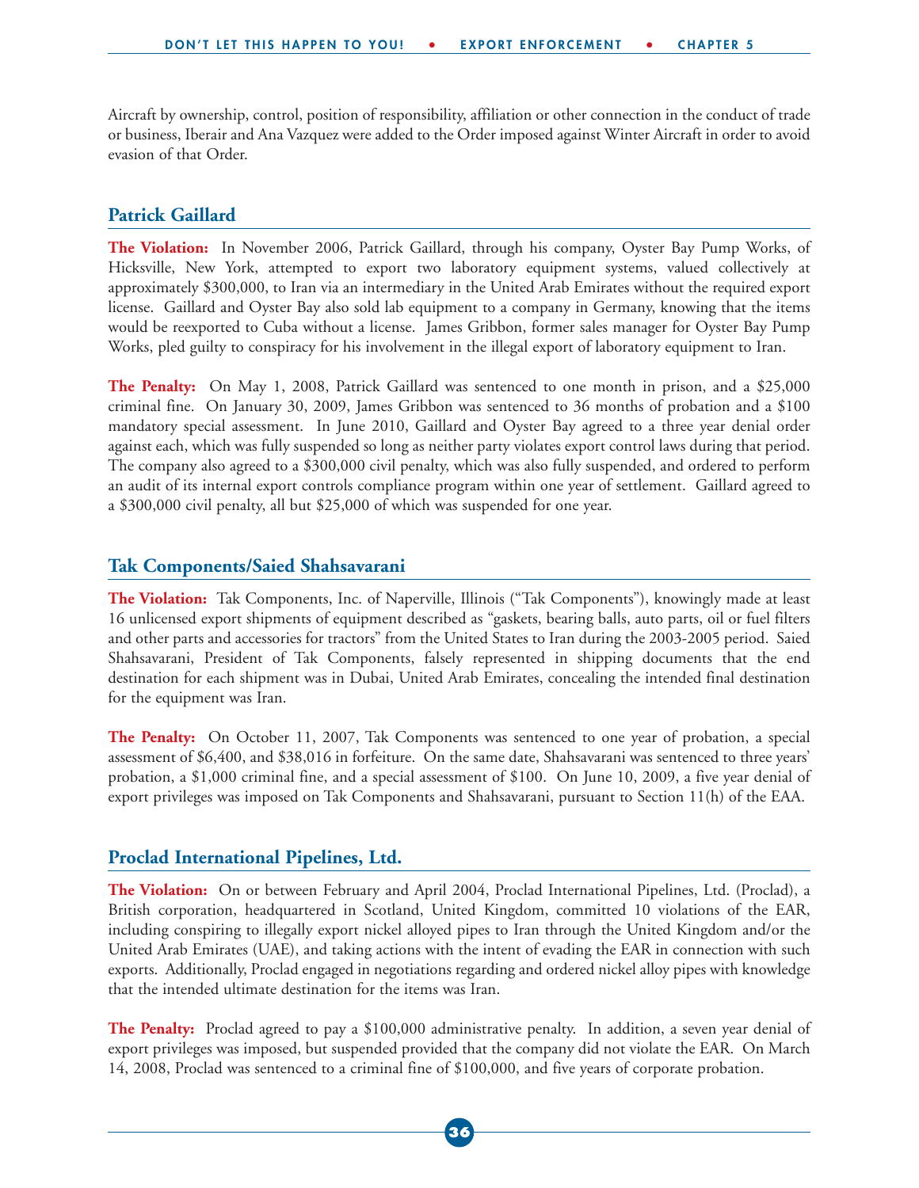Aircraft by ownership, control, position of responsibility, affiliation or other connection in the conduct of trade or business, Iberair and Ana Vazquez were added to the Order imposed against Winter Aircraft in order to avoid evasion of that Order.

## Patrick Gaillard

**The Violation:** In November 2006, Patrick Gaillard, through his company, Oyster Bay Pump Works, of Hicksville, New York, attempted to export two laboratory equipment systems, valued collectively at approximately $300,000, to Iran via an intermediary in the United Arab Emirates without the required export license. Gaillard and Oyster Bay also sold lab equipment to a company in Germany, knowing that the items would be reexported to Cuba without a license. James Gribbon, former sales manager for Oyster Bay Pump Works, pled guilty to conspiracy for his involvement in the illegal export of laboratory equipment to Iran.

**The Penalty:** On May 1, 2008, Patrick Gaillard was sentenced to one month in prison, and a $25,000 criminal fine. On January 30, 2009, James Gribbon was sentenced to 36 months of probation and a $100 mandatory special assessment. In June 2010, Gaillard and Oyster Bay agreed to a three year denial order against each, which was fully suspended so long as neither party violates export control laws during that period. The company also agreed to a $300,000 civil penalty, which was also fully suspended, and ordered to perform an audit of its internal export controls compliance program within one year of settlement. Gaillard agreed to a $300,000 civil penalty, all but $25,000 of which was suspended for one year.

## Tak Components/Saied Shahsavarani

**The Violation:** Tak Components, Inc. of Naperville, Illinois ("Tak Components"), knowingly made at least 16 unlicensed export shipments of equipment described as "gaskets, bearing balls, auto parts, oil or fuel filters and other parts and accessories for tractors" from the United States to Iran during the 2003-2005 period. Saied Shahsavarani, President of Tak Components, falsely represented in shipping documents that the end destination for each shipment was in Dubai, United Arab Emirates, concealing the intended final destination for the equipment was Iran.

**The Penalty:** On October 11, 2007, Tak Components was sentenced to one year of probation, a special assessment of $6,400, and $38,016 in forfeiture. On the same date, Shahsavarani was sentenced to three years' probation, a $1,000 criminal fine, and a special assessment of $100. On June 10, 2009, a five year denial of export privileges was imposed on Tak Components and Shahsavarani, pursuant to Section 11(h) of the EAA.

## Proclad International Pipelines, Ltd.

**The Violation:** On or between February and April 2004, Proclad International Pipelines, Ltd. (Proclad), a British corporation, headquartered in Scotland, United Kingdom, committed 10 violations of the EAR, including conspiring to illegally export nickel alloyed pipes to Iran through the United Kingdom and/or the United Arab Emirates (UAE), and taking actions with the intent of evading the EAR in connection with such exports. Additionally, Proclad engaged in negotiations regarding and ordered nickel alloy pipes with knowledge that the intended ultimate destination for the items was Iran.

**The Penalty:** Proclad agreed to pay a $100,000 administrative penalty. In addition, a seven year denial of export privileges was imposed, but suspended provided that the company did not violate the EAR. On March 14, 2008, Proclad was sentenced to a criminal fine of $100,000, and five years of corporate probation.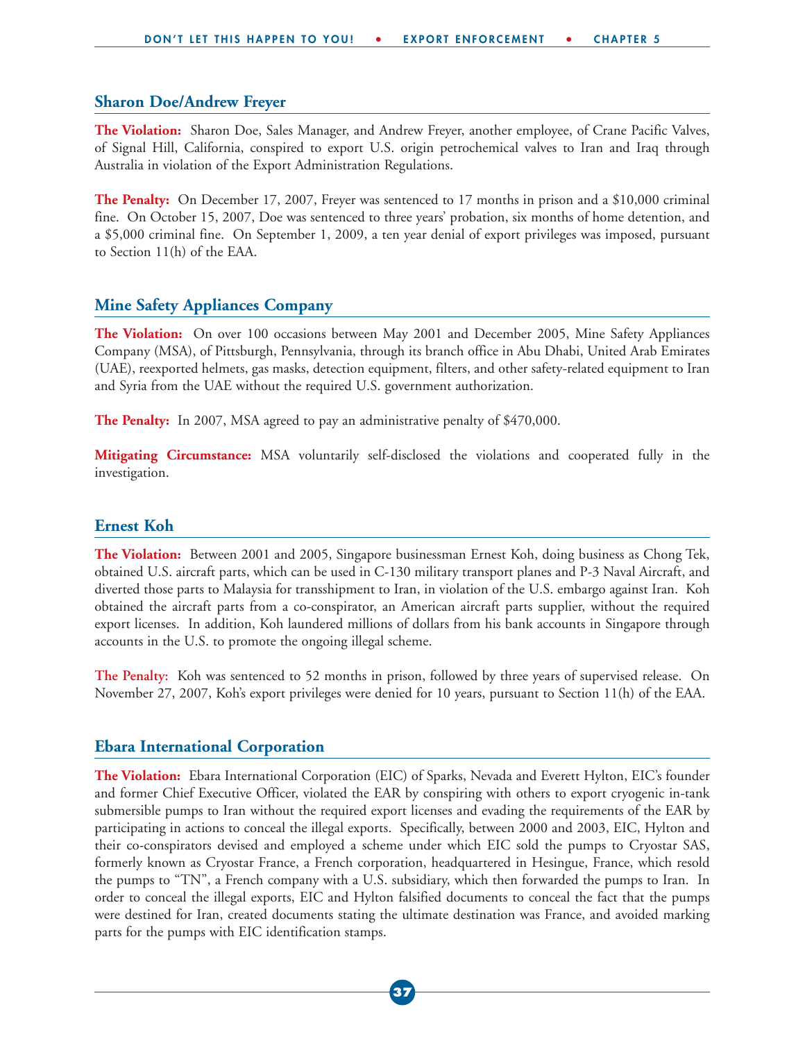## Sharon Doe/Andrew Freyer

**The Violation:** Sharon Doe, Sales Manager, and Andrew Freyer, another employee, of Crane Pacific Valves, of Signal Hill, California, conspired to export U.S. origin petrochemical valves to Iran and Iraq through Australia in violation of the Export Administration Regulations.

**The Penalty:** On December 17, 2007, Freyer was sentenced to 17 months in prison and a $10,000 criminal fine. On October 15, 2007, Doe was sentenced to three years' probation, six months of home detention, and a $5,000 criminal fine. On September 1, 2009, a ten year denial of export privileges was imposed, pursuant to Section 11(h) of the EAA.

## Mine Safety Appliances Company

**The Violation:** On over 100 occasions between May 2001 and December 2005, Mine Safety Appliances Company (MSA), of Pittsburgh, Pennsylvania, through its branch office in Abu Dhabi, United Arab Emirates (UAE), reexported helmets, gas masks, detection equipment, filters, and other safety-related equipment to Iran and Syria from the UAE without the required U.S. government authorization.

**The Penalty:** In 2007, MSA agreed to pay an administrative penalty of $470,000.

**Mitigating Circumstance:** MSA voluntarily self-disclosed the violations and cooperated fully in the investigation.

## Ernest Koh

**The Violation:** Between 2001 and 2005, Singapore businessman Ernest Koh, doing business as Chong Tek, obtained U.S. aircraft parts, which can be used in C-130 military transport planes and P-3 Naval Aircraft, and diverted those parts to Malaysia for transshipment to Iran, in violation of the U.S. embargo against Iran. Koh obtained the aircraft parts from a co-conspirator, an American aircraft parts supplier, without the required export licenses. In addition, Koh laundered millions of dollars from his bank accounts in Singapore through accounts in the U.S. to promote the ongoing illegal scheme.

**The Penalty:** Koh was sentenced to 52 months in prison, followed by three years of supervised release. On November 27, 2007, Koh's export privileges were denied for 10 years, pursuant to Section 11(h) of the EAA.

## Ebara International Corporation

**The Violation:** Ebara International Corporation (EIC) of Sparks, Nevada and Everett Hylton, EIC's founder and former Chief Executive Officer, violated the EAR by conspiring with others to export cryogenic in-tank submersible pumps to Iran without the required export licenses and evading the requirements of the EAR by participating in actions to conceal the illegal exports. Specifically, between 2000 and 2003, EIC, Hylton and their co-conspirators devised and employed a scheme under which EIC sold the pumps to Cryostar SAS, formerly known as Cryostar France, a French corporation, headquartered in Hesingue, France, which resold the pumps to "TN", a French company with a U.S. subsidiary, which then forwarded the pumps to Iran. In order to conceal the illegal exports, EIC and Hylton falsified documents to conceal the fact that the pumps were destined for Iran, created documents stating the ultimate destination was France, and avoided marking parts for the pumps with EIC identification stamps.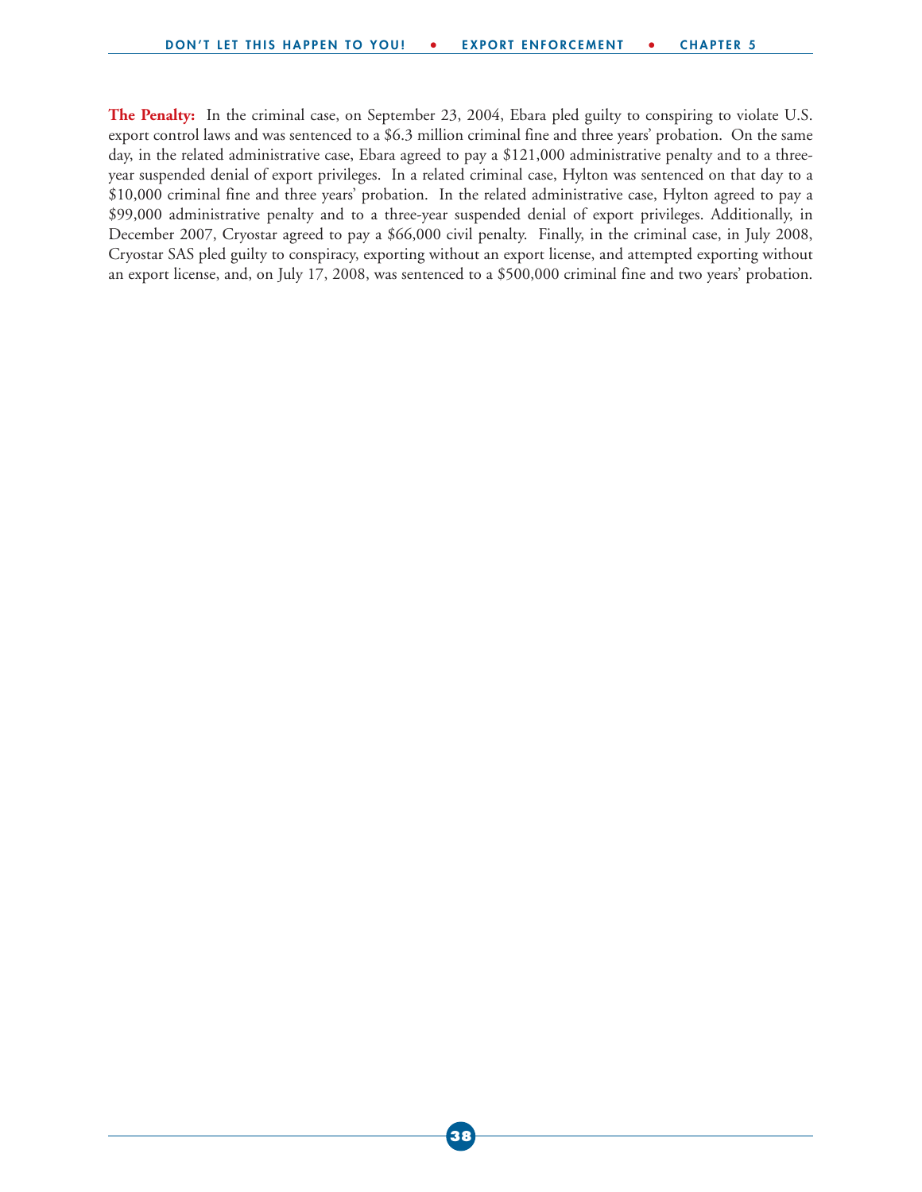**The Penalty:** In the criminal case, on September 23, 2004, Ebara pled guilty to conspiring to violate U.S. export control laws and was sentenced to a $6.3 million criminal fine and three years' probation. On the same day, in the related administrative case, Ebara agreed to pay a $121,000 administrative penalty and to a three-year suspended denial of export privileges. In a related criminal case, Hylton was sentenced on that day to a $10,000 criminal fine and three years' probation. In the related administrative case, Hylton agreed to pay a $99,000 administrative penalty and to a three-year suspended denial of export privileges. Additionally, in December 2007, Cryostar agreed to pay a $66,000 civil penalty. Finally, in the criminal case, in July 2008, Cryostar SAS pled guilty to conspiracy, exporting without an export license, and attempted exporting without an export license, and, on July 17, 2008, was sentenced to a $500,000 criminal fine and two years' probation.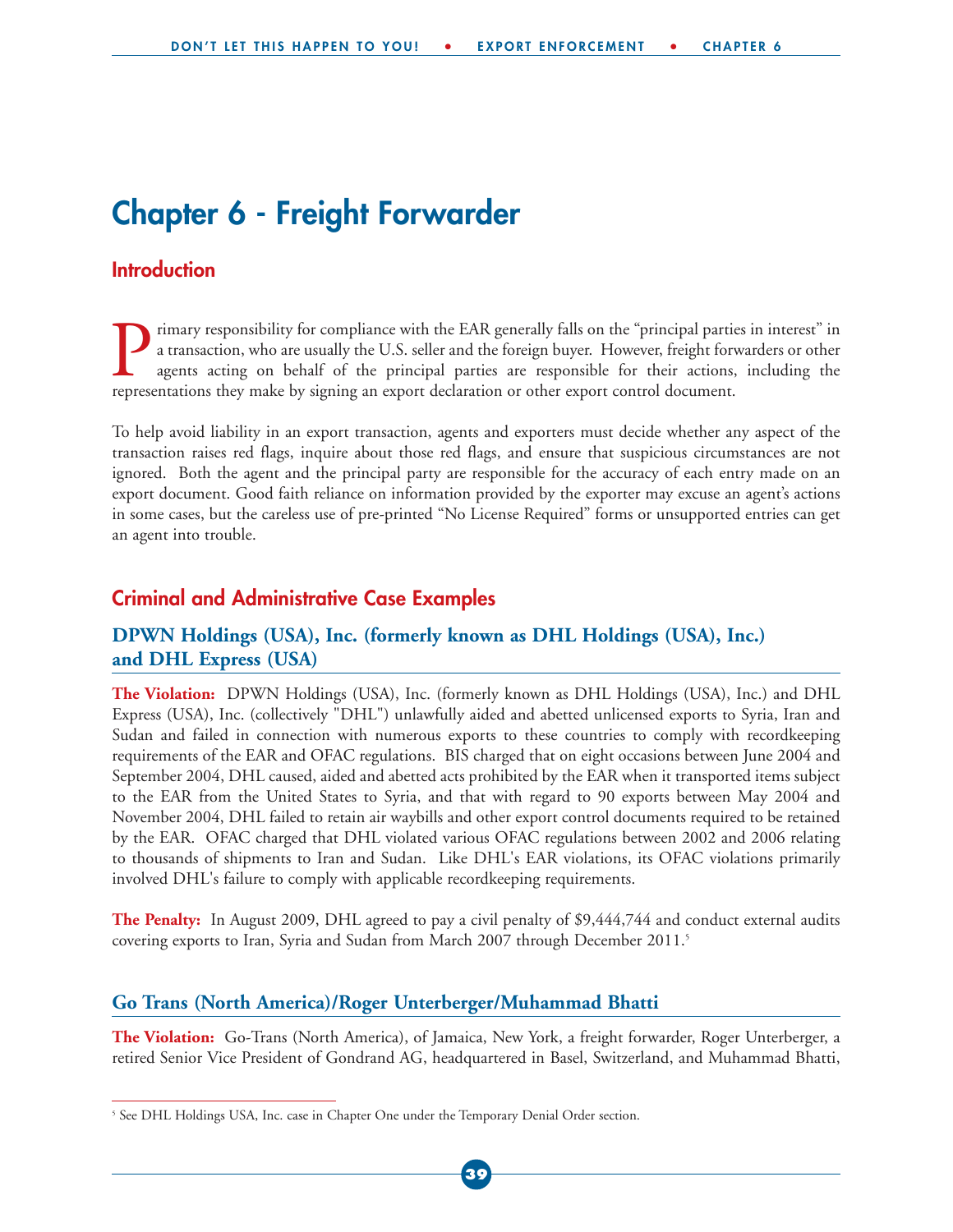# Chapter 6 - Freight Forwarder

## Introduction

Primary responsibility for compliance with the EAR generally falls on the "principal parties in interest" in a transaction, who are usually the U.S. seller and the foreign buyer. However, freight forwarders or other agents acting on behalf of the principal parties are responsible for their actions, including the representations they make by signing an export declaration or other export control document.

To help avoid liability in an export transaction, agents and exporters must decide whether any aspect of the transaction raises red flags, inquire about those red flags, and ensure that suspicious circumstances are not ignored. Both the agent and the principal party are responsible for the accuracy of each entry made on an export document. Good faith reliance on information provided by the exporter may excuse an agent's actions in some cases, but the careless use of pre-printed "No License Required" forms or unsupported entries can get an agent into trouble.

## Criminal and Administrative Case Examples

### DPWN Holdings (USA), Inc. (formerly known as DHL Holdings (USA), Inc.) and DHL Express (USA)

**The Violation:** DPWN Holdings (USA), Inc. (formerly known as DHL Holdings (USA), Inc.) and DHL Express (USA), Inc. (collectively "DHL") unlawfully aided and abetted unlicensed exports to Syria, Iran and Sudan and failed in connection with numerous exports to these countries to comply with recordkeeping requirements of the EAR and OFAC regulations. BIS charged that on eight occasions between June 2004 and September 2004, DHL caused, aided and abetted acts prohibited by the EAR when it transported items subject to the EAR from the United States to Syria, and that with regard to 90 exports between May 2004 and November 2004, DHL failed to retain air waybills and other export control documents required to be retained by the EAR. OFAC charged that DHL violated various OFAC regulations between 2002 and 2006 relating to thousands of shipments to Iran and Sudan. Like DHL's EAR violations, its OFAC violations primarily involved DHL's failure to comply with applicable recordkeeping requirements.

**The Penalty:** In August 2009, DHL agreed to pay a civil penalty of $9,444,744 and conduct external audits covering exports to Iran, Syria and Sudan from March 2007 through December 2011.[5]

### Go Trans (North America)/Roger Unterberger/Muhammad Bhatti

**The Violation:** Go-Trans (North America), of Jamaica, New York, a freight forwarder, Roger Unterberger, a retired Senior Vice President of Gondrand AG, headquartered in Basel, Switzerland, and Muhammad Bhatti,

---

[5] See DHL Holdings USA, Inc. case in Chapter One under the Temporary Denial Order section.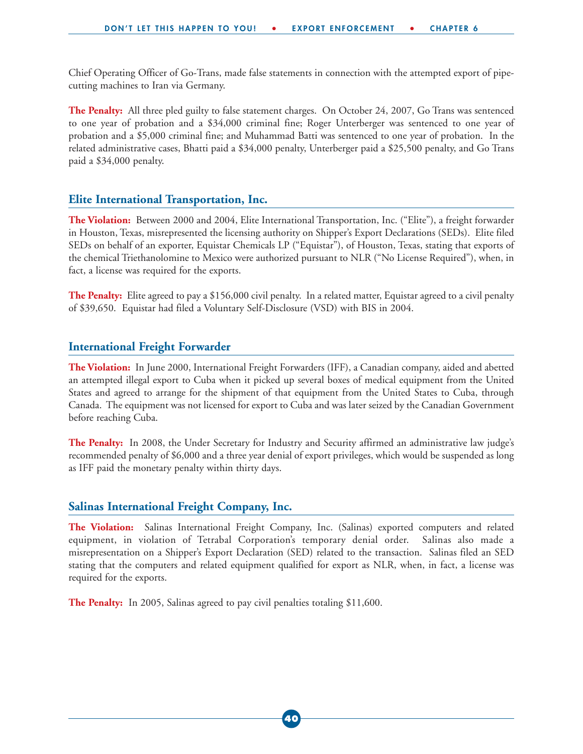Chief Operating Officer of Go-Trans, made false statements in connection with the attempted export of pipe-cutting machines to Iran via Germany.

**The Penalty:** All three pled guilty to false statement charges. On October 24, 2007, Go Trans was sentenced to one year of probation and a $34,000 criminal fine; Roger Unterberger was sentenced to one year of probation and a $5,000 criminal fine; and Muhammad Batti was sentenced to one year of probation. In the related administrative cases, Bhatti paid a $34,000 penalty, Unterberger paid a $25,500 penalty, and Go Trans paid a $34,000 penalty.

## Elite International Transportation, Inc.

**The Violation:** Between 2000 and 2004, Elite International Transportation, Inc. ("Elite"), a freight forwarder in Houston, Texas, misrepresented the licensing authority on Shipper's Export Declarations (SEDs). Elite filed SEDs on behalf of an exporter, Equistar Chemicals LP ("Equistar"), of Houston, Texas, stating that exports of the chemical Triethanolomine to Mexico were authorized pursuant to NLR ("No License Required"), when, in fact, a license was required for the exports.

**The Penalty:** Elite agreed to pay a $156,000 civil penalty. In a related matter, Equistar agreed to a civil penalty of $39,650. Equistar had filed a Voluntary Self-Disclosure (VSD) with BIS in 2004.

## International Freight Forwarder

**The Violation:** In June 2000, International Freight Forwarders (IFF), a Canadian company, aided and abetted an attempted illegal export to Cuba when it picked up several boxes of medical equipment from the United States and agreed to arrange for the shipment of that equipment from the United States to Cuba, through Canada. The equipment was not licensed for export to Cuba and was later seized by the Canadian Government before reaching Cuba.

**The Penalty:** In 2008, the Under Secretary for Industry and Security affirmed an administrative law judge's recommended penalty of $6,000 and a three year denial of export privileges, which would be suspended as long as IFF paid the monetary penalty within thirty days.

## Salinas International Freight Company, Inc.

**The Violation:** Salinas International Freight Company, Inc. (Salinas) exported computers and related equipment, in violation of Tetrabal Corporation's temporary denial order. Salinas also made a misrepresentation on a Shipper's Export Declaration (SED) related to the transaction. Salinas filed an SED stating that the computers and related equipment qualified for export as NLR, when, in fact, a license was required for the exports.

**The Penalty:** In 2005, Salinas agreed to pay civil penalties totaling $11,600.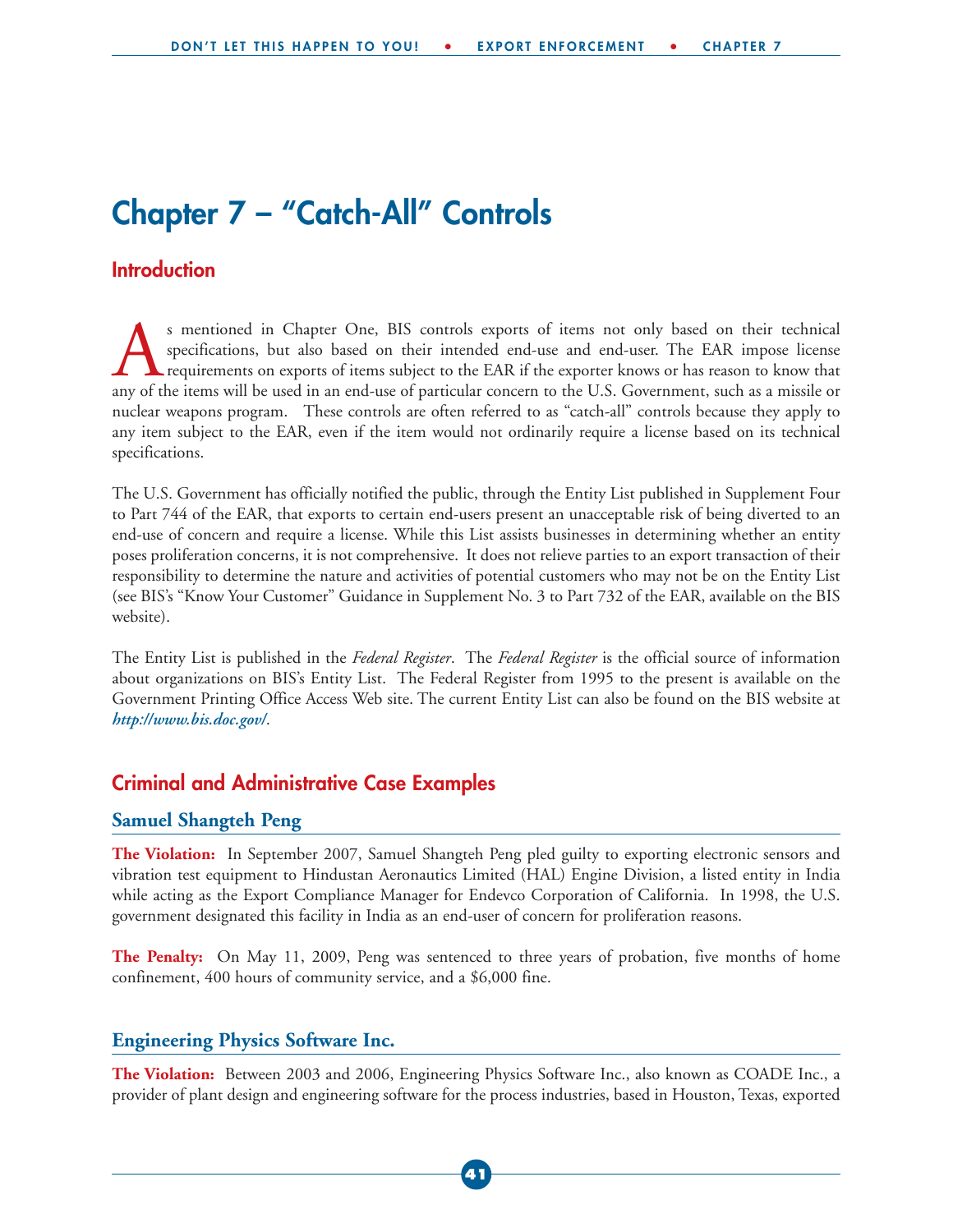# Chapter 7 – "Catch-All" Controls

## Introduction

As mentioned in Chapter One, BIS controls exports of items not only based on their technical specifications, but also based on their intended end-use and end-user. The EAR impose license requirements on exports of items subject to the EAR if the exporter knows or has reason to know that any of the items will be used in an end-use of particular concern to the U.S. Government, such as a missile or nuclear weapons program. These controls are often referred to as "catch-all" controls because they apply to any item subject to the EAR, even if the item would not ordinarily require a license based on its technical specifications.

The U.S. Government has officially notified the public, through the Entity List published in Supplement Four to Part 744 of the EAR, that exports to certain end-users present an unacceptable risk of being diverted to an end-use of concern and require a license. While this List assists businesses in determining whether an entity poses proliferation concerns, it is not comprehensive. It does not relieve parties to an export transaction of their responsibility to determine the nature and activities of potential customers who may not be on the Entity List (see BIS's "Know Your Customer" Guidance in Supplement No. 3 to Part 732 of the EAR, available on the BIS website).

The Entity List is published in the *Federal Register*. The *Federal Register* is the official source of information about organizations on BIS's Entity List. The Federal Register from 1995 to the present is available on the Government Printing Office Access Web site. The current Entity List can also be found on the BIS website at ***http://www.bis.doc.gov/***.

## Criminal and Administrative Case Examples

### Samuel Shangteh Peng

**The Violation:** In September 2007, Samuel Shangteh Peng pled guilty to exporting electronic sensors and vibration test equipment to Hindustan Aeronautics Limited (HAL) Engine Division, a listed entity in India while acting as the Export Compliance Manager for Endevco Corporation of California. In 1998, the U.S. government designated this facility in India as an end-user of concern for proliferation reasons.

**The Penalty:** On May 11, 2009, Peng was sentenced to three years of probation, five months of home confinement, 400 hours of community service, and a $6,000 fine.

### Engineering Physics Software Inc.

**The Violation:** Between 2003 and 2006, Engineering Physics Software Inc., also known as COADE Inc., a provider of plant design and engineering software for the process industries, based in Houston, Texas, exported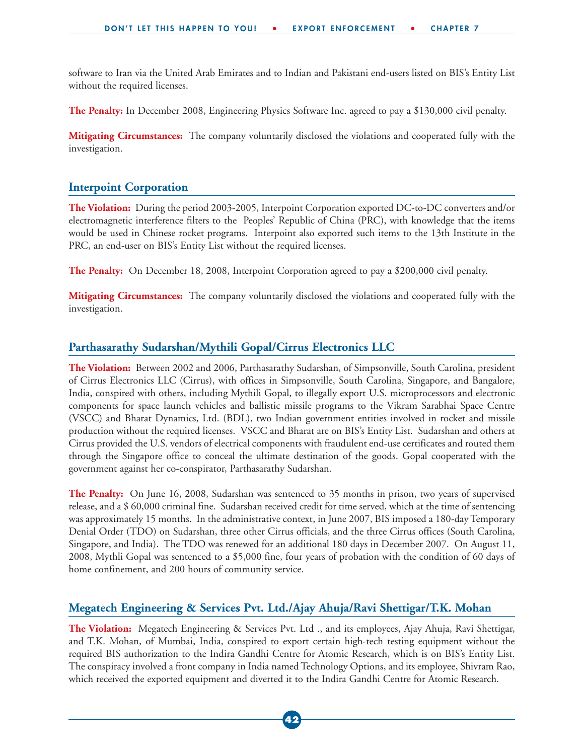software to Iran via the United Arab Emirates and to Indian and Pakistani end-users listed on BIS's Entity List without the required licenses.

**The Penalty:** In December 2008, Engineering Physics Software Inc. agreed to pay a $130,000 civil penalty.

**Mitigating Circumstances:** The company voluntarily disclosed the violations and cooperated fully with the investigation.

## Interpoint Corporation

**The Violation:** During the period 2003-2005, Interpoint Corporation exported DC-to-DC converters and/or electromagnetic interference filters to the Peoples' Republic of China (PRC), with knowledge that the items would be used in Chinese rocket programs. Interpoint also exported such items to the 13th Institute in the PRC, an end-user on BIS's Entity List without the required licenses.

**The Penalty:** On December 18, 2008, Interpoint Corporation agreed to pay a $200,000 civil penalty.

**Mitigating Circumstances:** The company voluntarily disclosed the violations and cooperated fully with the investigation.

## Parthasarathy Sudarshan/Mythili Gopal/Cirrus Electronics LLC

**The Violation:** Between 2002 and 2006, Parthasarathy Sudarshan, of Simpsonville, South Carolina, president of Cirrus Electronics LLC (Cirrus), with offices in Simpsonville, South Carolina, Singapore, and Bangalore, India, conspired with others, including Mythili Gopal, to illegally export U.S. microprocessors and electronic components for space launch vehicles and ballistic missile programs to the Vikram Sarabhai Space Centre (VSCC) and Bharat Dynamics, Ltd. (BDL), two Indian government entities involved in rocket and missile production without the required licenses. VSCC and Bharat are on BIS's Entity List. Sudarshan and others at Cirrus provided the U.S. vendors of electrical components with fraudulent end-use certificates and routed them through the Singapore office to conceal the ultimate destination of the goods. Gopal cooperated with the government against her co-conspirator, Parthasarathy Sudarshan.

**The Penalty:** On June 16, 2008, Sudarshan was sentenced to 35 months in prison, two years of supervised release, and a $ 60,000 criminal fine. Sudarshan received credit for time served, which at the time of sentencing was approximately 15 months. In the administrative context, in June 2007, BIS imposed a 180-day Temporary Denial Order (TDO) on Sudarshan, three other Cirrus officials, and the three Cirrus offices (South Carolina, Singapore, and India). The TDO was renewed for an additional 180 days in December 2007. On August 11, 2008, Mythli Gopal was sentenced to a $5,000 fine, four years of probation with the condition of 60 days of home confinement, and 200 hours of community service.

## Megatech Engineering & Services Pvt. Ltd./Ajay Ahuja/Ravi Shettigar/T.K. Mohan

**The Violation:** Megatech Engineering & Services Pvt. Ltd ., and its employees, Ajay Ahuja, Ravi Shettigar, and T.K. Mohan, of Mumbai, India, conspired to export certain high-tech testing equipment without the required BIS authorization to the Indira Gandhi Centre for Atomic Research, which is on BIS's Entity List. The conspiracy involved a front company in India named Technology Options, and its employee, Shivram Rao, which received the exported equipment and diverted it to the Indira Gandhi Centre for Atomic Research.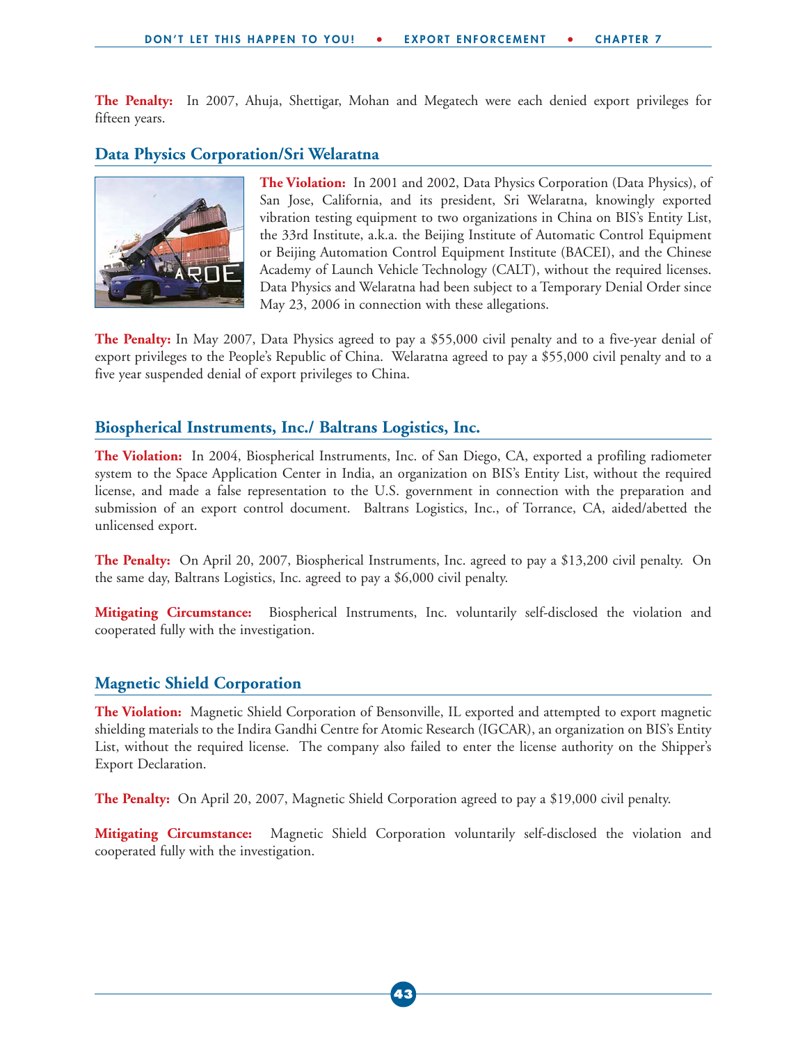**The Penalty:** In 2007, Ahuja, Shettigar, Mohan and Megatech were each denied export privileges for fifteen years.

## Data Physics Corporation/Sri Welaratna

**The Violation:** In 2001 and 2002, Data Physics Corporation (Data Physics), of San Jose, California, and its president, Sri Welaratna, knowingly exported vibration testing equipment to two organizations in China on BIS's Entity List, the 33rd Institute, a.k.a. the Beijing Institute of Automatic Control Equipment or Beijing Automation Control Equipment Institute (BACEI), and the Chinese Academy of Launch Vehicle Technology (CALT), without the required licenses. Data Physics and Welaratna had been subject to a Temporary Denial Order since May 23, 2006 in connection with these allegations.

**The Penalty:** In May 2007, Data Physics agreed to pay a $55,000 civil penalty and to a five-year denial of export privileges to the People's Republic of China. Welaratna agreed to pay a $55,000 civil penalty and to a five year suspended denial of export privileges to China.

## Biospherical Instruments, Inc./ Baltrans Logistics, Inc.

**The Violation:** In 2004, Biospherical Instruments, Inc. of San Diego, CA, exported a profiling radiometer system to the Space Application Center in India, an organization on BIS's Entity List, without the required license, and made a false representation to the U.S. government in connection with the preparation and submission of an export control document. Baltrans Logistics, Inc., of Torrance, CA, aided/abetted the unlicensed export.

**The Penalty:** On April 20, 2007, Biospherical Instruments, Inc. agreed to pay a $13,200 civil penalty. On the same day, Baltrans Logistics, Inc. agreed to pay a $6,000 civil penalty.

**Mitigating Circumstance:** Biospherical Instruments, Inc. voluntarily self-disclosed the violation and cooperated fully with the investigation.

## Magnetic Shield Corporation

**The Violation:** Magnetic Shield Corporation of Bensonville, IL exported and attempted to export magnetic shielding materials to the Indira Gandhi Centre for Atomic Research (IGCAR), an organization on BIS's Entity List, without the required license. The company also failed to enter the license authority on the Shipper's Export Declaration.

**The Penalty:** On April 20, 2007, Magnetic Shield Corporation agreed to pay a $19,000 civil penalty.

**Mitigating Circumstance:** Magnetic Shield Corporation voluntarily self-disclosed the violation and cooperated fully with the investigation.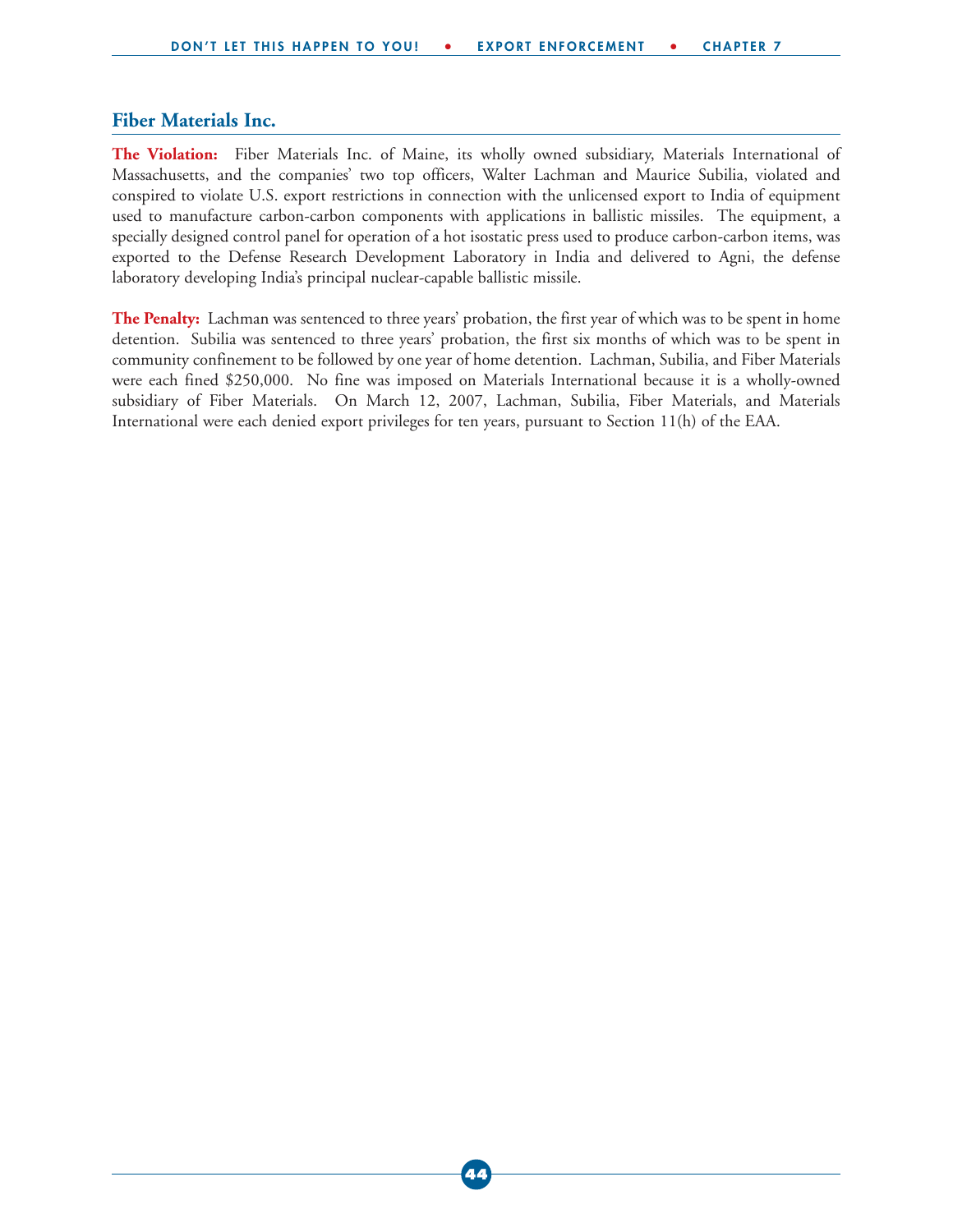## Fiber Materials Inc.

**The Violation:** Fiber Materials Inc. of Maine, its wholly owned subsidiary, Materials International of Massachusetts, and the companies' two top officers, Walter Lachman and Maurice Subilia, violated and conspired to violate U.S. export restrictions in connection with the unlicensed export to India of equipment used to manufacture carbon-carbon components with applications in ballistic missiles. The equipment, a specially designed control panel for operation of a hot isostatic press used to produce carbon-carbon items, was exported to the Defense Research Development Laboratory in India and delivered to Agni, the defense laboratory developing India's principal nuclear-capable ballistic missile.

**The Penalty:** Lachman was sentenced to three years' probation, the first year of which was to be spent in home detention. Subilia was sentenced to three years' probation, the first six months of which was to be spent in community confinement to be followed by one year of home detention. Lachman, Subilia, and Fiber Materials were each fined $250,000. No fine was imposed on Materials International because it is a wholly-owned subsidiary of Fiber Materials. On March 12, 2007, Lachman, Subilia, Fiber Materials, and Materials International were each denied export privileges for ten years, pursuant to Section 11(h) of the EAA.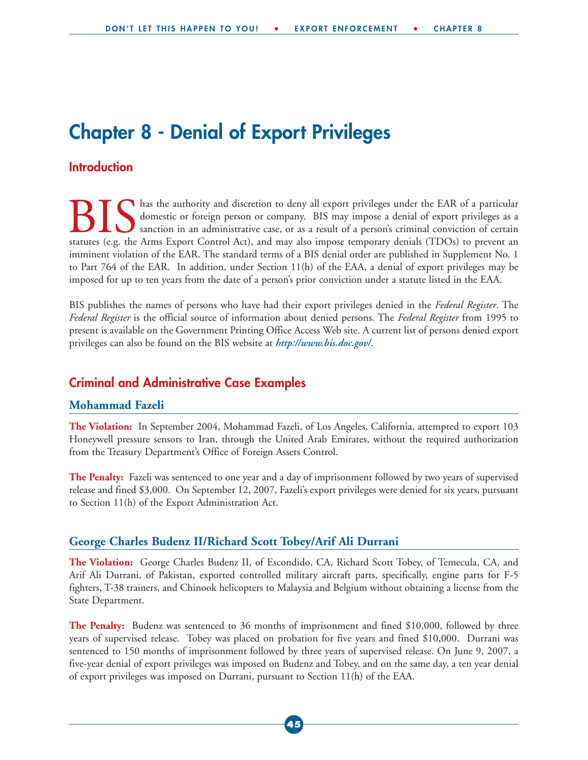# Chapter 8 - Denial of Export Privileges

## Introduction

BIS has the authority and discretion to deny all export privileges under the EAR of a particular domestic or foreign person or company. BIS may impose a denial of export privileges as a sanction in an administrative case, or as a result of a person's criminal conviction of certain statutes (e.g. the Arms Export Control Act), and may also impose temporary denials (TDOs) to prevent an imminent violation of the EAR. The standard terms of a BIS denial order are published in Supplement No. 1 to Part 764 of the EAR. In addition, under Section 11(h) of the EAA, a denial of export privileges may be imposed for up to ten years from the date of a person's prior conviction under a statute listed in the EAA.

BIS publishes the names of persons who have had their export privileges denied in the *Federal Register*. The *Federal Register* is the official source of information about denied persons. The *Federal Register* from 1995 to present is available on the Government Printing Office Access Web site. A current list of persons denied export privileges can also be found on the BIS website at ***http://www.bis.doc.gov/***.

## Criminal and Administrative Case Examples

### Mohammad Fazeli

**The Violation:** In September 2004, Mohammad Fazeli, of Los Angeles, California, attempted to export 103 Honeywell pressure sensors to Iran, through the United Arab Emirates, without the required authorization from the Treasury Department's Office of Foreign Assets Control.

**The Penalty:** Fazeli was sentenced to one year and a day of imprisonment followed by two years of supervised release and fined $3,000. On September 12, 2007, Fazeli's export privileges were denied for six years, pursuant to Section 11(h) of the Export Administration Act.

### George Charles Budenz II/Richard Scott Tobey/Arif Ali Durrani

**The Violation:** George Charles Budenz II, of Escondido, CA, Richard Scott Tobey, of Temecula, CA, and Arif Ali Durrani, of Pakistan, exported controlled military aircraft parts, specifically, engine parts for F-5 fighters, T-38 trainers, and Chinook helicopters to Malaysia and Belgium without obtaining a license from the State Department.

**The Penalty:** Budenz was sentenced to 36 months of imprisonment and fined $10,000, followed by three years of supervised release. Tobey was placed on probation for five years and fined $10,000. Durrani was sentenced to 150 months of imprisonment followed by three years of supervised release. On June 9, 2007, a five-year denial of export privileges was imposed on Budenz and Tobey, and on the same day, a ten year denial of export privileges was imposed on Durrani, pursuant to Section 11(h) of the EAA.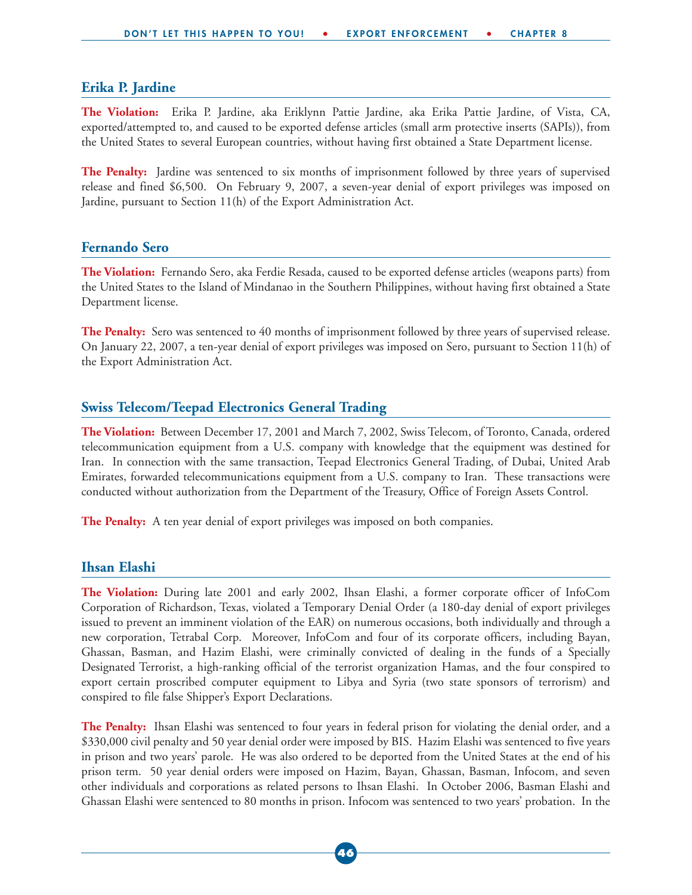## Erika P. Jardine

**The Violation:** Erika P. Jardine, aka Eriklynn Pattie Jardine, aka Erika Pattie Jardine, of Vista, CA, exported/attempted to, and caused to be exported defense articles (small arm protective inserts (SAPIs)), from the United States to several European countries, without having first obtained a State Department license.

**The Penalty:** Jardine was sentenced to six months of imprisonment followed by three years of supervised release and fined $6,500. On February 9, 2007, a seven-year denial of export privileges was imposed on Jardine, pursuant to Section 11(h) of the Export Administration Act.

## Fernando Sero

**The Violation:** Fernando Sero, aka Ferdie Resada, caused to be exported defense articles (weapons parts) from the United States to the Island of Mindanao in the Southern Philippines, without having first obtained a State Department license.

**The Penalty:** Sero was sentenced to 40 months of imprisonment followed by three years of supervised release. On January 22, 2007, a ten-year denial of export privileges was imposed on Sero, pursuant to Section 11(h) of the Export Administration Act.

## Swiss Telecom/Teepad Electronics General Trading

**The Violation:** Between December 17, 2001 and March 7, 2002, Swiss Telecom, of Toronto, Canada, ordered telecommunication equipment from a U.S. company with knowledge that the equipment was destined for Iran. In connection with the same transaction, Teepad Electronics General Trading, of Dubai, United Arab Emirates, forwarded telecommunications equipment from a U.S. company to Iran. These transactions were conducted without authorization from the Department of the Treasury, Office of Foreign Assets Control.

**The Penalty:** A ten year denial of export privileges was imposed on both companies.

## Ihsan Elashi

**The Violation:** During late 2001 and early 2002, Ihsan Elashi, a former corporate officer of InfoCom Corporation of Richardson, Texas, violated a Temporary Denial Order (a 180-day denial of export privileges issued to prevent an imminent violation of the EAR) on numerous occasions, both individually and through a new corporation, Tetrabal Corp. Moreover, InfoCom and four of its corporate officers, including Bayan, Ghassan, Basman, and Hazim Elashi, were criminally convicted of dealing in the funds of a Specially Designated Terrorist, a high-ranking official of the terrorist organization Hamas, and the four conspired to export certain proscribed computer equipment to Libya and Syria (two state sponsors of terrorism) and conspired to file false Shipper's Export Declarations.

**The Penalty:** Ihsan Elashi was sentenced to four years in federal prison for violating the denial order, and a $330,000 civil penalty and 50 year denial order were imposed by BIS. Hazim Elashi was sentenced to five years in prison and two years' parole. He was also ordered to be deported from the United States at the end of his prison term. 50 year denial orders were imposed on Hazim, Bayan, Ghassan, Basman, Infocom, and seven other individuals and corporations as related persons to Ihsan Elashi. In October 2006, Basman Elashi and Ghassan Elashi were sentenced to 80 months in prison. Infocom was sentenced to two years' probation. In the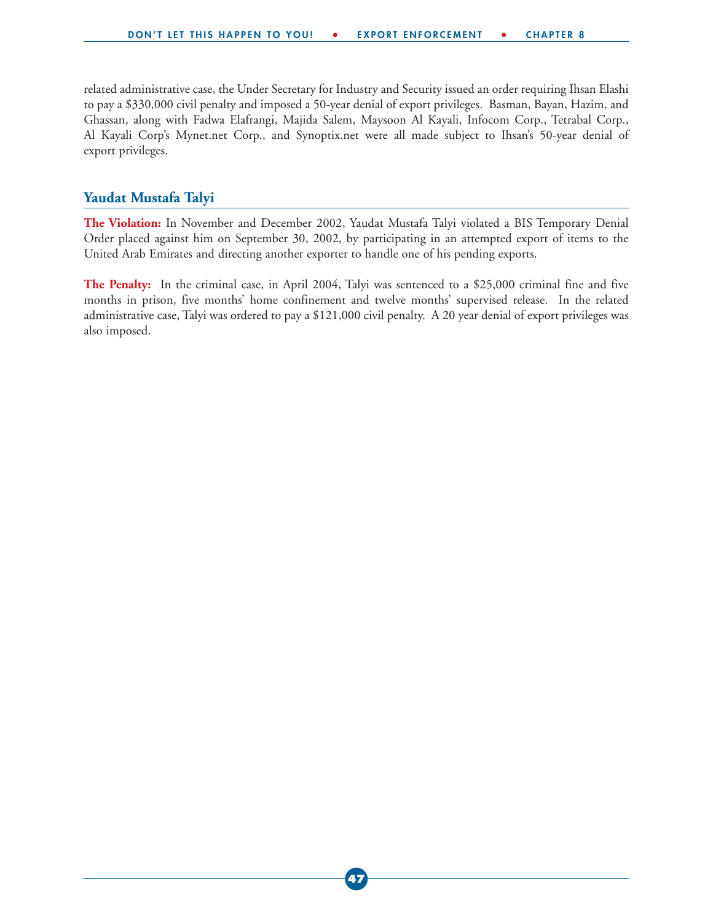related administrative case, the Under Secretary for Industry and Security issued an order requiring Ihsan Elashi to pay a $330,000 civil penalty and imposed a 50-year denial of export privileges. Basman, Bayan, Hazim, and Ghassan, along with Fadwa Elafrangi, Majida Salem, Maysoon Al Kayali, Infocom Corp., Tetrabal Corp., Al Kayali Corp's Mynet.net Corp., and Synoptix.net were all made subject to Ihsan's 50-year denial of export privileges.

## Yaudat Mustafa Talyi

**The Violation:** In November and December 2002, Yaudat Mustafa Talyi violated a BIS Temporary Denial Order placed against him on September 30, 2002, by participating in an attempted export of items to the United Arab Emirates and directing another exporter to handle one of his pending exports.

**The Penalty:** In the criminal case, in April 2004, Talyi was sentenced to a $25,000 criminal fine and five months in prison, five months' home confinement and twelve months' supervised release. In the related administrative case, Talyi was ordered to pay a $121,000 civil penalty. A 20 year denial of export privileges was also imposed.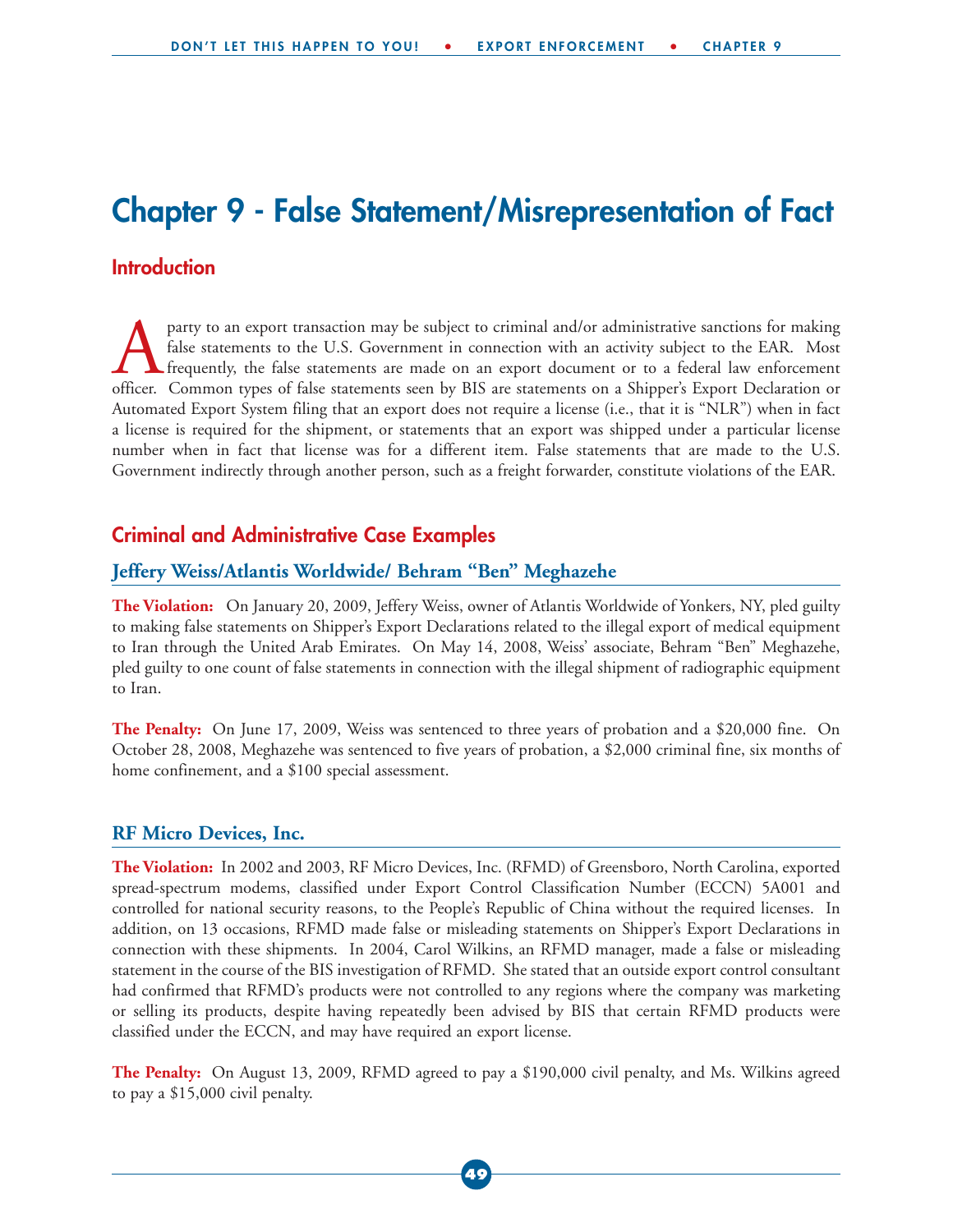# Chapter 9 - False Statement/Misrepresentation of Fact

## Introduction

A party to an export transaction may be subject to criminal and/or administrative sanctions for making false statements to the U.S. Government in connection with an activity subject to the EAR. Most frequently, the false statements are made on an export document or to a federal law enforcement officer. Common types of false statements seen by BIS are statements on a Shipper's Export Declaration or Automated Export System filing that an export does not require a license (i.e., that it is "NLR") when in fact a license is required for the shipment, or statements that an export was shipped under a particular license number when in fact that license was for a different item. False statements that are made to the U.S. Government indirectly through another person, such as a freight forwarder, constitute violations of the EAR.

## Criminal and Administrative Case Examples

### Jeffery Weiss/Atlantis Worldwide/ Behram "Ben" Meghazehe

**The Violation:** On January 20, 2009, Jeffery Weiss, owner of Atlantis Worldwide of Yonkers, NY, pled guilty to making false statements on Shipper's Export Declarations related to the illegal export of medical equipment to Iran through the United Arab Emirates. On May 14, 2008, Weiss' associate, Behram "Ben" Meghazehe, pled guilty to one count of false statements in connection with the illegal shipment of radiographic equipment to Iran.

**The Penalty:** On June 17, 2009, Weiss was sentenced to three years of probation and a $20,000 fine. On October 28, 2008, Meghazehe was sentenced to five years of probation, a $2,000 criminal fine, six months of home confinement, and a $100 special assessment.

### RF Micro Devices, Inc.

**The Violation:** In 2002 and 2003, RF Micro Devices, Inc. (RFMD) of Greensboro, North Carolina, exported spread-spectrum modems, classified under Export Control Classification Number (ECCN) 5A001 and controlled for national security reasons, to the People's Republic of China without the required licenses. In addition, on 13 occasions, RFMD made false or misleading statements on Shipper's Export Declarations in connection with these shipments. In 2004, Carol Wilkins, an RFMD manager, made a false or misleading statement in the course of the BIS investigation of RFMD. She stated that an outside export control consultant had confirmed that RFMD's products were not controlled to any regions where the company was marketing or selling its products, despite having repeatedly been advised by BIS that certain RFMD products were classified under the ECCN, and may have required an export license.

**The Penalty:** On August 13, 2009, RFMD agreed to pay a $190,000 civil penalty, and Ms. Wilkins agreed to pay a $15,000 civil penalty.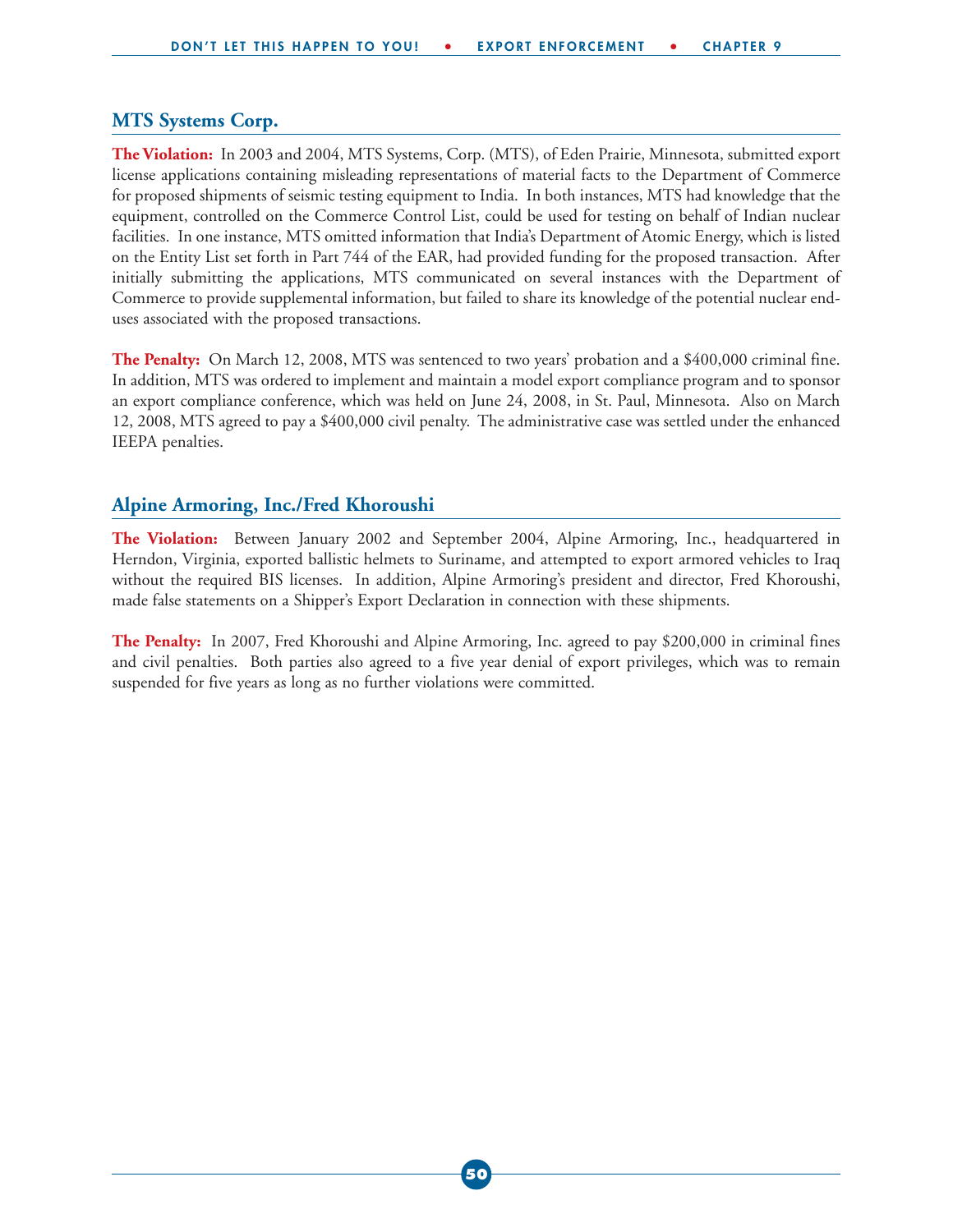## MTS Systems Corp.

**The Violation:** In 2003 and 2004, MTS Systems, Corp. (MTS), of Eden Prairie, Minnesota, submitted export license applications containing misleading representations of material facts to the Department of Commerce for proposed shipments of seismic testing equipment to India. In both instances, MTS had knowledge that the equipment, controlled on the Commerce Control List, could be used for testing on behalf of Indian nuclear facilities. In one instance, MTS omitted information that India's Department of Atomic Energy, which is listed on the Entity List set forth in Part 744 of the EAR, had provided funding for the proposed transaction. After initially submitting the applications, MTS communicated on several instances with the Department of Commerce to provide supplemental information, but failed to share its knowledge of the potential nuclear end-uses associated with the proposed transactions.

**The Penalty:** On March 12, 2008, MTS was sentenced to two years' probation and a $400,000 criminal fine. In addition, MTS was ordered to implement and maintain a model export compliance program and to sponsor an export compliance conference, which was held on June 24, 2008, in St. Paul, Minnesota. Also on March 12, 2008, MTS agreed to pay a $400,000 civil penalty. The administrative case was settled under the enhanced IEEPA penalties.

## Alpine Armoring, Inc./Fred Khoroushi

**The Violation:** Between January 2002 and September 2004, Alpine Armoring, Inc., headquartered in Herndon, Virginia, exported ballistic helmets to Suriname, and attempted to export armored vehicles to Iraq without the required BIS licenses. In addition, Alpine Armoring's president and director, Fred Khoroushi, made false statements on a Shipper's Export Declaration in connection with these shipments.

**The Penalty:** In 2007, Fred Khoroushi and Alpine Armoring, Inc. agreed to pay $200,000 in criminal fines and civil penalties. Both parties also agreed to a five year denial of export privileges, which was to remain suspended for five years as long as no further violations were committed.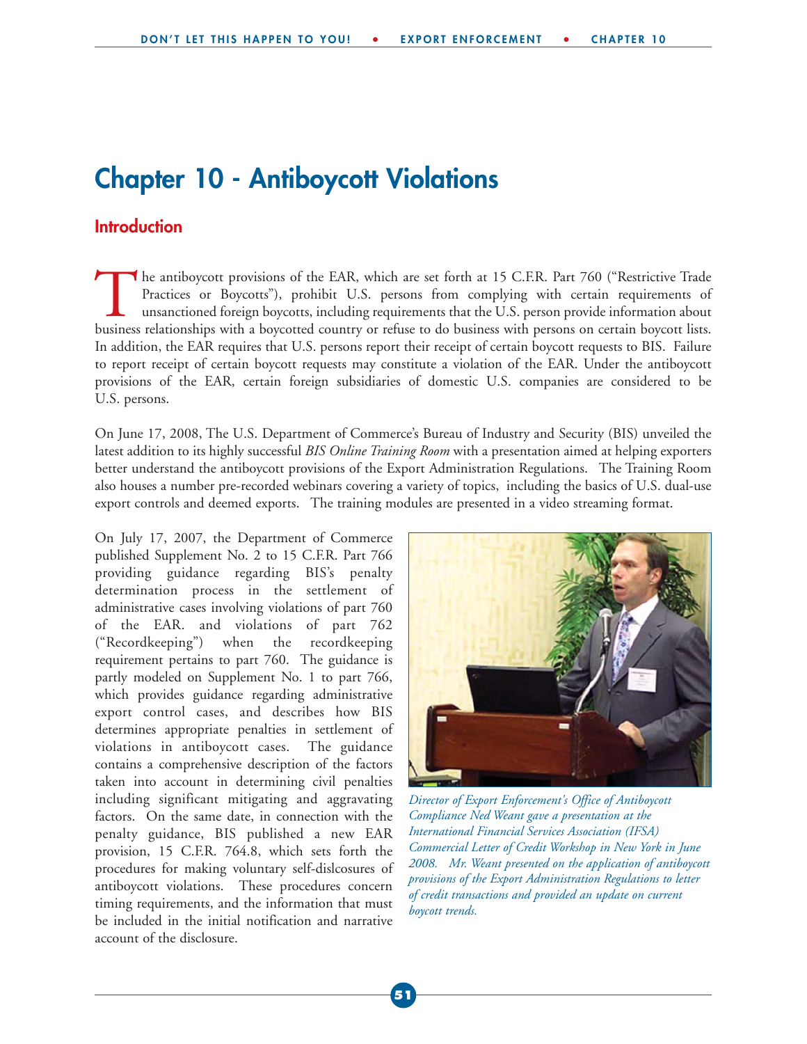# Chapter 10 - Antiboycott Violations

## Introduction

The antiboycott provisions of the EAR, which are set forth at 15 C.F.R. Part 760 ("Restrictive Trade Practices or Boycotts"), prohibit U.S. persons from complying with certain requirements of unsanctioned foreign boycotts, including requirements that the U.S. person provide information about business relationships with a boycotted country or refuse to do business with persons on certain boycott lists. In addition, the EAR requires that U.S. persons report their receipt of certain boycott requests to BIS. Failure to report receipt of certain boycott requests may constitute a violation of the EAR. Under the antiboycott provisions of the EAR, certain foreign subsidiaries of domestic U.S. companies are considered to be U.S. persons.

On June 17, 2008, The U.S. Department of Commerce's Bureau of Industry and Security (BIS) unveiled the latest addition to its highly successful *BIS Online Training Room* with a presentation aimed at helping exporters better understand the antiboycott provisions of the Export Administration Regulations. The Training Room also houses a number pre-recorded webinars covering a variety of topics, including the basics of U.S. dual-use export controls and deemed exports. The training modules are presented in a video streaming format.

On July 17, 2007, the Department of Commerce published Supplement No. 2 to 15 C.F.R. Part 766 providing guidance regarding BIS's penalty determination process in the settlement of administrative cases involving violations of part 760 of the EAR. and violations of part 762 ("Recordkeeping") when the recordkeeping requirement pertains to part 760. The guidance is partly modeled on Supplement No. 1 to part 766, which provides guidance regarding administrative export control cases, and describes how BIS determines appropriate penalties in settlement of violations in antiboycott cases. The guidance contains a comprehensive description of the factors taken into account in determining civil penalties including significant mitigating and aggravating factors. On the same date, in connection with the penalty guidance, BIS published a new EAR provision, 15 C.F.R. 764.8, which sets forth the procedures for making voluntary self-dislcosures of antiboycott violations. These procedures concern timing requirements, and the information that must be included in the initial notification and narrative account of the disclosure.

*Director of Export Enforcement's Office of Antiboycott Compliance Ned Weant gave a presentation at the International Financial Services Association (IFSA) Commercial Letter of Credit Workshop in New York in June 2008. Mr. Weant presented on the application of antiboycott provisions of the Export Administration Regulations to letter of credit transactions and provided an update on current boycott trends.*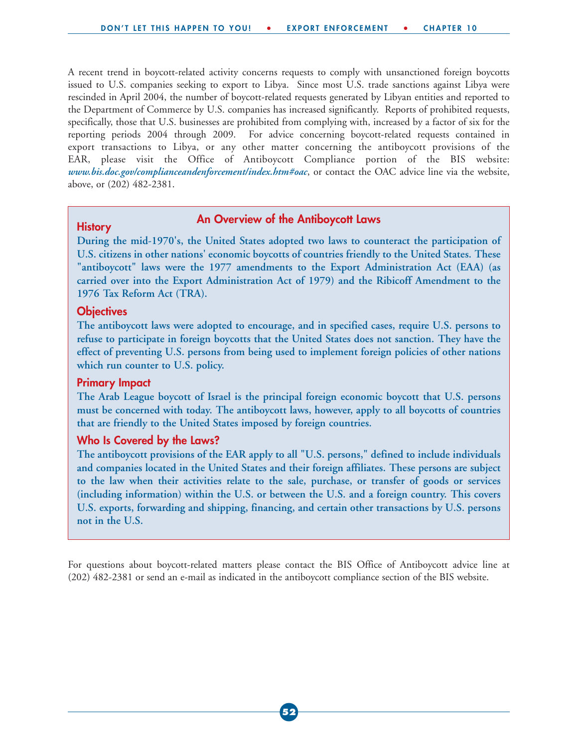A recent trend in boycott-related activity concerns requests to comply with unsanctioned foreign boycotts issued to U.S. companies seeking to export to Libya. Since most U.S. trade sanctions against Libya were rescinded in April 2004, the number of boycott-related requests generated by Libyan entities and reported to the Department of Commerce by U.S. companies has increased significantly. Reports of prohibited requests, specifically, those that U.S. businesses are prohibited from complying with, increased by a factor of six for the reporting periods 2004 through 2009. For advice concerning boycott-related requests contained in export transactions to Libya, or any other matter concerning the antiboycott provisions of the EAR, please visit the Office of Antiboycott Compliance portion of the BIS website: ***www.bis.doc.gov/complianceandenforcement/index.htm#oac***, or contact the OAC advice line via the website, above, or (202) 482-2381.

## An Overview of the Antiboycott Laws

### History

**During the mid-1970's, the United States adopted two laws to counteract the participation of U.S. citizens in other nations' economic boycotts of countries friendly to the United States. These "antiboycott" laws were the 1977 amendments to the Export Administration Act (EAA) (as carried over into the Export Administration Act of 1979) and the Ribicoff Amendment to the 1976 Tax Reform Act (TRA).**

### Objectives

**The antiboycott laws were adopted to encourage, and in specified cases, require U.S. persons to refuse to participate in foreign boycotts that the United States does not sanction. They have the effect of preventing U.S. persons from being used to implement foreign policies of other nations which run counter to U.S. policy.**

### Primary Impact

**The Arab League boycott of Israel is the principal foreign economic boycott that U.S. persons must be concerned with today. The antiboycott laws, however, apply to all boycotts of countries that are friendly to the United States imposed by foreign countries.**

### Who Is Covered by the Laws?

**The antiboycott provisions of the EAR apply to all "U.S. persons," defined to include individuals and companies located in the United States and their foreign affiliates. These persons are subject to the law when their activities relate to the sale, purchase, or transfer of goods or services (including information) within the U.S. or between the U.S. and a foreign country. This covers U.S. exports, forwarding and shipping, financing, and certain other transactions by U.S. persons not in the U.S.**

For questions about boycott-related matters please contact the BIS Office of Antiboycott advice line at (202) 482-2381 or send an e-mail as indicated in the antiboycott compliance section of the BIS website.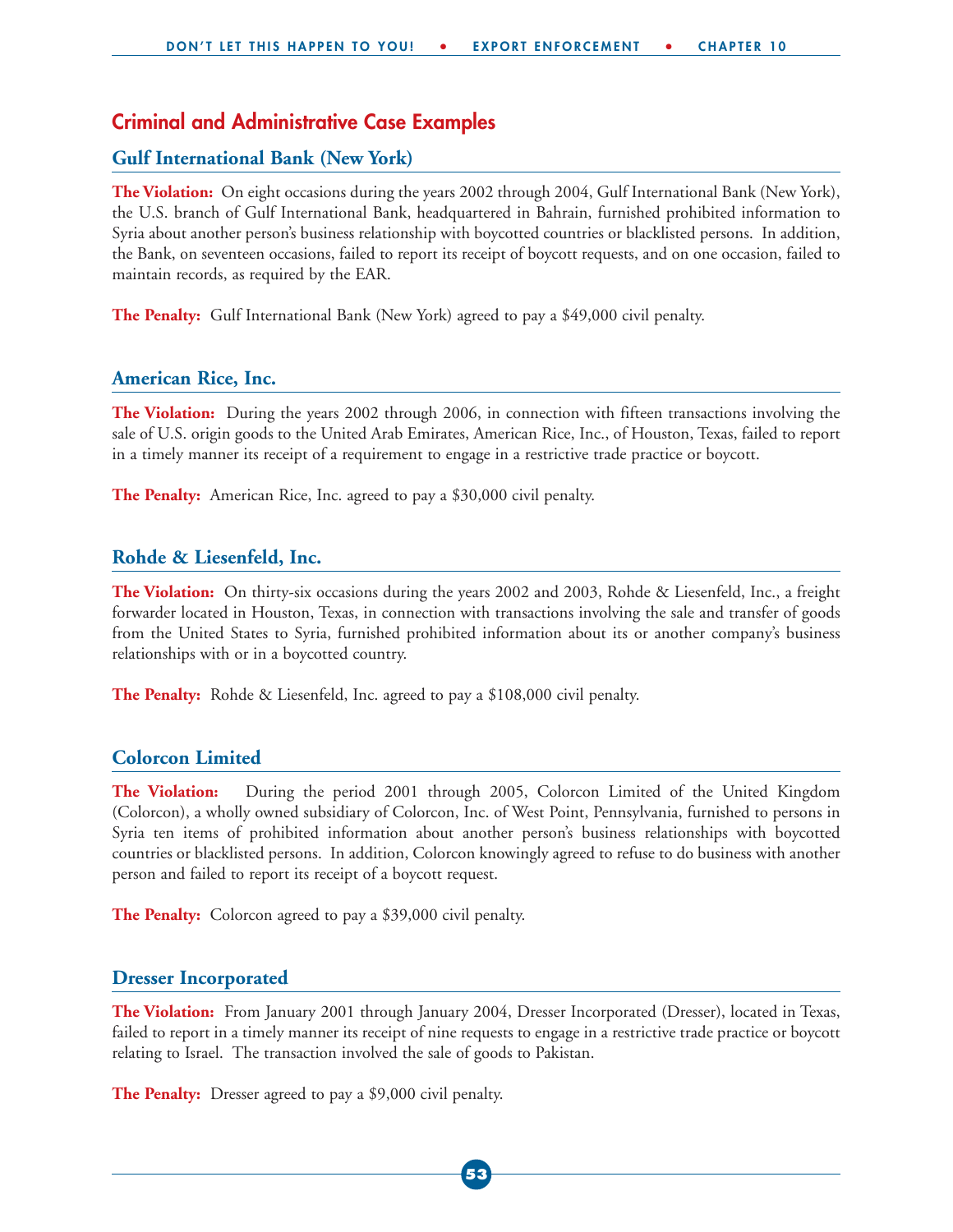## Criminal and Administrative Case Examples

### Gulf International Bank (New York)

**The Violation:** On eight occasions during the years 2002 through 2004, Gulf International Bank (New York), the U.S. branch of Gulf International Bank, headquartered in Bahrain, furnished prohibited information to Syria about another person's business relationship with boycotted countries or blacklisted persons. In addition, the Bank, on seventeen occasions, failed to report its receipt of boycott requests, and on one occasion, failed to maintain records, as required by the EAR.

**The Penalty:** Gulf International Bank (New York) agreed to pay a $49,000 civil penalty.

### American Rice, Inc.

**The Violation:** During the years 2002 through 2006, in connection with fifteen transactions involving the sale of U.S. origin goods to the United Arab Emirates, American Rice, Inc., of Houston, Texas, failed to report in a timely manner its receipt of a requirement to engage in a restrictive trade practice or boycott.

**The Penalty:** American Rice, Inc. agreed to pay a $30,000 civil penalty.

### Rohde & Liesenfeld, Inc.

**The Violation:** On thirty-six occasions during the years 2002 and 2003, Rohde & Liesenfeld, Inc., a freight forwarder located in Houston, Texas, in connection with transactions involving the sale and transfer of goods from the United States to Syria, furnished prohibited information about its or another company's business relationships with or in a boycotted country.

**The Penalty:** Rohde & Liesenfeld, Inc. agreed to pay a $108,000 civil penalty.

### Colorcon Limited

**The Violation:** During the period 2001 through 2005, Colorcon Limited of the United Kingdom (Colorcon), a wholly owned subsidiary of Colorcon, Inc. of West Point, Pennsylvania, furnished to persons in Syria ten items of prohibited information about another person's business relationships with boycotted countries or blacklisted persons. In addition, Colorcon knowingly agreed to refuse to do business with another person and failed to report its receipt of a boycott request.

**The Penalty:** Colorcon agreed to pay a $39,000 civil penalty.

### Dresser Incorporated

**The Violation:** From January 2001 through January 2004, Dresser Incorporated (Dresser), located in Texas, failed to report in a timely manner its receipt of nine requests to engage in a restrictive trade practice or boycott relating to Israel. The transaction involved the sale of goods to Pakistan.

**The Penalty:** Dresser agreed to pay a $9,000 civil penalty.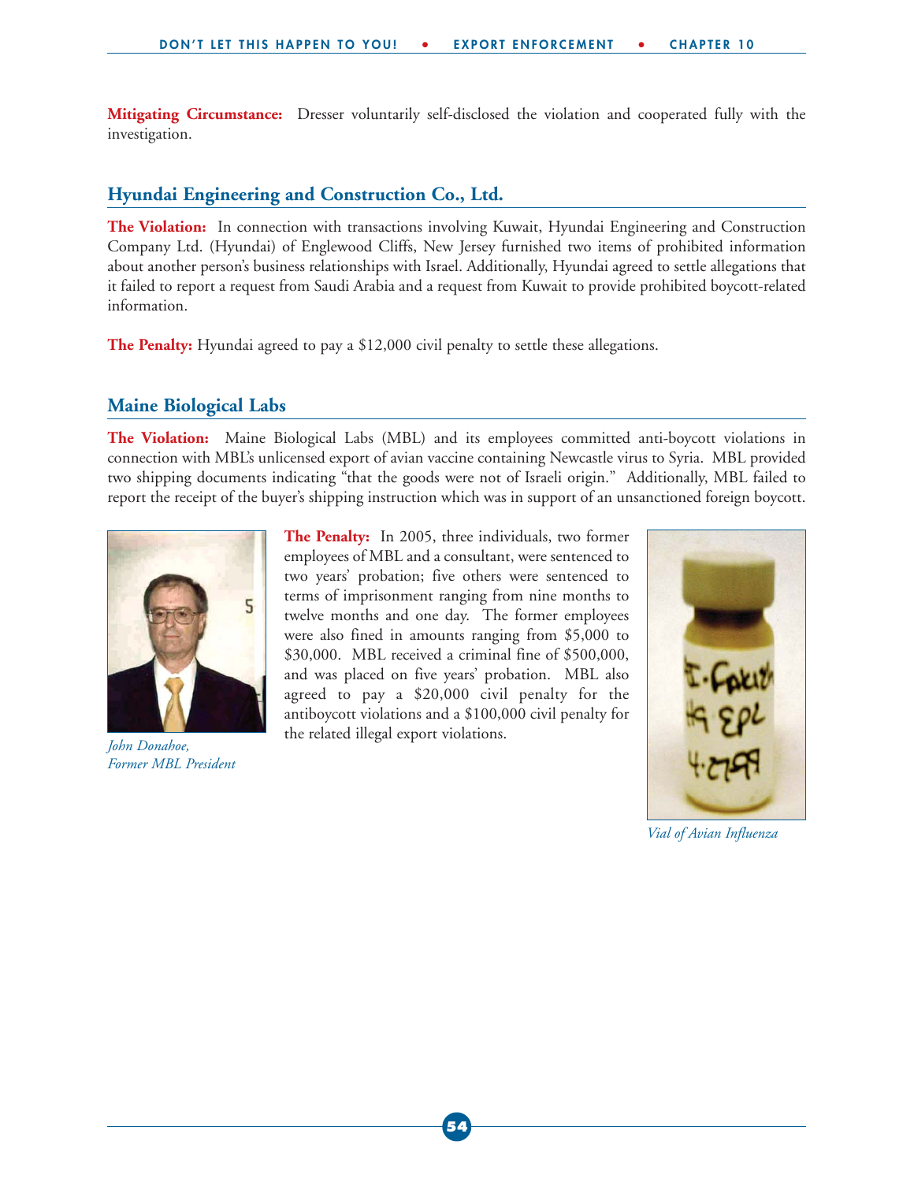**Mitigating Circumstance:** Dresser voluntarily self-disclosed the violation and cooperated fully with the investigation.

## Hyundai Engineering and Construction Co., Ltd.

**The Violation:** In connection with transactions involving Kuwait, Hyundai Engineering and Construction Company Ltd. (Hyundai) of Englewood Cliffs, New Jersey furnished two items of prohibited information about another person's business relationships with Israel. Additionally, Hyundai agreed to settle allegations that it failed to report a request from Saudi Arabia and a request from Kuwait to provide prohibited boycott-related information.

**The Penalty:** Hyundai agreed to pay a $12,000 civil penalty to settle these allegations.

## Maine Biological Labs

**The Violation:** Maine Biological Labs (MBL) and its employees committed anti-boycott violations in connection with MBL's unlicensed export of avian vaccine containing Newcastle virus to Syria. MBL provided two shipping documents indicating "that the goods were not of Israeli origin." Additionally, MBL failed to report the receipt of the buyer's shipping instruction which was in support of an unsanctioned foreign boycott.

*John Donahoe, Former MBL President*

**The Penalty:** In 2005, three individuals, two former employees of MBL and a consultant, were sentenced to two years' probation; five others were sentenced to terms of imprisonment ranging from nine months to twelve months and one day. The former employees were also fined in amounts ranging from $5,000 to $30,000. MBL received a criminal fine of $500,000, and was placed on five years' probation. MBL also agreed to pay a $20,000 civil penalty for the antiboycott violations and a $100,000 civil penalty for the related illegal export violations.

*Vial of Avian Influenza*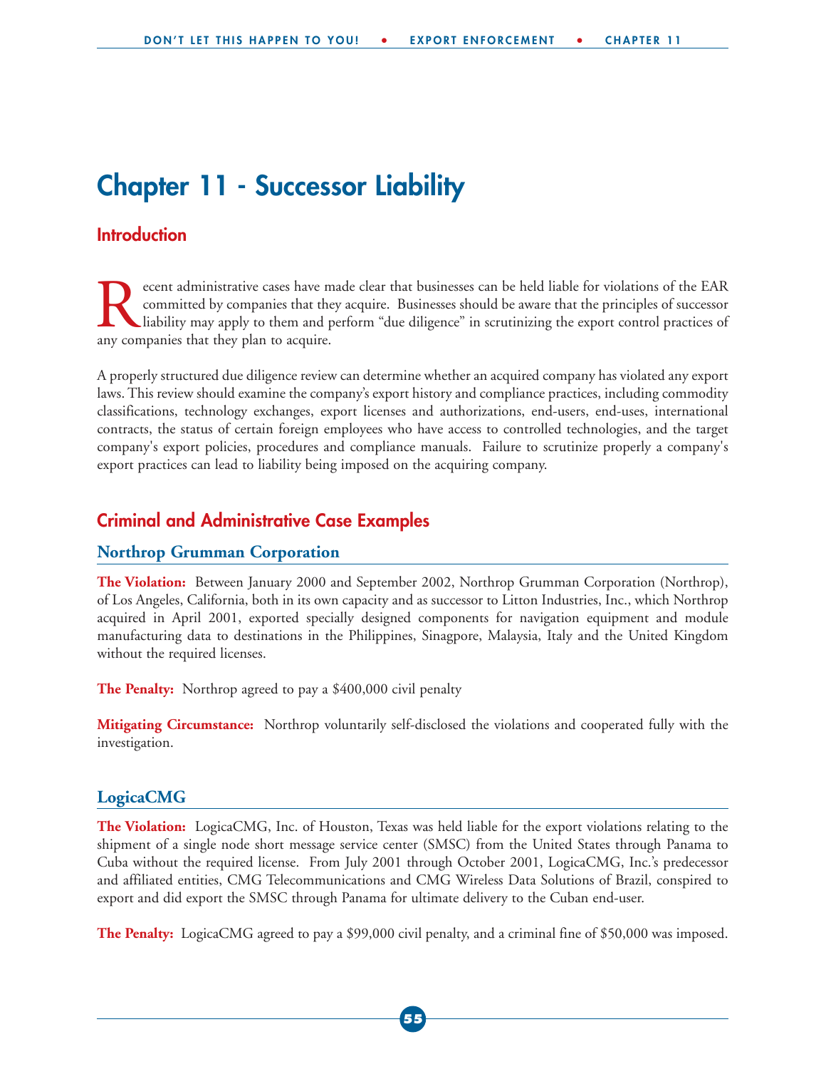# Chapter 11 - Successor Liability

## Introduction

Recent administrative cases have made clear that businesses can be held liable for violations of the EAR committed by companies that they acquire. Businesses should be aware that the principles of successor liability may apply to them and perform "due diligence" in scrutinizing the export control practices of any companies that they plan to acquire.

A properly structured due diligence review can determine whether an acquired company has violated any export laws. This review should examine the company's export history and compliance practices, including commodity classifications, technology exchanges, export licenses and authorizations, end-users, end-uses, international contracts, the status of certain foreign employees who have access to controlled technologies, and the target company's export policies, procedures and compliance manuals. Failure to scrutinize properly a company's export practices can lead to liability being imposed on the acquiring company.

## Criminal and Administrative Case Examples

### Northrop Grumman Corporation

**The Violation:** Between January 2000 and September 2002, Northrop Grumman Corporation (Northrop), of Los Angeles, California, both in its own capacity and as successor to Litton Industries, Inc., which Northrop acquired in April 2001, exported specially designed components for navigation equipment and module manufacturing data to destinations in the Philippines, Sinagpore, Malaysia, Italy and the United Kingdom without the required licenses.

**The Penalty:** Northrop agreed to pay a $400,000 civil penalty

**Mitigating Circumstance:** Northrop voluntarily self-disclosed the violations and cooperated fully with the investigation.

### LogicaCMG

**The Violation:** LogicaCMG, Inc. of Houston, Texas was held liable for the export violations relating to the shipment of a single node short message service center (SMSC) from the United States through Panama to Cuba without the required license. From July 2001 through October 2001, LogicaCMG, Inc.'s predecessor and affiliated entities, CMG Telecommunications and CMG Wireless Data Solutions of Brazil, conspired to export and did export the SMSC through Panama for ultimate delivery to the Cuban end-user.

**The Penalty:** LogicaCMG agreed to pay a $99,000 civil penalty, and a criminal fine of $50,000 was imposed.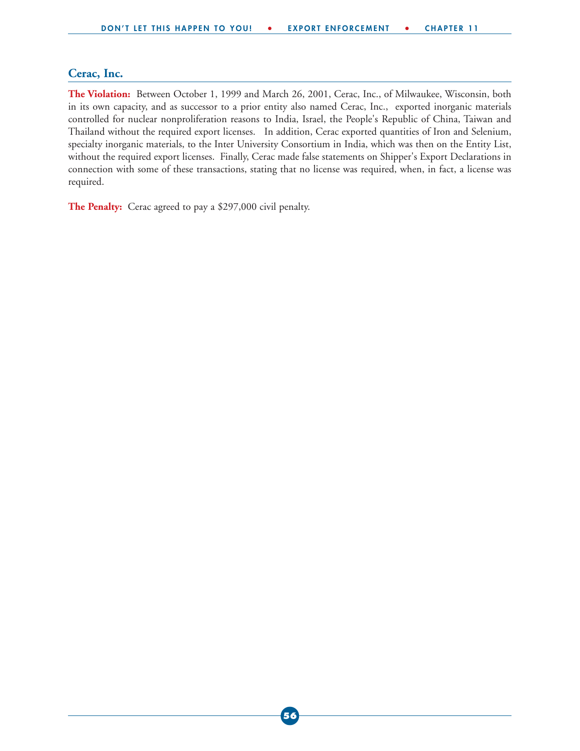## Cerac, Inc.

**The Violation:** Between October 1, 1999 and March 26, 2001, Cerac, Inc., of Milwaukee, Wisconsin, both in its own capacity, and as successor to a prior entity also named Cerac, Inc., exported inorganic materials controlled for nuclear nonproliferation reasons to India, Israel, the People's Republic of China, Taiwan and Thailand without the required export licenses. In addition, Cerac exported quantities of Iron and Selenium, specialty inorganic materials, to the Inter University Consortium in India, which was then on the Entity List, without the required export licenses. Finally, Cerac made false statements on Shipper's Export Declarations in connection with some of these transactions, stating that no license was required, when, in fact, a license was required.

**The Penalty:** Cerac agreed to pay a $297,000 civil penalty.